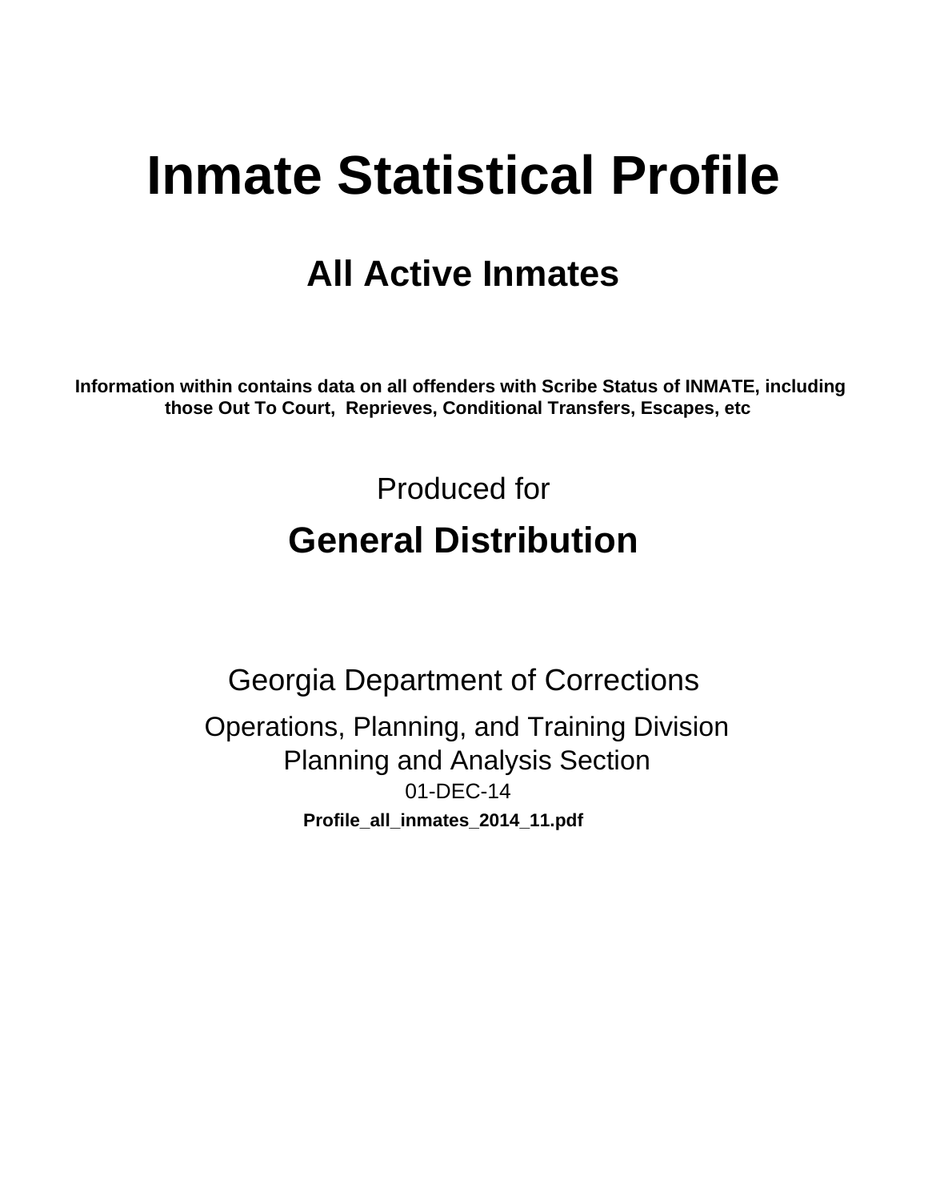# Inmate Statistical Profile

## All Active Inmates

**Information within contains data on all offenders with Scribe Status of INMATE, including those Out To Court, Reprieves, Conditional Transfers, Escapes, etc**

Produced for

## General Distribution

Georgia Department of Corrections

Operations, Planning, and Training Division
Planning and Analysis Section
01-DEC-14
**Profile_all_inmates_2014_11.pdf**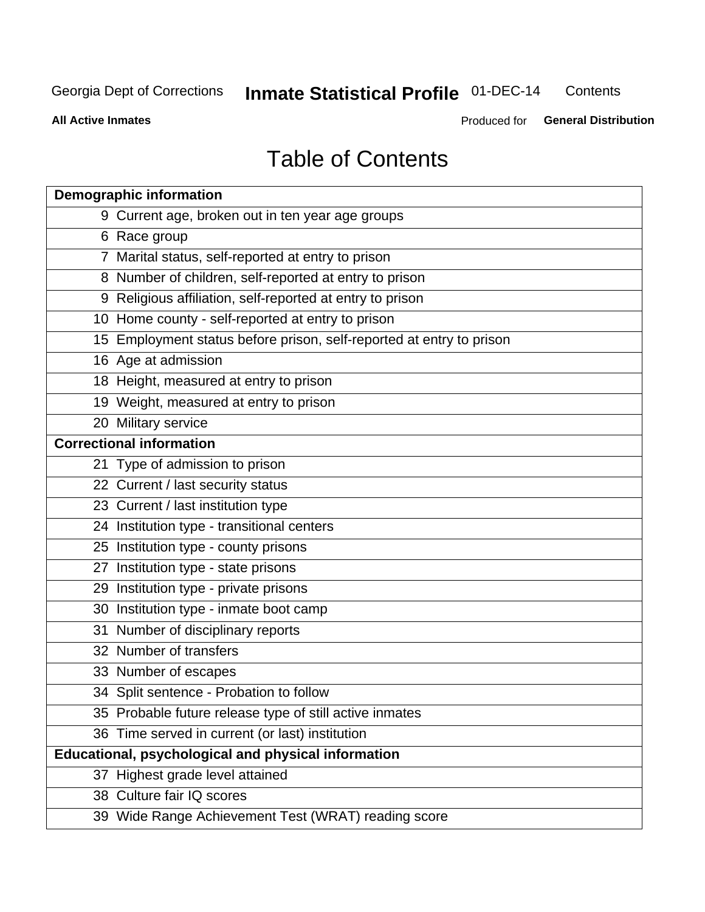Georgia Dept of Corrections **Inmate Statistical Profile** 01-DEC-14 Contents

**All Active Inmates** Produced for **General Distribution**

# Table of Contents

| **Demographic information** | |
|---|---|
| 9 | Current age, broken out in ten year age groups |
| 6 | Race group |
| 7 | Marital status, self-reported at entry to prison |
| 8 | Number of children, self-reported at entry to prison |
| 9 | Religious affiliation, self-reported at entry to prison |
| 10 | Home county - self-reported at entry to prison |
| 15 | Employment status before prison, self-reported at entry to prison |
| 16 | Age at admission |
| 18 | Height, measured at entry to prison |
| 19 | Weight, measured at entry to prison |
| 20 | Military service |
| **Correctional information** | |
| 21 | Type of admission to prison |
| 22 | Current / last security status |
| 23 | Current / last institution type |
| 24 | Institution type - transitional centers |
| 25 | Institution type - county prisons |
| 27 | Institution type - state prisons |
| 29 | Institution type - private prisons |
| 30 | Institution type - inmate boot camp |
| 31 | Number of disciplinary reports |
| 32 | Number of transfers |
| 33 | Number of escapes |
| 34 | Split sentence - Probation to follow |
| 35 | Probable future release type of still active inmates |
| 36 | Time served in current (or last) institution |
| **Educational, psychological and physical information** | |
| 37 | Highest grade level attained |
| 38 | Culture fair IQ scores |
| 39 | Wide Range Achievement Test (WRAT) reading score |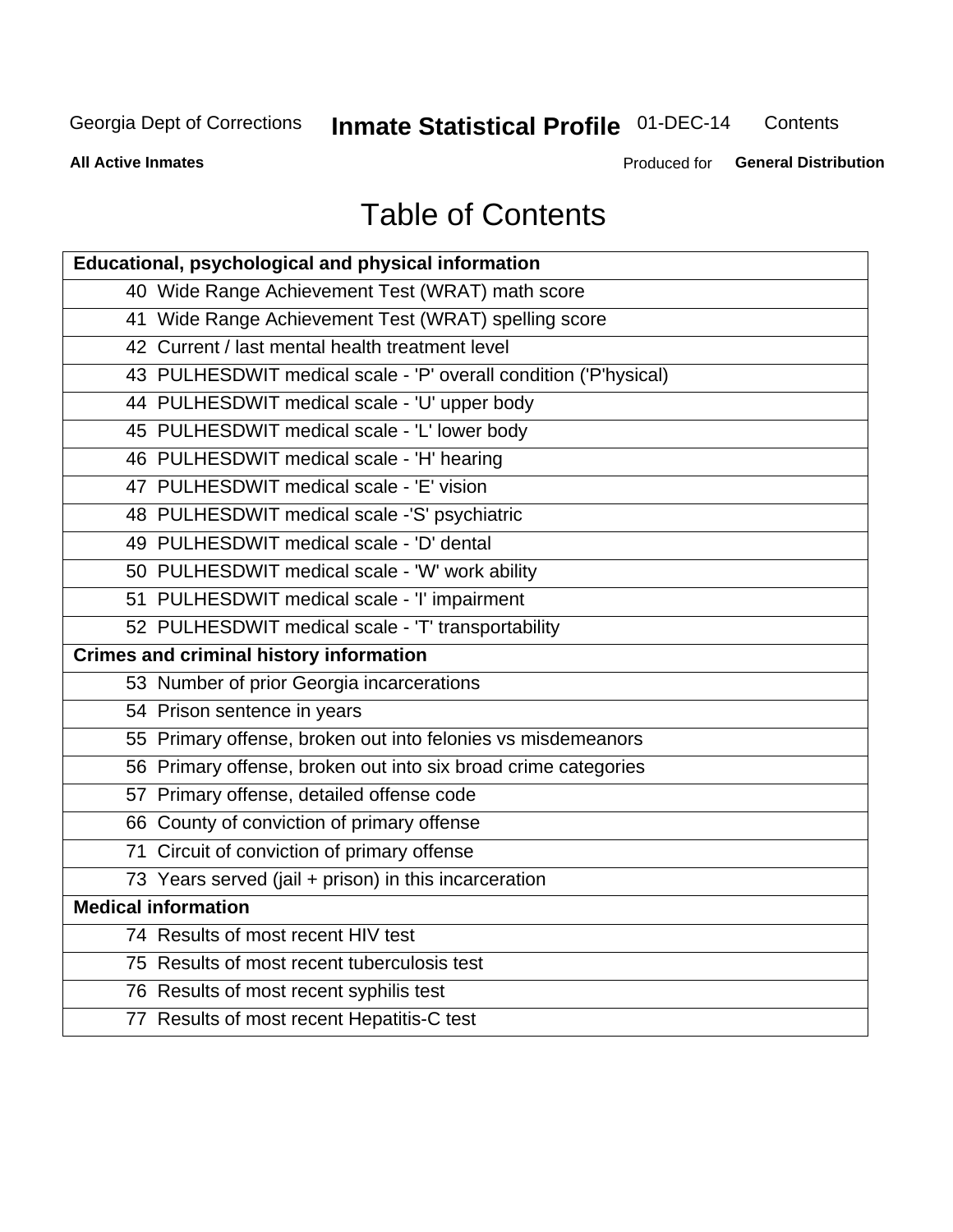Georgia Dept of Corrections **Inmate Statistical Profile** 01-DEC-14 Contents

**All Active Inmates** Produced for **General Distribution**

# Table of Contents

| **Educational, psychological and physical information** |
|---|
| 40 Wide Range Achievement Test (WRAT) math score |
| 41 Wide Range Achievement Test (WRAT) spelling score |
| 42 Current / last mental health treatment level |
| 43 PULHESDWIT medical scale - 'P' overall condition ('P'hysical) |
| 44 PULHESDWIT medical scale - 'U' upper body |
| 45 PULHESDWIT medical scale - 'L' lower body |
| 46 PULHESDWIT medical scale - 'H' hearing |
| 47 PULHESDWIT medical scale - 'E' vision |
| 48 PULHESDWIT medical scale -'S' psychiatric |
| 49 PULHESDWIT medical scale - 'D' dental |
| 50 PULHESDWIT medical scale - 'W' work ability |
| 51 PULHESDWIT medical scale - 'I' impairment |
| 52 PULHESDWIT medical scale - 'T' transportability |
| **Crimes and criminal history information** |
| 53 Number of prior Georgia incarcerations |
| 54 Prison sentence in years |
| 55 Primary offense, broken out into felonies vs misdemeanors |
| 56 Primary offense, broken out into six broad crime categories |
| 57 Primary offense, detailed offense code |
| 66 County of conviction of primary offense |
| 71 Circuit of conviction of primary offense |
| 73 Years served (jail + prison) in this incarceration |
| **Medical information** |
| 74 Results of most recent HIV test |
| 75 Results of most recent tuberculosis test |
| 76 Results of most recent syphilis test |
| 77 Results of most recent Hepatitis-C test |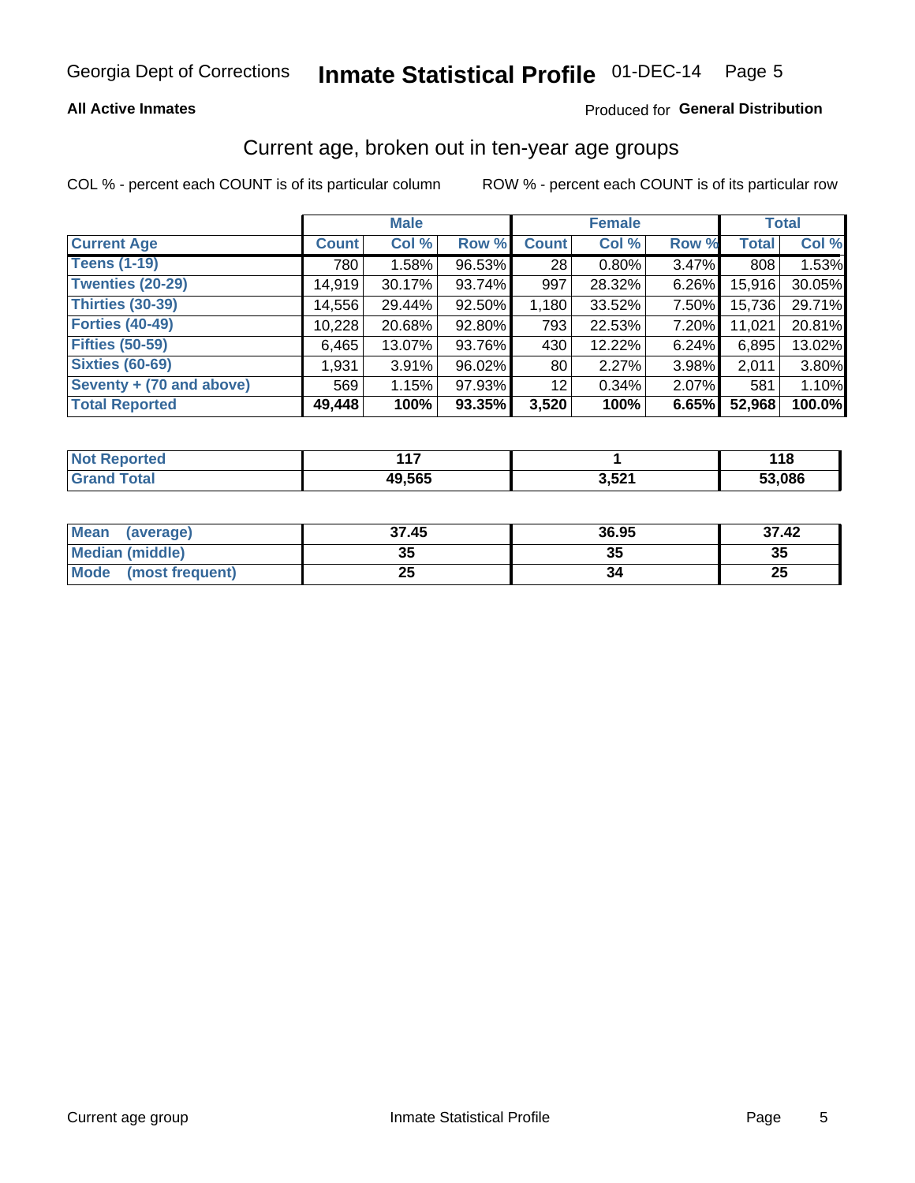## Georgia Dept of Corrections — Inmate Statistical Profile 01-DEC-14

**All Active Inmates** — Produced for **General Distribution**

### Current age, broken out in ten-year age groups

COL % - percent each COUNT is of its particular column　　ROW % - percent each COUNT is of its particular row

| | Male | | | Female | | | Total | |
|---|---|---|---|---|---|---|---|---|
| **Current Age** | **Count** | **Col %** | **Row %** | **Count** | **Col %** | **Row %** | **Total** | **Col %** |
| Teens (1-19) | 780 | 1.58% | 96.53% | 28 | 0.80% | 3.47% | 808 | 1.53% |
| Twenties (20-29) | 14,919 | 30.17% | 93.74% | 997 | 28.32% | 6.26% | 15,916 | 30.05% |
| Thirties (30-39) | 14,556 | 29.44% | 92.50% | 1,180 | 33.52% | 7.50% | 15,736 | 29.71% |
| Forties (40-49) | 10,228 | 20.68% | 92.80% | 793 | 22.53% | 7.20% | 11,021 | 20.81% |
| Fifties (50-59) | 6,465 | 13.07% | 93.76% | 430 | 12.22% | 6.24% | 6,895 | 13.02% |
| Sixties (60-69) | 1,931 | 3.91% | 96.02% | 80 | 2.27% | 3.98% | 2,011 | 3.80% |
| Seventy + (70 and above) | 569 | 1.15% | 97.93% | 12 | 0.34% | 2.07% | 581 | 1.10% |
| **Total Reported** | **49,448** | **100%** | **93.35%** | **3,520** | **100%** | **6.65%** | **52,968** | **100.0%** |

| | Male | Female | Total |
|---|---|---|---|
| Not Reported | 117 | 1 | 118 |
| Grand Total | 49,565 | 3,521 | 53,086 |

| | Male | Female | Total |
|---|---|---|---|
| Mean (average) | 37.45 | 36.95 | 37.42 |
| Median (middle) | 35 | 35 | 35 |
| Mode (most frequent) | 25 | 34 | 25 |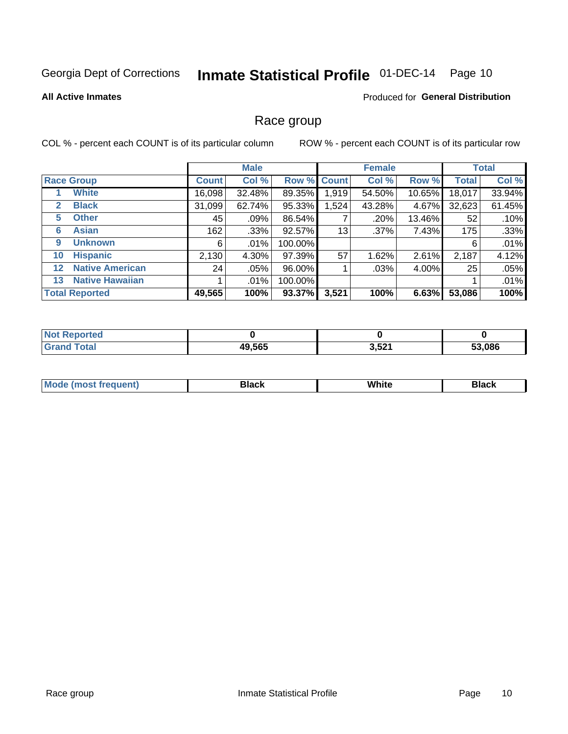Georgia Dept of Corrections **Inmate Statistical Profile** 01-DEC-14

**All Active Inmates**

Produced for **General Distribution**

## Race group

COL % - percent each COUNT is of its particular column

ROW % - percent each COUNT is of its particular row

| | | Male | | | Female | | | Total | |
|---|---|---|---|---|---|---|---|---|---|
| **Race Group** | | **Count** | **Col %** | **Row %** | **Count** | **Col %** | **Row %** | **Total** | **Col %** |
| 1 | White | 16,098 | 32.48% | 89.35% | 1,919 | 54.50% | 10.65% | 18,017 | 33.94% |
| 2 | Black | 31,099 | 62.74% | 95.33% | 1,524 | 43.28% | 4.67% | 32,623 | 61.45% |
| 5 | Other | 45 | .09% | 86.54% | 7 | .20% | 13.46% | 52 | .10% |
| 6 | Asian | 162 | .33% | 92.57% | 13 | .37% | 7.43% | 175 | .33% |
| 9 | Unknown | 6 | .01% | 100.00% | | | | 6 | .01% |
| 10 | Hispanic | 2,130 | 4.30% | 97.39% | 57 | 1.62% | 2.61% | 2,187 | 4.12% |
| 12 | Native American | 24 | .05% | 96.00% | 1 | .03% | 4.00% | 25 | .05% |
| 13 | Native Hawaiian | 1 | .01% | 100.00% | | | | 1 | .01% |
| **Total Reported** | | **49,565** | **100%** | **93.37%** | **3,521** | **100%** | **6.63%** | **53,086** | **100%** |

| | Male | Female | Total |
|---|---|---|---|
| Not Reported | 0 | 0 | 0 |
| Grand Total | 49,565 | 3,521 | 53,086 |

| | Male | Female | Total |
|---|---|---|---|
| Mode (most frequent) | Black | White | Black |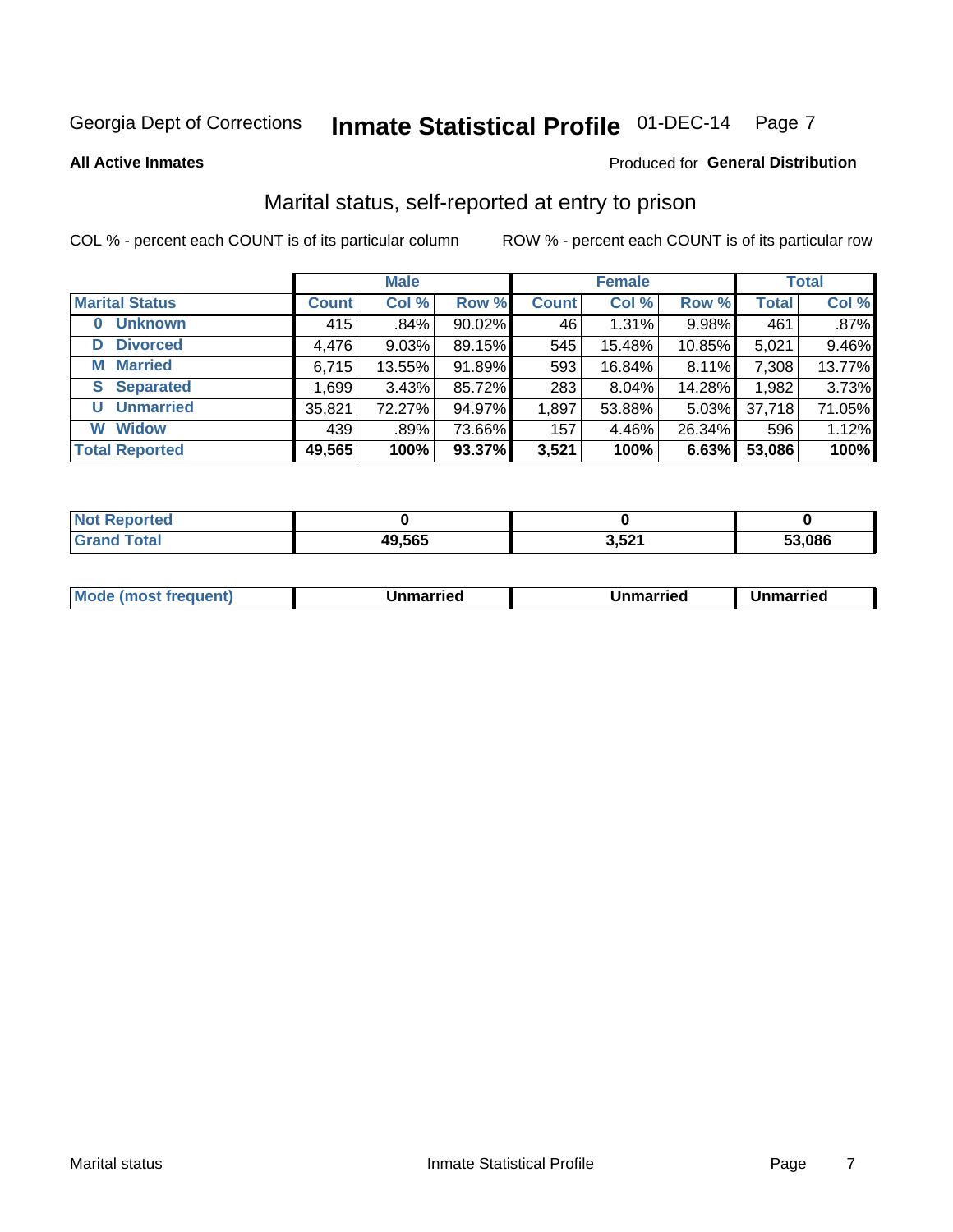Georgia Dept of Corrections **Inmate Statistical Profile** 01-DEC-14 Page 7

**All Active Inmates**

Produced for **General Distribution**

## Marital status, self-reported at entry to prison

COL % - percent each COUNT is of its particular column

ROW % - percent each COUNT is of its particular row

| | Male | | | Female | | | Total | |
|---|---|---|---|---|---|---|---|---|
| **Marital Status** | **Count** | **Col %** | **Row %** | **Count** | **Col %** | **Row %** | **Total** | **Col %** |
| **0 Unknown** | 415 | .84% | 90.02% | 46 | 1.31% | 9.98% | 461 | .87% |
| **D Divorced** | 4,476 | 9.03% | 89.15% | 545 | 15.48% | 10.85% | 5,021 | 9.46% |
| **M Married** | 6,715 | 13.55% | 91.89% | 593 | 16.84% | 8.11% | 7,308 | 13.77% |
| **S Separated** | 1,699 | 3.43% | 85.72% | 283 | 8.04% | 14.28% | 1,982 | 3.73% |
| **U Unmarried** | 35,821 | 72.27% | 94.97% | 1,897 | 53.88% | 5.03% | 37,718 | 71.05% |
| **W Widow** | 439 | .89% | 73.66% | 157 | 4.46% | 26.34% | 596 | 1.12% |
| **Total Reported** | **49,565** | **100%** | **93.37%** | **3,521** | **100%** | **6.63%** | **53,086** | **100%** |

| | Male | Female | Total |
|---|---|---|---|
| **Not Reported** | **0** | **0** | **0** |
| **Grand Total** | **49,565** | **3,521** | **53,086** |

| | Male | Female | Total |
|---|---|---|---|
| **Mode (most frequent)** | **Unmarried** | **Unmarried** | **Unmarried** |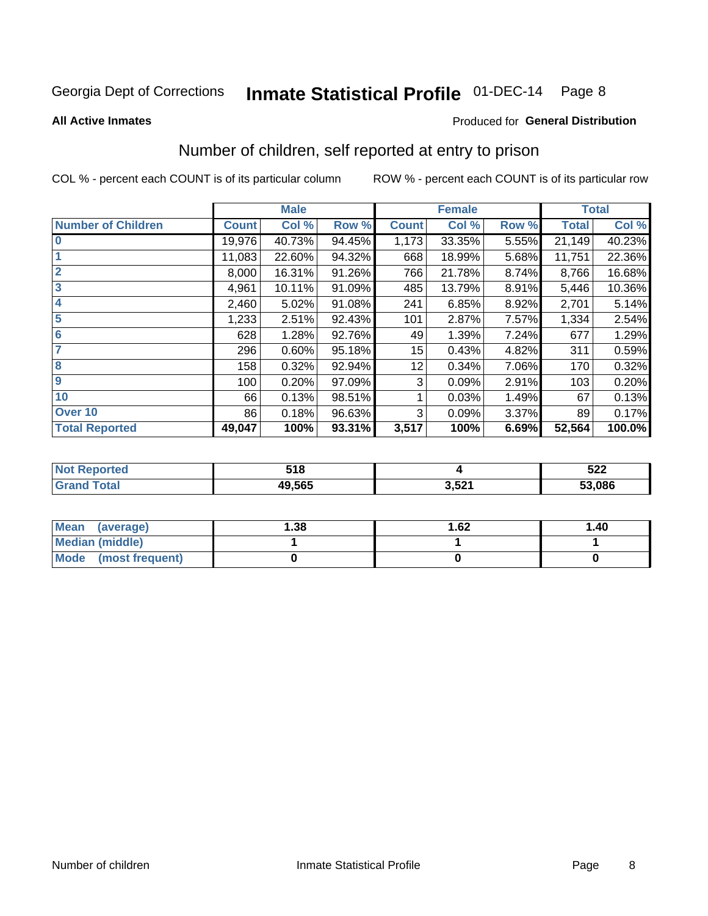Georgia Dept of Corrections **Inmate Statistical Profile** 01-DEC-14

**All Active Inmates**

Produced for **General Distribution**

## Number of children, self reported at entry to prison

COL % - percent each COUNT is of its particular column

ROW % - percent each COUNT is of its particular row

| | Male | | | Female | | | Total | |
|---|---|---|---|---|---|---|---|---|
| **Number of Children** | **Count** | **Col %** | **Row %** | **Count** | **Col %** | **Row %** | **Total** | **Col %** |
| **0** | 19,976 | 40.73% | 94.45% | 1,173 | 33.35% | 5.55% | 21,149 | 40.23% |
| **1** | 11,083 | 22.60% | 94.32% | 668 | 18.99% | 5.68% | 11,751 | 22.36% |
| **2** | 8,000 | 16.31% | 91.26% | 766 | 21.78% | 8.74% | 8,766 | 16.68% |
| **3** | 4,961 | 10.11% | 91.09% | 485 | 13.79% | 8.91% | 5,446 | 10.36% |
| **4** | 2,460 | 5.02% | 91.08% | 241 | 6.85% | 8.92% | 2,701 | 5.14% |
| **5** | 1,233 | 2.51% | 92.43% | 101 | 2.87% | 7.57% | 1,334 | 2.54% |
| **6** | 628 | 1.28% | 92.76% | 49 | 1.39% | 7.24% | 677 | 1.29% |
| **7** | 296 | 0.60% | 95.18% | 15 | 0.43% | 4.82% | 311 | 0.59% |
| **8** | 158 | 0.32% | 92.94% | 12 | 0.34% | 7.06% | 170 | 0.32% |
| **9** | 100 | 0.20% | 97.09% | 3 | 0.09% | 2.91% | 103 | 0.20% |
| **10** | 66 | 0.13% | 98.51% | 1 | 0.03% | 1.49% | 67 | 0.13% |
| **Over 10** | 86 | 0.18% | 96.63% | 3 | 0.09% | 3.37% | 89 | 0.17% |
| **Total Reported** | **49,047** | **100%** | **93.31%** | **3,517** | **100%** | **6.69%** | **52,564** | **100.0%** |

| | Male | Female | Total |
|---|---|---|---|
| **Not Reported** | **518** | **4** | **522** |
| **Grand Total** | **49,565** | **3,521** | **53,086** |

| | Male | Female | Total |
|---|---|---|---|
| **Mean (average)** | **1.38** | **1.62** | **1.40** |
| **Median (middle)** | **1** | **1** | **1** |
| **Mode (most frequent)** | **0** | **0** | **0** |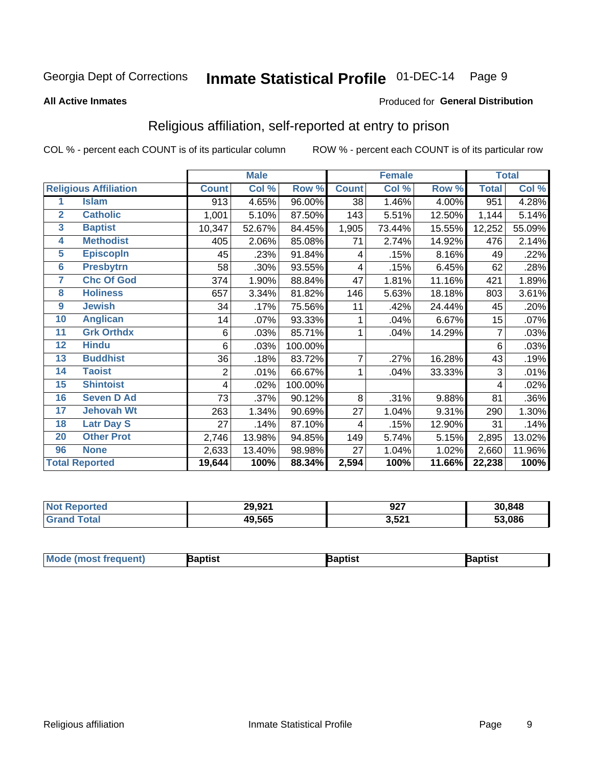Georgia Dept of Corrections **Inmate Statistical Profile** 01-DEC-14

**All Active Inmates**

Produced for **General Distribution**

## Religious affiliation, self-reported at entry to prison

COL % - percent each COUNT is of its particular column ROW % - percent each COUNT is of its particular row

| | | Male | | | Female | | | Total | |
|---|---|---|---|---|---|---|---|---|---|
| **Religious Affiliation** | | **Count** | **Col %** | **Row %** | **Count** | **Col %** | **Row %** | **Total** | **Col %** |
| 1 | Islam | 913 | 4.65% | 96.00% | 38 | 1.46% | 4.00% | 951 | 4.28% |
| 2 | Catholic | 1,001 | 5.10% | 87.50% | 143 | 5.51% | 12.50% | 1,144 | 5.14% |
| 3 | Baptist | 10,347 | 52.67% | 84.45% | 1,905 | 73.44% | 15.55% | 12,252 | 55.09% |
| 4 | Methodist | 405 | 2.06% | 85.08% | 71 | 2.74% | 14.92% | 476 | 2.14% |
| 5 | Episcopln | 45 | .23% | 91.84% | 4 | .15% | 8.16% | 49 | .22% |
| 6 | Presbytrn | 58 | .30% | 93.55% | 4 | .15% | 6.45% | 62 | .28% |
| 7 | Chc Of God | 374 | 1.90% | 88.84% | 47 | 1.81% | 11.16% | 421 | 1.89% |
| 8 | Holiness | 657 | 3.34% | 81.82% | 146 | 5.63% | 18.18% | 803 | 3.61% |
| 9 | Jewish | 34 | .17% | 75.56% | 11 | .42% | 24.44% | 45 | .20% |
| 10 | Anglican | 14 | .07% | 93.33% | 1 | .04% | 6.67% | 15 | .07% |
| 11 | Grk Orthdx | 6 | .03% | 85.71% | 1 | .04% | 14.29% | 7 | .03% |
| 12 | Hindu | 6 | .03% | 100.00% | | | | 6 | .03% |
| 13 | Buddhist | 36 | .18% | 83.72% | 7 | .27% | 16.28% | 43 | .19% |
| 14 | Taoist | 2 | .01% | 66.67% | 1 | .04% | 33.33% | 3 | .01% |
| 15 | Shintoist | 4 | .02% | 100.00% | | | | 4 | .02% |
| 16 | Seven D Ad | 73 | .37% | 90.12% | 8 | .31% | 9.88% | 81 | .36% |
| 17 | Jehovah Wt | 263 | 1.34% | 90.69% | 27 | 1.04% | 9.31% | 290 | 1.30% |
| 18 | Latr Day S | 27 | .14% | 87.10% | 4 | .15% | 12.90% | 31 | .14% |
| 20 | Other Prot | 2,746 | 13.98% | 94.85% | 149 | 5.74% | 5.15% | 2,895 | 13.02% |
| 96 | None | 2,633 | 13.40% | 98.98% | 27 | 1.04% | 1.02% | 2,660 | 11.96% |
| **Total Reported** | | **19,644** | **100%** | **88.34%** | **2,594** | **100%** | **11.66%** | **22,238** | **100%** |

| | Male | Female | Total |
|---|---|---|---|
| Not Reported | 29,921 | 927 | 30,848 |
| Grand Total | 49,565 | 3,521 | 53,086 |

| | Male | Female | Total |
|---|---|---|---|
| Mode (most frequent) | Baptist | Baptist | Baptist |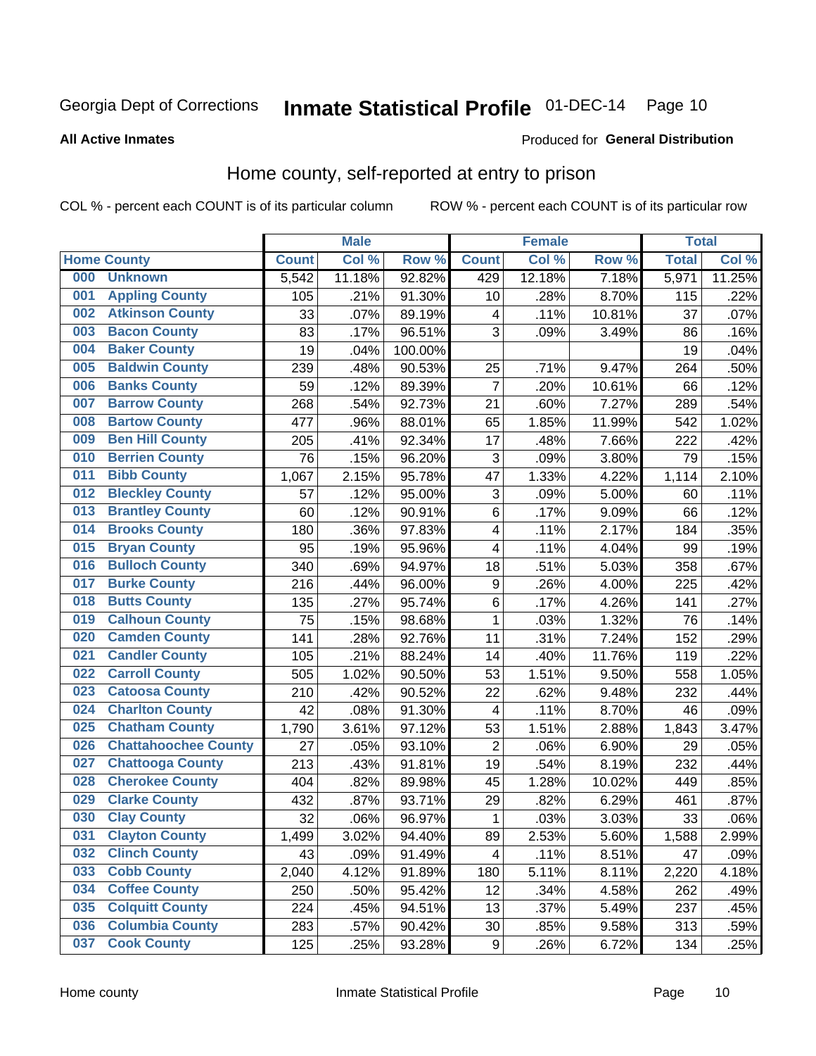Georgia Dept of Corrections **Inmate Statistical Profile** 01-DEC-14

**All Active Inmates**

Produced for **General Distribution**

## Home county, self-reported at entry to prison

COL % - percent each COUNT is of its particular column ROW % - percent each COUNT is of its particular row

| Home County | | Male | | | Female | | | Total | |
|---|---|---|---|---|---|---|---|---|---|
| | | Count | Col % | Row % | Count | Col % | Row % | Total | Col % |
| 000 | Unknown | 5,542 | 11.18% | 92.82% | 429 | 12.18% | 7.18% | 5,971 | 11.25% |
| 001 | Appling County | 105 | .21% | 91.30% | 10 | .28% | 8.70% | 115 | .22% |
| 002 | Atkinson County | 33 | .07% | 89.19% | 4 | .11% | 10.81% | 37 | .07% |
| 003 | Bacon County | 83 | .17% | 96.51% | 3 | .09% | 3.49% | 86 | .16% |
| 004 | Baker County | 19 | .04% | 100.00% | | | | 19 | .04% |
| 005 | Baldwin County | 239 | .48% | 90.53% | 25 | .71% | 9.47% | 264 | .50% |
| 006 | Banks County | 59 | .12% | 89.39% | 7 | .20% | 10.61% | 66 | .12% |
| 007 | Barrow County | 268 | .54% | 92.73% | 21 | .60% | 7.27% | 289 | .54% |
| 008 | Bartow County | 477 | .96% | 88.01% | 65 | 1.85% | 11.99% | 542 | 1.02% |
| 009 | Ben Hill County | 205 | .41% | 92.34% | 17 | .48% | 7.66% | 222 | .42% |
| 010 | Berrien County | 76 | .15% | 96.20% | 3 | .09% | 3.80% | 79 | .15% |
| 011 | Bibb County | 1,067 | 2.15% | 95.78% | 47 | 1.33% | 4.22% | 1,114 | 2.10% |
| 012 | Bleckley County | 57 | .12% | 95.00% | 3 | .09% | 5.00% | 60 | .11% |
| 013 | Brantley County | 60 | .12% | 90.91% | 6 | .17% | 9.09% | 66 | .12% |
| 014 | Brooks County | 180 | .36% | 97.83% | 4 | .11% | 2.17% | 184 | .35% |
| 015 | Bryan County | 95 | .19% | 95.96% | 4 | .11% | 4.04% | 99 | .19% |
| 016 | Bulloch County | 340 | .69% | 94.97% | 18 | .51% | 5.03% | 358 | .67% |
| 017 | Burke County | 216 | .44% | 96.00% | 9 | .26% | 4.00% | 225 | .42% |
| 018 | Butts County | 135 | .27% | 95.74% | 6 | .17% | 4.26% | 141 | .27% |
| 019 | Calhoun County | 75 | .15% | 98.68% | 1 | .03% | 1.32% | 76 | .14% |
| 020 | Camden County | 141 | .28% | 92.76% | 11 | .31% | 7.24% | 152 | .29% |
| 021 | Candler County | 105 | .21% | 88.24% | 14 | .40% | 11.76% | 119 | .22% |
| 022 | Carroll County | 505 | 1.02% | 90.50% | 53 | 1.51% | 9.50% | 558 | 1.05% |
| 023 | Catoosa County | 210 | .42% | 90.52% | 22 | .62% | 9.48% | 232 | .44% |
| 024 | Charlton County | 42 | .08% | 91.30% | 4 | .11% | 8.70% | 46 | .09% |
| 025 | Chatham County | 1,790 | 3.61% | 97.12% | 53 | 1.51% | 2.88% | 1,843 | 3.47% |
| 026 | Chattahoochee County | 27 | .05% | 93.10% | 2 | .06% | 6.90% | 29 | .05% |
| 027 | Chattooga County | 213 | .43% | 91.81% | 19 | .54% | 8.19% | 232 | .44% |
| 028 | Cherokee County | 404 | .82% | 89.98% | 45 | 1.28% | 10.02% | 449 | .85% |
| 029 | Clarke County | 432 | .87% | 93.71% | 29 | .82% | 6.29% | 461 | .87% |
| 030 | Clay County | 32 | .06% | 96.97% | 1 | .03% | 3.03% | 33 | .06% |
| 031 | Clayton County | 1,499 | 3.02% | 94.40% | 89 | 2.53% | 5.60% | 1,588 | 2.99% |
| 032 | Clinch County | 43 | .09% | 91.49% | 4 | .11% | 8.51% | 47 | .09% |
| 033 | Cobb County | 2,040 | 4.12% | 91.89% | 180 | 5.11% | 8.11% | 2,220 | 4.18% |
| 034 | Coffee County | 250 | .50% | 95.42% | 12 | .34% | 4.58% | 262 | .49% |
| 035 | Colquitt County | 224 | .45% | 94.51% | 13 | .37% | 5.49% | 237 | .45% |
| 036 | Columbia County | 283 | .57% | 90.42% | 30 | .85% | 9.58% | 313 | .59% |
| 037 | Cook County | 125 | .25% | 93.28% | 9 | .26% | 6.72% | 134 | .25% |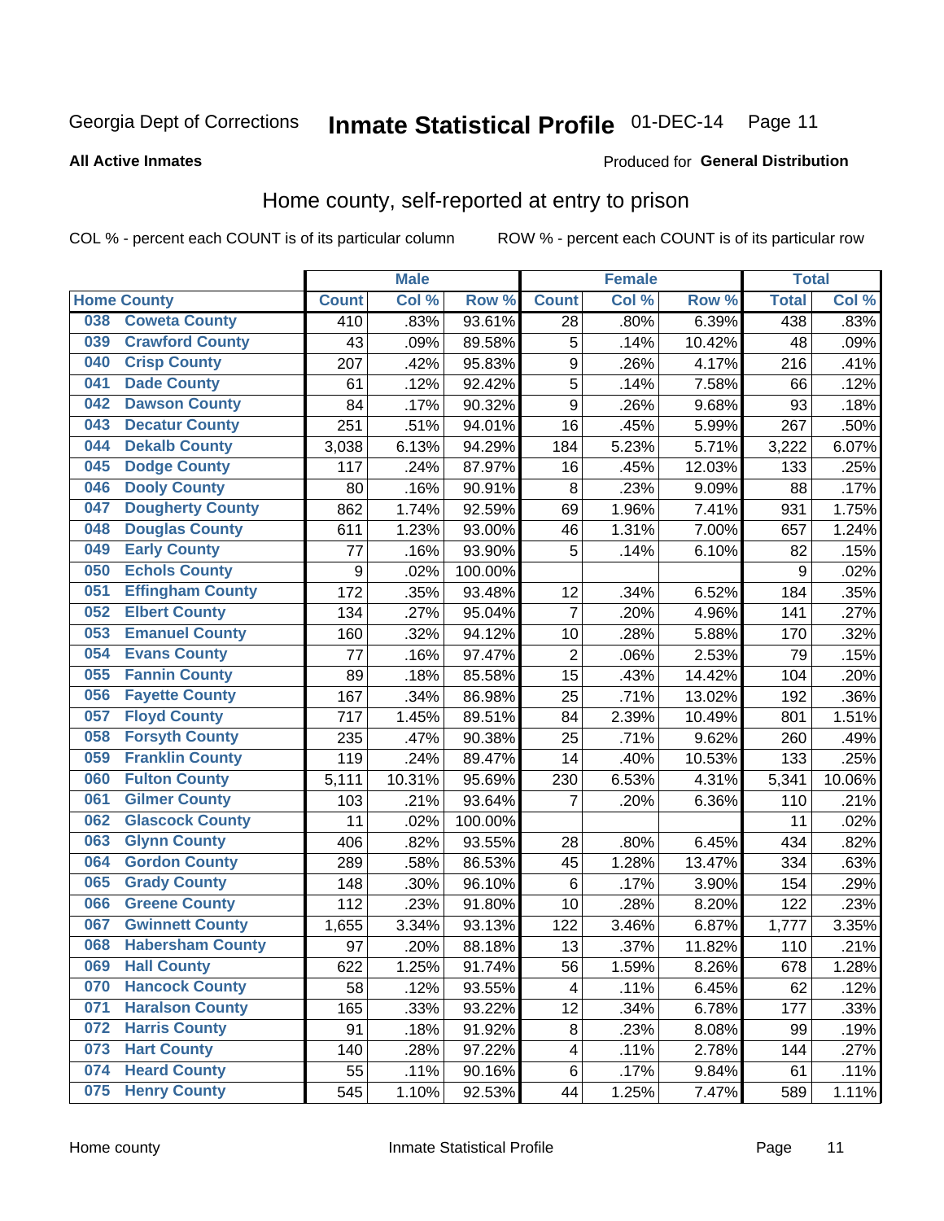Georgia Dept of Corrections **Inmate Statistical Profile** 01-DEC-14

**All Active Inmates**

Produced for **General Distribution**

## Home county, self-reported at entry to prison

COL % - percent each COUNT is of its particular column ROW % - percent each COUNT is of its particular row

| Home County | | Male | | | Female | | | Total | |
|---|---|---|---|---|---|---|---|---|---|
| | | Count | Col % | Row % | Count | Col % | Row % | Total | Col % |
| 038 | Coweta County | 410 | .83% | 93.61% | 28 | .80% | 6.39% | 438 | .83% |
| 039 | Crawford County | 43 | .09% | 89.58% | 5 | .14% | 10.42% | 48 | .09% |
| 040 | Crisp County | 207 | .42% | 95.83% | 9 | .26% | 4.17% | 216 | .41% |
| 041 | Dade County | 61 | .12% | 92.42% | 5 | .14% | 7.58% | 66 | .12% |
| 042 | Dawson County | 84 | .17% | 90.32% | 9 | .26% | 9.68% | 93 | .18% |
| 043 | Decatur County | 251 | .51% | 94.01% | 16 | .45% | 5.99% | 267 | .50% |
| 044 | Dekalb County | 3,038 | 6.13% | 94.29% | 184 | 5.23% | 5.71% | 3,222 | 6.07% |
| 045 | Dodge County | 117 | .24% | 87.97% | 16 | .45% | 12.03% | 133 | .25% |
| 046 | Dooly County | 80 | .16% | 90.91% | 8 | .23% | 9.09% | 88 | .17% |
| 047 | Dougherty County | 862 | 1.74% | 92.59% | 69 | 1.96% | 7.41% | 931 | 1.75% |
| 048 | Douglas County | 611 | 1.23% | 93.00% | 46 | 1.31% | 7.00% | 657 | 1.24% |
| 049 | Early County | 77 | .16% | 93.90% | 5 | .14% | 6.10% | 82 | .15% |
| 050 | Echols County | 9 | .02% | 100.00% | | | | 9 | .02% |
| 051 | Effingham County | 172 | .35% | 93.48% | 12 | .34% | 6.52% | 184 | .35% |
| 052 | Elbert County | 134 | .27% | 95.04% | 7 | .20% | 4.96% | 141 | .27% |
| 053 | Emanuel County | 160 | .32% | 94.12% | 10 | .28% | 5.88% | 170 | .32% |
| 054 | Evans County | 77 | .16% | 97.47% | 2 | .06% | 2.53% | 79 | .15% |
| 055 | Fannin County | 89 | .18% | 85.58% | 15 | .43% | 14.42% | 104 | .20% |
| 056 | Fayette County | 167 | .34% | 86.98% | 25 | .71% | 13.02% | 192 | .36% |
| 057 | Floyd County | 717 | 1.45% | 89.51% | 84 | 2.39% | 10.49% | 801 | 1.51% |
| 058 | Forsyth County | 235 | .47% | 90.38% | 25 | .71% | 9.62% | 260 | .49% |
| 059 | Franklin County | 119 | .24% | 89.47% | 14 | .40% | 10.53% | 133 | .25% |
| 060 | Fulton County | 5,111 | 10.31% | 95.69% | 230 | 6.53% | 4.31% | 5,341 | 10.06% |
| 061 | Gilmer County | 103 | .21% | 93.64% | 7 | .20% | 6.36% | 110 | .21% |
| 062 | Glascock County | 11 | .02% | 100.00% | | | | 11 | .02% |
| 063 | Glynn County | 406 | .82% | 93.55% | 28 | .80% | 6.45% | 434 | .82% |
| 064 | Gordon County | 289 | .58% | 86.53% | 45 | 1.28% | 13.47% | 334 | .63% |
| 065 | Grady County | 148 | .30% | 96.10% | 6 | .17% | 3.90% | 154 | .29% |
| 066 | Greene County | 112 | .23% | 91.80% | 10 | .28% | 8.20% | 122 | .23% |
| 067 | Gwinnett County | 1,655 | 3.34% | 93.13% | 122 | 3.46% | 6.87% | 1,777 | 3.35% |
| 068 | Habersham County | 97 | .20% | 88.18% | 13 | .37% | 11.82% | 110 | .21% |
| 069 | Hall County | 622 | 1.25% | 91.74% | 56 | 1.59% | 8.26% | 678 | 1.28% |
| 070 | Hancock County | 58 | .12% | 93.55% | 4 | .11% | 6.45% | 62 | .12% |
| 071 | Haralson County | 165 | .33% | 93.22% | 12 | .34% | 6.78% | 177 | .33% |
| 072 | Harris County | 91 | .18% | 91.92% | 8 | .23% | 8.08% | 99 | .19% |
| 073 | Hart County | 140 | .28% | 97.22% | 4 | .11% | 2.78% | 144 | .27% |
| 074 | Heard County | 55 | .11% | 90.16% | 6 | .17% | 9.84% | 61 | .11% |
| 075 | Henry County | 545 | 1.10% | 92.53% | 44 | 1.25% | 7.47% | 589 | 1.11% |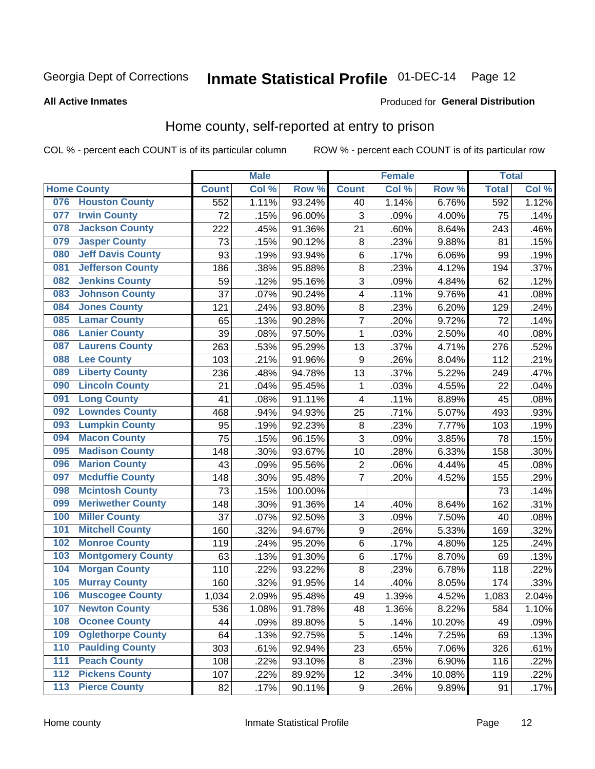Georgia Dept of Corrections **Inmate Statistical Profile** 01-DEC-14

**All Active Inmates**

Produced for **General Distribution**

## Home county, self-reported at entry to prison

COL % - percent each COUNT is of its particular column ROW % - percent each COUNT is of its particular row

| Home County | | Male | | | Female | | | Total | |
|---|---|---|---|---|---|---|---|---|---|
| | | Count | Col % | Row % | Count | Col % | Row % | Total | Col % |
| 076 | Houston County | 552 | 1.11% | 93.24% | 40 | 1.14% | 6.76% | 592 | 1.12% |
| 077 | Irwin County | 72 | .15% | 96.00% | 3 | .09% | 4.00% | 75 | .14% |
| 078 | Jackson County | 222 | .45% | 91.36% | 21 | .60% | 8.64% | 243 | .46% |
| 079 | Jasper County | 73 | .15% | 90.12% | 8 | .23% | 9.88% | 81 | .15% |
| 080 | Jeff Davis County | 93 | .19% | 93.94% | 6 | .17% | 6.06% | 99 | .19% |
| 081 | Jefferson County | 186 | .38% | 95.88% | 8 | .23% | 4.12% | 194 | .37% |
| 082 | Jenkins County | 59 | .12% | 95.16% | 3 | .09% | 4.84% | 62 | .12% |
| 083 | Johnson County | 37 | .07% | 90.24% | 4 | .11% | 9.76% | 41 | .08% |
| 084 | Jones County | 121 | .24% | 93.80% | 8 | .23% | 6.20% | 129 | .24% |
| 085 | Lamar County | 65 | .13% | 90.28% | 7 | .20% | 9.72% | 72 | .14% |
| 086 | Lanier County | 39 | .08% | 97.50% | 1 | .03% | 2.50% | 40 | .08% |
| 087 | Laurens County | 263 | .53% | 95.29% | 13 | .37% | 4.71% | 276 | .52% |
| 088 | Lee County | 103 | .21% | 91.96% | 9 | .26% | 8.04% | 112 | .21% |
| 089 | Liberty County | 236 | .48% | 94.78% | 13 | .37% | 5.22% | 249 | .47% |
| 090 | Lincoln County | 21 | .04% | 95.45% | 1 | .03% | 4.55% | 22 | .04% |
| 091 | Long County | 41 | .08% | 91.11% | 4 | .11% | 8.89% | 45 | .08% |
| 092 | Lowndes County | 468 | .94% | 94.93% | 25 | .71% | 5.07% | 493 | .93% |
| 093 | Lumpkin County | 95 | .19% | 92.23% | 8 | .23% | 7.77% | 103 | .19% |
| 094 | Macon County | 75 | .15% | 96.15% | 3 | .09% | 3.85% | 78 | .15% |
| 095 | Madison County | 148 | .30% | 93.67% | 10 | .28% | 6.33% | 158 | .30% |
| 096 | Marion County | 43 | .09% | 95.56% | 2 | .06% | 4.44% | 45 | .08% |
| 097 | Mcduffie County | 148 | .30% | 95.48% | 7 | .20% | 4.52% | 155 | .29% |
| 098 | Mcintosh County | 73 | .15% | 100.00% | | | | 73 | .14% |
| 099 | Meriwether County | 148 | .30% | 91.36% | 14 | .40% | 8.64% | 162 | .31% |
| 100 | Miller County | 37 | .07% | 92.50% | 3 | .09% | 7.50% | 40 | .08% |
| 101 | Mitchell County | 160 | .32% | 94.67% | 9 | .26% | 5.33% | 169 | .32% |
| 102 | Monroe County | 119 | .24% | 95.20% | 6 | .17% | 4.80% | 125 | .24% |
| 103 | Montgomery County | 63 | .13% | 91.30% | 6 | .17% | 8.70% | 69 | .13% |
| 104 | Morgan County | 110 | .22% | 93.22% | 8 | .23% | 6.78% | 118 | .22% |
| 105 | Murray County | 160 | .32% | 91.95% | 14 | .40% | 8.05% | 174 | .33% |
| 106 | Muscogee County | 1,034 | 2.09% | 95.48% | 49 | 1.39% | 4.52% | 1,083 | 2.04% |
| 107 | Newton County | 536 | 1.08% | 91.78% | 48 | 1.36% | 8.22% | 584 | 1.10% |
| 108 | Oconee County | 44 | .09% | 89.80% | 5 | .14% | 10.20% | 49 | .09% |
| 109 | Oglethorpe County | 64 | .13% | 92.75% | 5 | .14% | 7.25% | 69 | .13% |
| 110 | Paulding County | 303 | .61% | 92.94% | 23 | .65% | 7.06% | 326 | .61% |
| 111 | Peach County | 108 | .22% | 93.10% | 8 | .23% | 6.90% | 116 | .22% |
| 112 | Pickens County | 107 | .22% | 89.92% | 12 | .34% | 10.08% | 119 | .22% |
| 113 | Pierce County | 82 | .17% | 90.11% | 9 | .26% | 9.89% | 91 | .17% |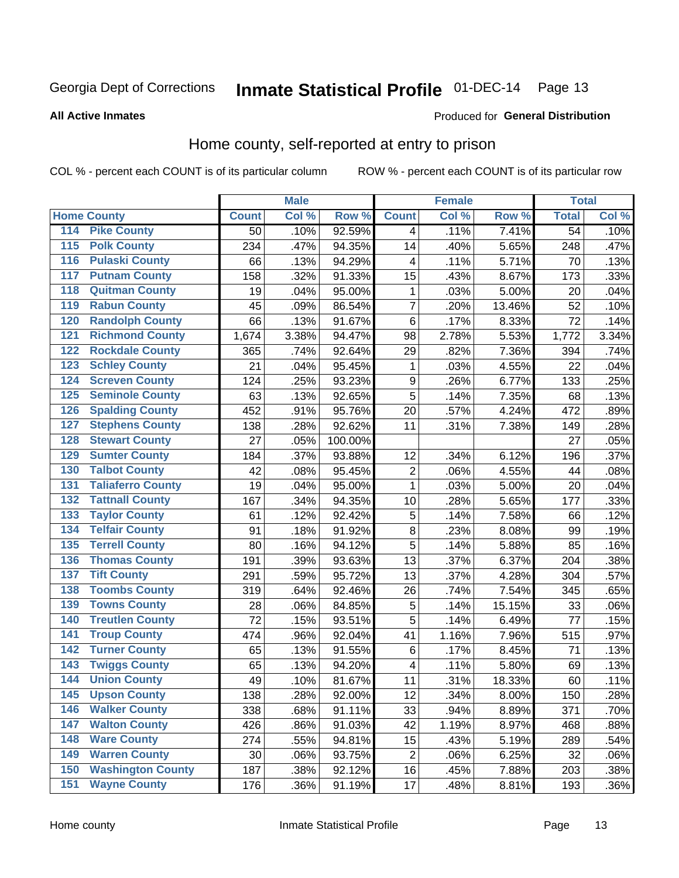Georgia Dept of Corrections **Inmate Statistical Profile** 01-DEC-14 Page 13

**All Active Inmates**

Produced for **General Distribution**

## Home county, self-reported at entry to prison

COL % - percent each COUNT is of its particular column ROW % - percent each COUNT is of its particular row

| Home County | | Male | | | Female | | | Total | |
|---|---|---|---|---|---|---|---|---|---|
| | | Count | Col % | Row % | Count | Col % | Row % | Total | Col % |
| 114 | Pike County | 50 | .10% | 92.59% | 4 | .11% | 7.41% | 54 | .10% |
| 115 | Polk County | 234 | .47% | 94.35% | 14 | .40% | 5.65% | 248 | .47% |
| 116 | Pulaski County | 66 | .13% | 94.29% | 4 | .11% | 5.71% | 70 | .13% |
| 117 | Putnam County | 158 | .32% | 91.33% | 15 | .43% | 8.67% | 173 | .33% |
| 118 | Quitman County | 19 | .04% | 95.00% | 1 | .03% | 5.00% | 20 | .04% |
| 119 | Rabun County | 45 | .09% | 86.54% | 7 | .20% | 13.46% | 52 | .10% |
| 120 | Randolph County | 66 | .13% | 91.67% | 6 | .17% | 8.33% | 72 | .14% |
| 121 | Richmond County | 1,674 | 3.38% | 94.47% | 98 | 2.78% | 5.53% | 1,772 | 3.34% |
| 122 | Rockdale County | 365 | .74% | 92.64% | 29 | .82% | 7.36% | 394 | .74% |
| 123 | Schley County | 21 | .04% | 95.45% | 1 | .03% | 4.55% | 22 | .04% |
| 124 | Screven County | 124 | .25% | 93.23% | 9 | .26% | 6.77% | 133 | .25% |
| 125 | Seminole County | 63 | .13% | 92.65% | 5 | .14% | 7.35% | 68 | .13% |
| 126 | Spalding County | 452 | .91% | 95.76% | 20 | .57% | 4.24% | 472 | .89% |
| 127 | Stephens County | 138 | .28% | 92.62% | 11 | .31% | 7.38% | 149 | .28% |
| 128 | Stewart County | 27 | .05% | 100.00% | | | | 27 | .05% |
| 129 | Sumter County | 184 | .37% | 93.88% | 12 | .34% | 6.12% | 196 | .37% |
| 130 | Talbot County | 42 | .08% | 95.45% | 2 | .06% | 4.55% | 44 | .08% |
| 131 | Taliaferro County | 19 | .04% | 95.00% | 1 | .03% | 5.00% | 20 | .04% |
| 132 | Tattnall County | 167 | .34% | 94.35% | 10 | .28% | 5.65% | 177 | .33% |
| 133 | Taylor County | 61 | .12% | 92.42% | 5 | .14% | 7.58% | 66 | .12% |
| 134 | Telfair County | 91 | .18% | 91.92% | 8 | .23% | 8.08% | 99 | .19% |
| 135 | Terrell County | 80 | .16% | 94.12% | 5 | .14% | 5.88% | 85 | .16% |
| 136 | Thomas County | 191 | .39% | 93.63% | 13 | .37% | 6.37% | 204 | .38% |
| 137 | Tift County | 291 | .59% | 95.72% | 13 | .37% | 4.28% | 304 | .57% |
| 138 | Toombs County | 319 | .64% | 92.46% | 26 | .74% | 7.54% | 345 | .65% |
| 139 | Towns County | 28 | .06% | 84.85% | 5 | .14% | 15.15% | 33 | .06% |
| 140 | Treutlen County | 72 | .15% | 93.51% | 5 | .14% | 6.49% | 77 | .15% |
| 141 | Troup County | 474 | .96% | 92.04% | 41 | 1.16% | 7.96% | 515 | .97% |
| 142 | Turner County | 65 | .13% | 91.55% | 6 | .17% | 8.45% | 71 | .13% |
| 143 | Twiggs County | 65 | .13% | 94.20% | 4 | .11% | 5.80% | 69 | .13% |
| 144 | Union County | 49 | .10% | 81.67% | 11 | .31% | 18.33% | 60 | .11% |
| 145 | Upson County | 138 | .28% | 92.00% | 12 | .34% | 8.00% | 150 | .28% |
| 146 | Walker County | 338 | .68% | 91.11% | 33 | .94% | 8.89% | 371 | .70% |
| 147 | Walton County | 426 | .86% | 91.03% | 42 | 1.19% | 8.97% | 468 | .88% |
| 148 | Ware County | 274 | .55% | 94.81% | 15 | .43% | 5.19% | 289 | .54% |
| 149 | Warren County | 30 | .06% | 93.75% | 2 | .06% | 6.25% | 32 | .06% |
| 150 | Washington County | 187 | .38% | 92.12% | 16 | .45% | 7.88% | 203 | .38% |
| 151 | Wayne County | 176 | .36% | 91.19% | 17 | .48% | 8.81% | 193 | .36% |

Home county Inmate Statistical Profile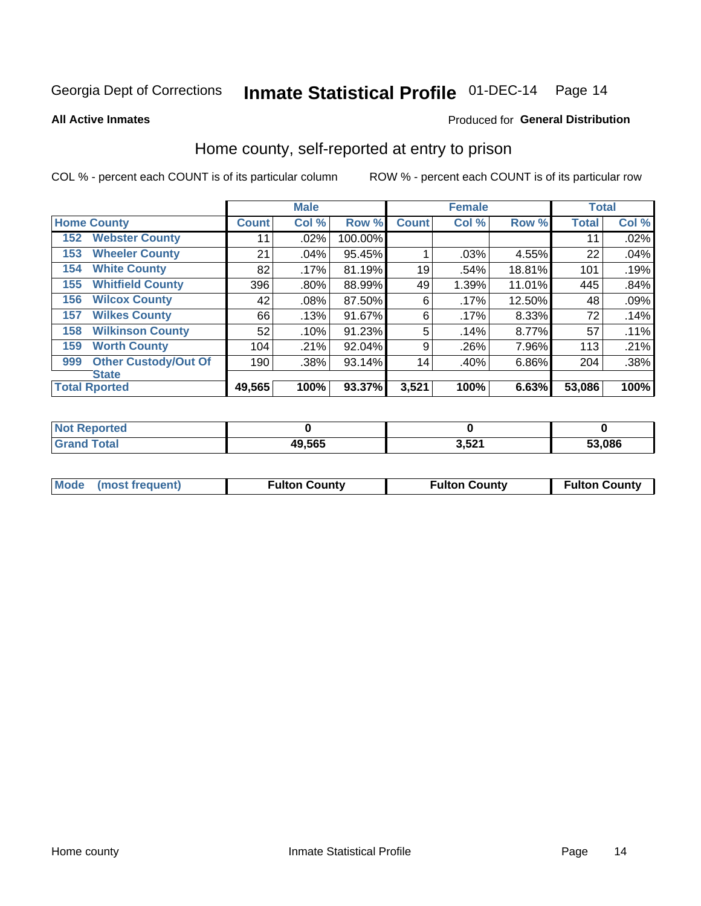Georgia Dept of Corrections **Inmate Statistical Profile** 01-DEC-14

**All Active Inmates**

Produced for **General Distribution**

## Home county, self-reported at entry to prison

COL % - percent each COUNT is of its particular column

ROW % - percent each COUNT is of its particular row

| | | Male | | | Female | | | Total | |
|---|---|---|---|---|---|---|---|---|---|
| Home County | | Count | Col % | Row % | Count | Col % | Row % | Total | Col % |
| 152 | Webster County | 11 | .02% | 100.00% | | | | 11 | .02% |
| 153 | Wheeler County | 21 | .04% | 95.45% | 1 | .03% | 4.55% | 22 | .04% |
| 154 | White County | 82 | .17% | 81.19% | 19 | .54% | 18.81% | 101 | .19% |
| 155 | Whitfield County | 396 | .80% | 88.99% | 49 | 1.39% | 11.01% | 445 | .84% |
| 156 | Wilcox County | 42 | .08% | 87.50% | 6 | .17% | 12.50% | 48 | .09% |
| 157 | Wilkes County | 66 | .13% | 91.67% | 6 | .17% | 8.33% | 72 | .14% |
| 158 | Wilkinson County | 52 | .10% | 91.23% | 5 | .14% | 8.77% | 57 | .11% |
| 159 | Worth County | 104 | .21% | 92.04% | 9 | .26% | 7.96% | 113 | .21% |
| 999 | Other Custody/Out Of State | 190 | .38% | 93.14% | 14 | .40% | 6.86% | 204 | .38% |
| Total Rported | | 49,565 | 100% | 93.37% | 3,521 | 100% | 6.63% | 53,086 | 100% |

| | Male | Female | Total |
|---|---|---|---|
| Not Reported | 0 | 0 | 0 |
| Grand Total | 49,565 | 3,521 | 53,086 |

| | Male | Female | Total |
|---|---|---|---|
| Mode (most frequent) | Fulton County | Fulton County | Fulton County |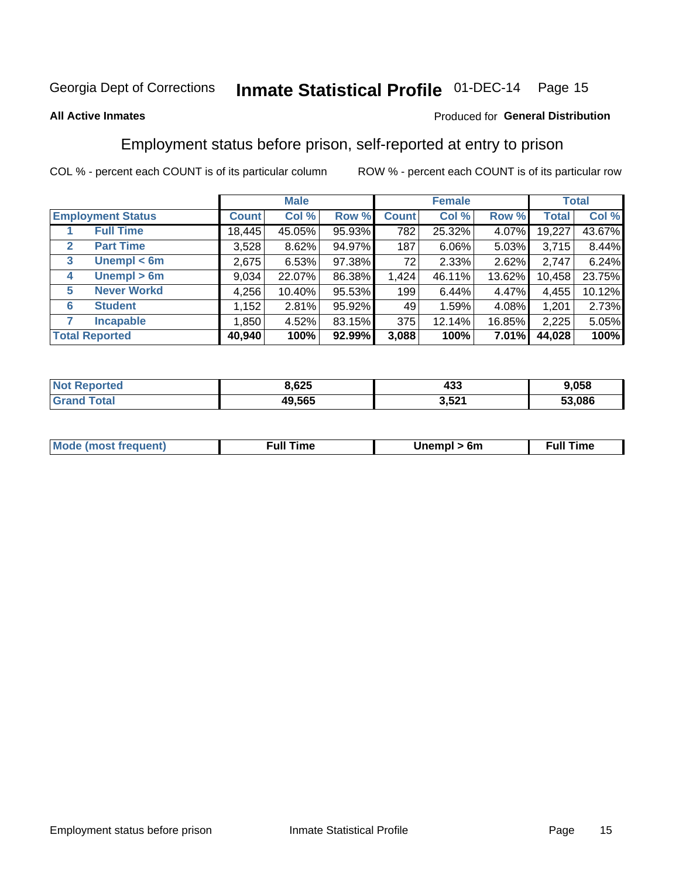Georgia Dept of Corrections **Inmate Statistical Profile** 01-DEC-14

**All Active Inmates**

Produced for **General Distribution**

## Employment status before prison, self-reported at entry to prison

COL % - percent each COUNT is of its particular column ROW % - percent each COUNT is of its particular row

| | | Male | | | Female | | | Total | |
|---|---|---|---|---|---|---|---|---|---|
| **Employment Status** | | **Count** | **Col %** | **Row %** | **Count** | **Col %** | **Row %** | **Total** | **Col %** |
| 1 | Full Time | 18,445 | 45.05% | 95.93% | 782 | 25.32% | 4.07% | 19,227 | 43.67% |
| 2 | Part Time | 3,528 | 8.62% | 94.97% | 187 | 6.06% | 5.03% | 3,715 | 8.44% |
| 3 | Unempl < 6m | 2,675 | 6.53% | 97.38% | 72 | 2.33% | 2.62% | 2,747 | 6.24% |
| 4 | Unempl > 6m | 9,034 | 22.07% | 86.38% | 1,424 | 46.11% | 13.62% | 10,458 | 23.75% |
| 5 | Never Workd | 4,256 | 10.40% | 95.53% | 199 | 6.44% | 4.47% | 4,455 | 10.12% |
| 6 | Student | 1,152 | 2.81% | 95.92% | 49 | 1.59% | 4.08% | 1,201 | 2.73% |
| 7 | Incapable | 1,850 | 4.52% | 83.15% | 375 | 12.14% | 16.85% | 2,225 | 5.05% |
| **Total Reported** | | **40,940** | **100%** | **92.99%** | **3,088** | **100%** | **7.01%** | **44,028** | **100%** |

| | Male | Female | Total |
|---|---|---|---|
| **Not Reported** | **8,625** | **433** | **9,058** |
| **Grand Total** | **49,565** | **3,521** | **53,086** |

| | Male | Female | Total |
|---|---|---|---|
| **Mode (most frequent)** | **Full Time** | **Unempl > 6m** | **Full Time** |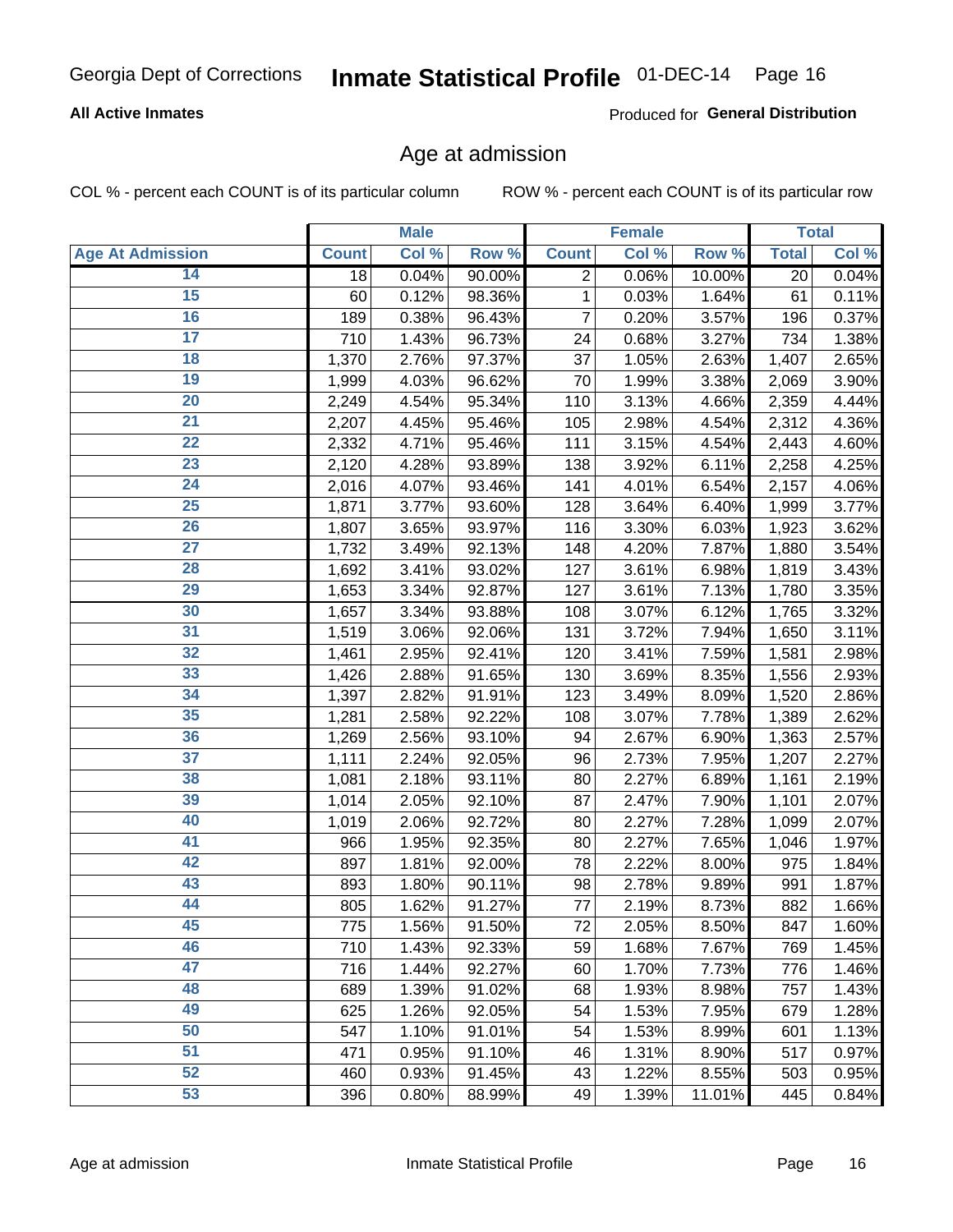Georgia Dept of Corrections **Inmate Statistical Profile** 01-DEC-14

**All Active Inmates**

Produced for **General Distribution**

## Age at admission

COL % - percent each COUNT is of its particular column ROW % - percent each COUNT is of its particular row

| | Male | | | Female | | | Total | |
|---|---|---|---|---|---|---|---|---|
| **Age At Admission** | **Count** | **Col %** | **Row %** | **Count** | **Col %** | **Row %** | **Total** | **Col %** |
| 14 | 18 | 0.04% | 90.00% | 2 | 0.06% | 10.00% | 20 | 0.04% |
| 15 | 60 | 0.12% | 98.36% | 1 | 0.03% | 1.64% | 61 | 0.11% |
| 16 | 189 | 0.38% | 96.43% | 7 | 0.20% | 3.57% | 196 | 0.37% |
| 17 | 710 | 1.43% | 96.73% | 24 | 0.68% | 3.27% | 734 | 1.38% |
| 18 | 1,370 | 2.76% | 97.37% | 37 | 1.05% | 2.63% | 1,407 | 2.65% |
| 19 | 1,999 | 4.03% | 96.62% | 70 | 1.99% | 3.38% | 2,069 | 3.90% |
| 20 | 2,249 | 4.54% | 95.34% | 110 | 3.13% | 4.66% | 2,359 | 4.44% |
| 21 | 2,207 | 4.45% | 95.46% | 105 | 2.98% | 4.54% | 2,312 | 4.36% |
| 22 | 2,332 | 4.71% | 95.46% | 111 | 3.15% | 4.54% | 2,443 | 4.60% |
| 23 | 2,120 | 4.28% | 93.89% | 138 | 3.92% | 6.11% | 2,258 | 4.25% |
| 24 | 2,016 | 4.07% | 93.46% | 141 | 4.01% | 6.54% | 2,157 | 4.06% |
| 25 | 1,871 | 3.77% | 93.60% | 128 | 3.64% | 6.40% | 1,999 | 3.77% |
| 26 | 1,807 | 3.65% | 93.97% | 116 | 3.30% | 6.03% | 1,923 | 3.62% |
| 27 | 1,732 | 3.49% | 92.13% | 148 | 4.20% | 7.87% | 1,880 | 3.54% |
| 28 | 1,692 | 3.41% | 93.02% | 127 | 3.61% | 6.98% | 1,819 | 3.43% |
| 29 | 1,653 | 3.34% | 92.87% | 127 | 3.61% | 7.13% | 1,780 | 3.35% |
| 30 | 1,657 | 3.34% | 93.88% | 108 | 3.07% | 6.12% | 1,765 | 3.32% |
| 31 | 1,519 | 3.06% | 92.06% | 131 | 3.72% | 7.94% | 1,650 | 3.11% |
| 32 | 1,461 | 2.95% | 92.41% | 120 | 3.41% | 7.59% | 1,581 | 2.98% |
| 33 | 1,426 | 2.88% | 91.65% | 130 | 3.69% | 8.35% | 1,556 | 2.93% |
| 34 | 1,397 | 2.82% | 91.91% | 123 | 3.49% | 8.09% | 1,520 | 2.86% |
| 35 | 1,281 | 2.58% | 92.22% | 108 | 3.07% | 7.78% | 1,389 | 2.62% |
| 36 | 1,269 | 2.56% | 93.10% | 94 | 2.67% | 6.90% | 1,363 | 2.57% |
| 37 | 1,111 | 2.24% | 92.05% | 96 | 2.73% | 7.95% | 1,207 | 2.27% |
| 38 | 1,081 | 2.18% | 93.11% | 80 | 2.27% | 6.89% | 1,161 | 2.19% |
| 39 | 1,014 | 2.05% | 92.10% | 87 | 2.47% | 7.90% | 1,101 | 2.07% |
| 40 | 1,019 | 2.06% | 92.72% | 80 | 2.27% | 7.28% | 1,099 | 2.07% |
| 41 | 966 | 1.95% | 92.35% | 80 | 2.27% | 7.65% | 1,046 | 1.97% |
| 42 | 897 | 1.81% | 92.00% | 78 | 2.22% | 8.00% | 975 | 1.84% |
| 43 | 893 | 1.80% | 90.11% | 98 | 2.78% | 9.89% | 991 | 1.87% |
| 44 | 805 | 1.62% | 91.27% | 77 | 2.19% | 8.73% | 882 | 1.66% |
| 45 | 775 | 1.56% | 91.50% | 72 | 2.05% | 8.50% | 847 | 1.60% |
| 46 | 710 | 1.43% | 92.33% | 59 | 1.68% | 7.67% | 769 | 1.45% |
| 47 | 716 | 1.44% | 92.27% | 60 | 1.70% | 7.73% | 776 | 1.46% |
| 48 | 689 | 1.39% | 91.02% | 68 | 1.93% | 8.98% | 757 | 1.43% |
| 49 | 625 | 1.26% | 92.05% | 54 | 1.53% | 7.95% | 679 | 1.28% |
| 50 | 547 | 1.10% | 91.01% | 54 | 1.53% | 8.99% | 601 | 1.13% |
| 51 | 471 | 0.95% | 91.10% | 46 | 1.31% | 8.90% | 517 | 0.97% |
| 52 | 460 | 0.93% | 91.45% | 43 | 1.22% | 8.55% | 503 | 0.95% |
| 53 | 396 | 0.80% | 88.99% | 49 | 1.39% | 11.01% | 445 | 0.84% |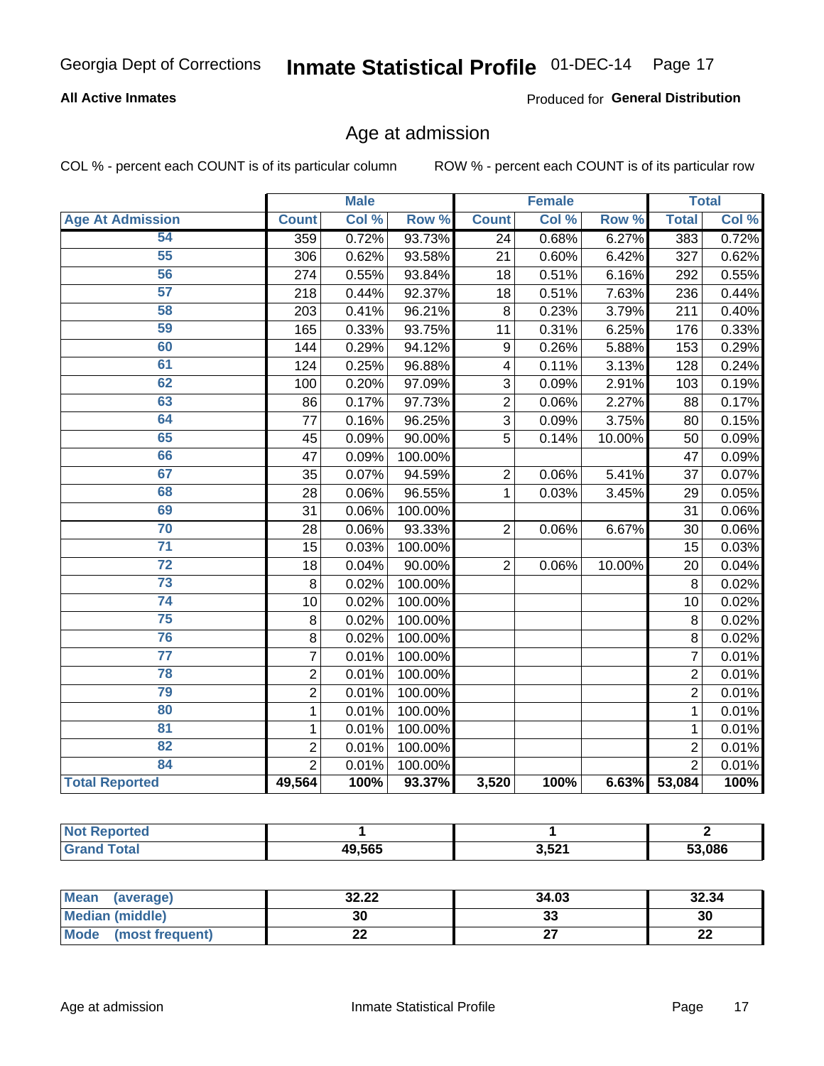# Georgia Dept of Corrections — Inmate Statistical Profile 01-DEC-14

**All Active Inmates** — Produced for **General Distribution**

## Age at admission

COL % - percent each COUNT is of its particular column

ROW % - percent each COUNT is of its particular row

| Age At Admission | Male | | | Female | | | Total | |
|---|---|---|---|---|---|---|---|---|
| | Count | Col % | Row % | Count | Col % | Row % | Total | Col % |
| 54 | 359 | 0.72% | 93.73% | 24 | 0.68% | 6.27% | 383 | 0.72% |
| 55 | 306 | 0.62% | 93.58% | 21 | 0.60% | 6.42% | 327 | 0.62% |
| 56 | 274 | 0.55% | 93.84% | 18 | 0.51% | 6.16% | 292 | 0.55% |
| 57 | 218 | 0.44% | 92.37% | 18 | 0.51% | 7.63% | 236 | 0.44% |
| 58 | 203 | 0.41% | 96.21% | 8 | 0.23% | 3.79% | 211 | 0.40% |
| 59 | 165 | 0.33% | 93.75% | 11 | 0.31% | 6.25% | 176 | 0.33% |
| 60 | 144 | 0.29% | 94.12% | 9 | 0.26% | 5.88% | 153 | 0.29% |
| 61 | 124 | 0.25% | 96.88% | 4 | 0.11% | 3.13% | 128 | 0.24% |
| 62 | 100 | 0.20% | 97.09% | 3 | 0.09% | 2.91% | 103 | 0.19% |
| 63 | 86 | 0.17% | 97.73% | 2 | 0.06% | 2.27% | 88 | 0.17% |
| 64 | 77 | 0.16% | 96.25% | 3 | 0.09% | 3.75% | 80 | 0.15% |
| 65 | 45 | 0.09% | 90.00% | 5 | 0.14% | 10.00% | 50 | 0.09% |
| 66 | 47 | 0.09% | 100.00% | | | | 47 | 0.09% |
| 67 | 35 | 0.07% | 94.59% | 2 | 0.06% | 5.41% | 37 | 0.07% |
| 68 | 28 | 0.06% | 96.55% | 1 | 0.03% | 3.45% | 29 | 0.05% |
| 69 | 31 | 0.06% | 100.00% | | | | 31 | 0.06% |
| 70 | 28 | 0.06% | 93.33% | 2 | 0.06% | 6.67% | 30 | 0.06% |
| 71 | 15 | 0.03% | 100.00% | | | | 15 | 0.03% |
| 72 | 18 | 0.04% | 90.00% | 2 | 0.06% | 10.00% | 20 | 0.04% |
| 73 | 8 | 0.02% | 100.00% | | | | 8 | 0.02% |
| 74 | 10 | 0.02% | 100.00% | | | | 10 | 0.02% |
| 75 | 8 | 0.02% | 100.00% | | | | 8 | 0.02% |
| 76 | 8 | 0.02% | 100.00% | | | | 8 | 0.02% |
| 77 | 7 | 0.01% | 100.00% | | | | 7 | 0.01% |
| 78 | 2 | 0.01% | 100.00% | | | | 2 | 0.01% |
| 79 | 2 | 0.01% | 100.00% | | | | 2 | 0.01% |
| 80 | 1 | 0.01% | 100.00% | | | | 1 | 0.01% |
| 81 | 1 | 0.01% | 100.00% | | | | 1 | 0.01% |
| 82 | 2 | 0.01% | 100.00% | | | | 2 | 0.01% |
| 84 | 2 | 0.01% | 100.00% | | | | 2 | 0.01% |
| **Total Reported** | **49,564** | **100%** | **93.37%** | **3,520** | **100%** | **6.63%** | **53,084** | **100%** |

| | Male | Female | Total |
|---|---|---|---|
| Not Reported | 1 | 1 | 2 |
| Grand Total | 49,565 | 3,521 | 53,086 |

| | Male | Female | Total |
|---|---|---|---|
| Mean (average) | 32.22 | 34.03 | 32.34 |
| Median (middle) | 30 | 33 | 30 |
| Mode (most frequent) | 22 | 27 | 22 |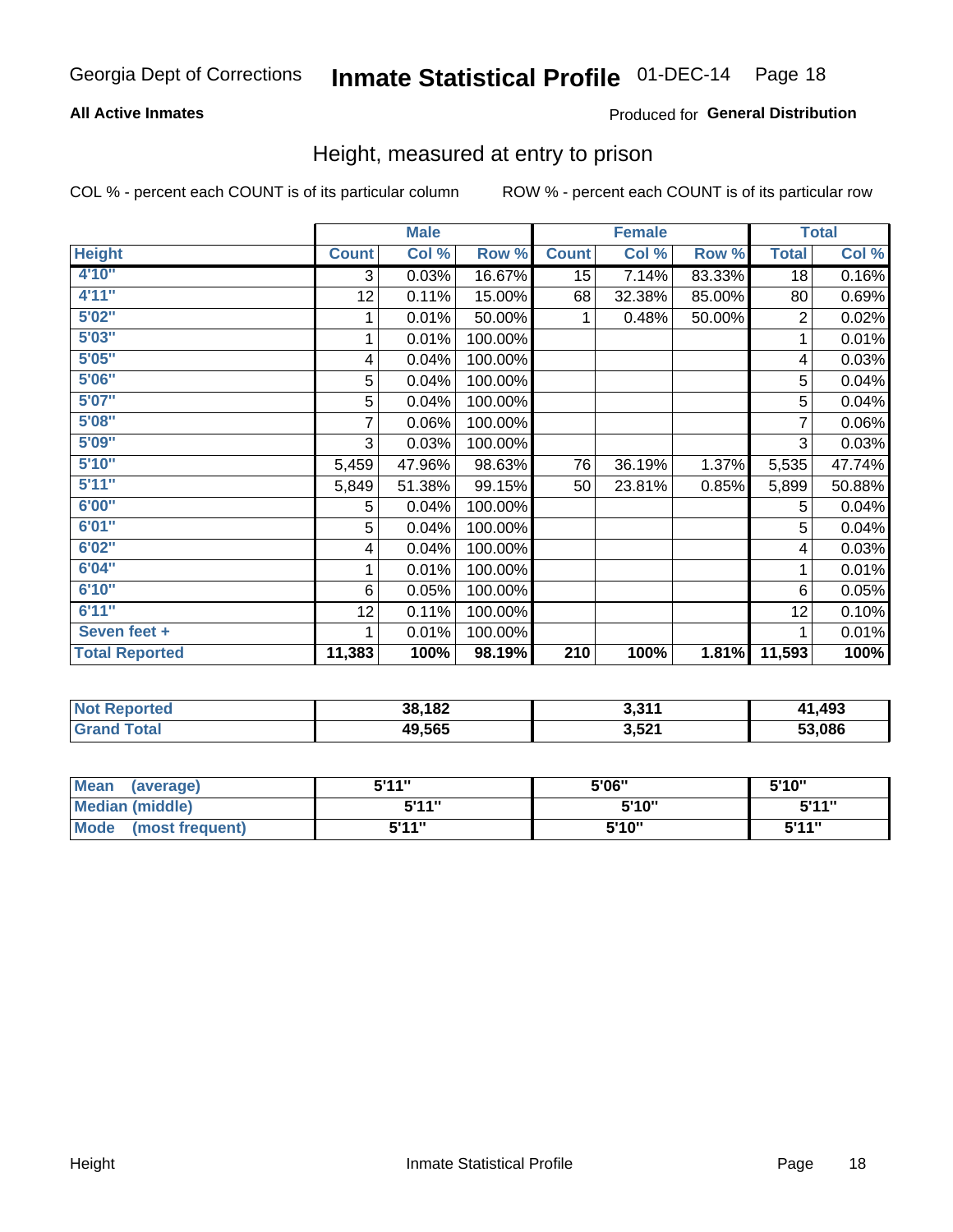Georgia Dept of Corrections **Inmate Statistical Profile** 01-DEC-14

**All Active Inmates**

Produced for **General Distribution**

## Height, measured at entry to prison

COL % - percent each COUNT is of its particular column

ROW % - percent each COUNT is of its particular row

| | Male | | | Female | | | Total | |
|---|---|---|---|---|---|---|---|---|
| **Height** | **Count** | **Col %** | **Row %** | **Count** | **Col %** | **Row %** | **Total** | **Col %** |
| **4'10"** | 3 | 0.03% | 16.67% | 15 | 7.14% | 83.33% | 18 | 0.16% |
| **4'11"** | 12 | 0.11% | 15.00% | 68 | 32.38% | 85.00% | 80 | 0.69% |
| **5'02"** | 1 | 0.01% | 50.00% | 1 | 0.48% | 50.00% | 2 | 0.02% |
| **5'03"** | 1 | 0.01% | 100.00% | | | | 1 | 0.01% |
| **5'05"** | 4 | 0.04% | 100.00% | | | | 4 | 0.03% |
| **5'06"** | 5 | 0.04% | 100.00% | | | | 5 | 0.04% |
| **5'07"** | 5 | 0.04% | 100.00% | | | | 5 | 0.04% |
| **5'08"** | 7 | 0.06% | 100.00% | | | | 7 | 0.06% |
| **5'09"** | 3 | 0.03% | 100.00% | | | | 3 | 0.03% |
| **5'10"** | 5,459 | 47.96% | 98.63% | 76 | 36.19% | 1.37% | 5,535 | 47.74% |
| **5'11"** | 5,849 | 51.38% | 99.15% | 50 | 23.81% | 0.85% | 5,899 | 50.88% |
| **6'00"** | 5 | 0.04% | 100.00% | | | | 5 | 0.04% |
| **6'01"** | 5 | 0.04% | 100.00% | | | | 5 | 0.04% |
| **6'02"** | 4 | 0.04% | 100.00% | | | | 4 | 0.03% |
| **6'04"** | 1 | 0.01% | 100.00% | | | | 1 | 0.01% |
| **6'10"** | 6 | 0.05% | 100.00% | | | | 6 | 0.05% |
| **6'11"** | 12 | 0.11% | 100.00% | | | | 12 | 0.10% |
| **Seven feet +** | 1 | 0.01% | 100.00% | | | | 1 | 0.01% |
| **Total Reported** | **11,383** | **100%** | **98.19%** | **210** | **100%** | **1.81%** | **11,593** | **100%** |

| | Male | Female | Total |
|---|---|---|---|
| **Not Reported** | **38,182** | **3,311** | **41,493** |
| **Grand Total** | **49,565** | **3,521** | **53,086** |

| | Male | Female | Total |
|---|---|---|---|
| **Mean (average)** | **5'11"** | **5'06"** | **5'10"** |
| **Median (middle)** | **5'11"** | **5'10"** | **5'11"** |
| **Mode (most frequent)** | **5'11"** | **5'10"** | **5'11"** |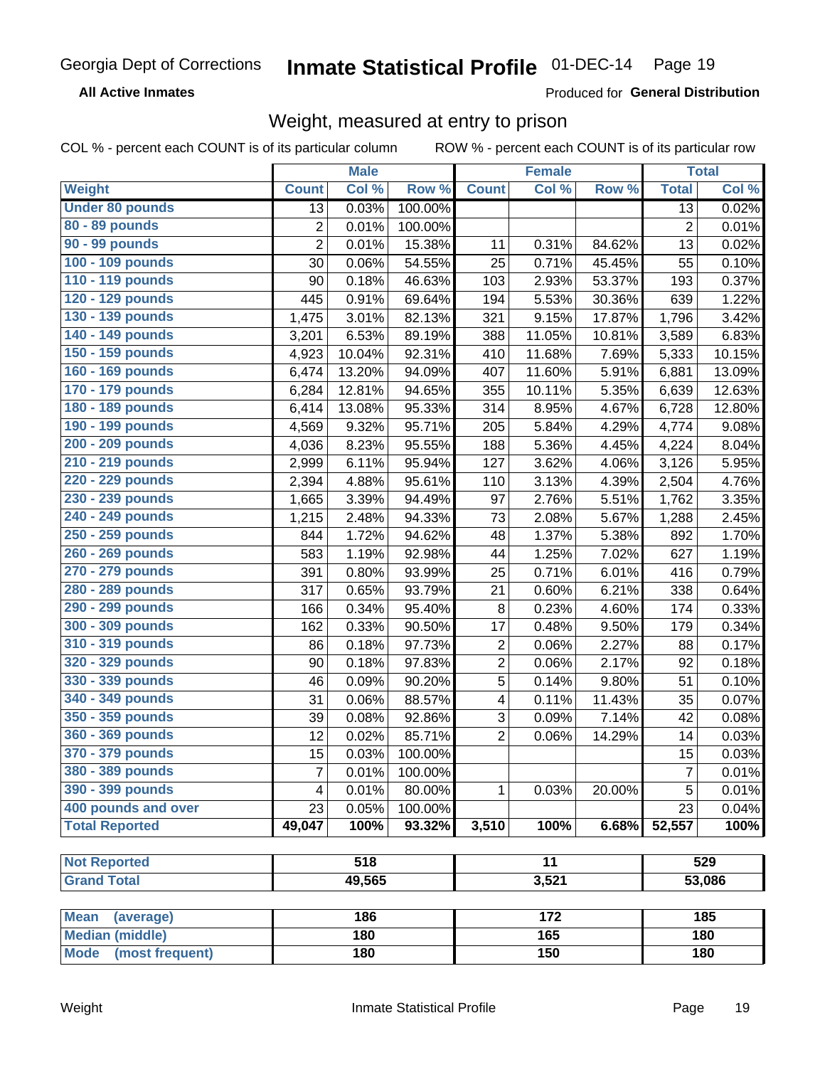Georgia Dept of Corrections **Inmate Statistical Profile** 01-DEC-14

**All Active Inmates** Produced for **General Distribution**

## Weight, measured at entry to prison

COL % - percent each COUNT is of its particular column ROW % - percent each COUNT is of its particular row

| | Male | | | Female | | | Total | |
|---|---|---|---|---|---|---|---|---|
| **Weight** | **Count** | **Col %** | **Row %** | **Count** | **Col %** | **Row %** | **Total** | **Col %** |
| Under 80 pounds | 13 | 0.03% | 100.00% | | | | 13 | 0.02% |
| 80 - 89 pounds | 2 | 0.01% | 100.00% | | | | 2 | 0.01% |
| 90 - 99 pounds | 2 | 0.01% | 15.38% | 11 | 0.31% | 84.62% | 13 | 0.02% |
| 100 - 109 pounds | 30 | 0.06% | 54.55% | 25 | 0.71% | 45.45% | 55 | 0.10% |
| 110 - 119 pounds | 90 | 0.18% | 46.63% | 103 | 2.93% | 53.37% | 193 | 0.37% |
| 120 - 129 pounds | 445 | 0.91% | 69.64% | 194 | 5.53% | 30.36% | 639 | 1.22% |
| 130 - 139 pounds | 1,475 | 3.01% | 82.13% | 321 | 9.15% | 17.87% | 1,796 | 3.42% |
| 140 - 149 pounds | 3,201 | 6.53% | 89.19% | 388 | 11.05% | 10.81% | 3,589 | 6.83% |
| 150 - 159 pounds | 4,923 | 10.04% | 92.31% | 410 | 11.68% | 7.69% | 5,333 | 10.15% |
| 160 - 169 pounds | 6,474 | 13.20% | 94.09% | 407 | 11.60% | 5.91% | 6,881 | 13.09% |
| 170 - 179 pounds | 6,284 | 12.81% | 94.65% | 355 | 10.11% | 5.35% | 6,639 | 12.63% |
| 180 - 189 pounds | 6,414 | 13.08% | 95.33% | 314 | 8.95% | 4.67% | 6,728 | 12.80% |
| 190 - 199 pounds | 4,569 | 9.32% | 95.71% | 205 | 5.84% | 4.29% | 4,774 | 9.08% |
| 200 - 209 pounds | 4,036 | 8.23% | 95.55% | 188 | 5.36% | 4.45% | 4,224 | 8.04% |
| 210 - 219 pounds | 2,999 | 6.11% | 95.94% | 127 | 3.62% | 4.06% | 3,126 | 5.95% |
| 220 - 229 pounds | 2,394 | 4.88% | 95.61% | 110 | 3.13% | 4.39% | 2,504 | 4.76% |
| 230 - 239 pounds | 1,665 | 3.39% | 94.49% | 97 | 2.76% | 5.51% | 1,762 | 3.35% |
| 240 - 249 pounds | 1,215 | 2.48% | 94.33% | 73 | 2.08% | 5.67% | 1,288 | 2.45% |
| 250 - 259 pounds | 844 | 1.72% | 94.62% | 48 | 1.37% | 5.38% | 892 | 1.70% |
| 260 - 269 pounds | 583 | 1.19% | 92.98% | 44 | 1.25% | 7.02% | 627 | 1.19% |
| 270 - 279 pounds | 391 | 0.80% | 93.99% | 25 | 0.71% | 6.01% | 416 | 0.79% |
| 280 - 289 pounds | 317 | 0.65% | 93.79% | 21 | 0.60% | 6.21% | 338 | 0.64% |
| 290 - 299 pounds | 166 | 0.34% | 95.40% | 8 | 0.23% | 4.60% | 174 | 0.33% |
| 300 - 309 pounds | 162 | 0.33% | 90.50% | 17 | 0.48% | 9.50% | 179 | 0.34% |
| 310 - 319 pounds | 86 | 0.18% | 97.73% | 2 | 0.06% | 2.27% | 88 | 0.17% |
| 320 - 329 pounds | 90 | 0.18% | 97.83% | 2 | 0.06% | 2.17% | 92 | 0.18% |
| 330 - 339 pounds | 46 | 0.09% | 90.20% | 5 | 0.14% | 9.80% | 51 | 0.10% |
| 340 - 349 pounds | 31 | 0.06% | 88.57% | 4 | 0.11% | 11.43% | 35 | 0.07% |
| 350 - 359 pounds | 39 | 0.08% | 92.86% | 3 | 0.09% | 7.14% | 42 | 0.08% |
| 360 - 369 pounds | 12 | 0.02% | 85.71% | 2 | 0.06% | 14.29% | 14 | 0.03% |
| 370 - 379 pounds | 15 | 0.03% | 100.00% | | | | 15 | 0.03% |
| 380 - 389 pounds | 7 | 0.01% | 100.00% | | | | 7 | 0.01% |
| 390 - 399 pounds | 4 | 0.01% | 80.00% | 1 | 0.03% | 20.00% | 5 | 0.01% |
| 400 pounds and over | 23 | 0.05% | 100.00% | | | | 23 | 0.04% |
| **Total Reported** | **49,047** | **100%** | **93.32%** | **3,510** | **100%** | **6.68%** | **52,557** | **100%** |

| | Male | Female | Total |
|---|---|---|---|
| Not Reported | 518 | 11 | 529 |
| Grand Total | 49,565 | 3,521 | 53,086 |

| | Male | Female | Total |
|---|---|---|---|
| Mean (average) | 186 | 172 | 185 |
| Median (middle) | 180 | 165 | 180 |
| Mode (most frequent) | 180 | 150 | 180 |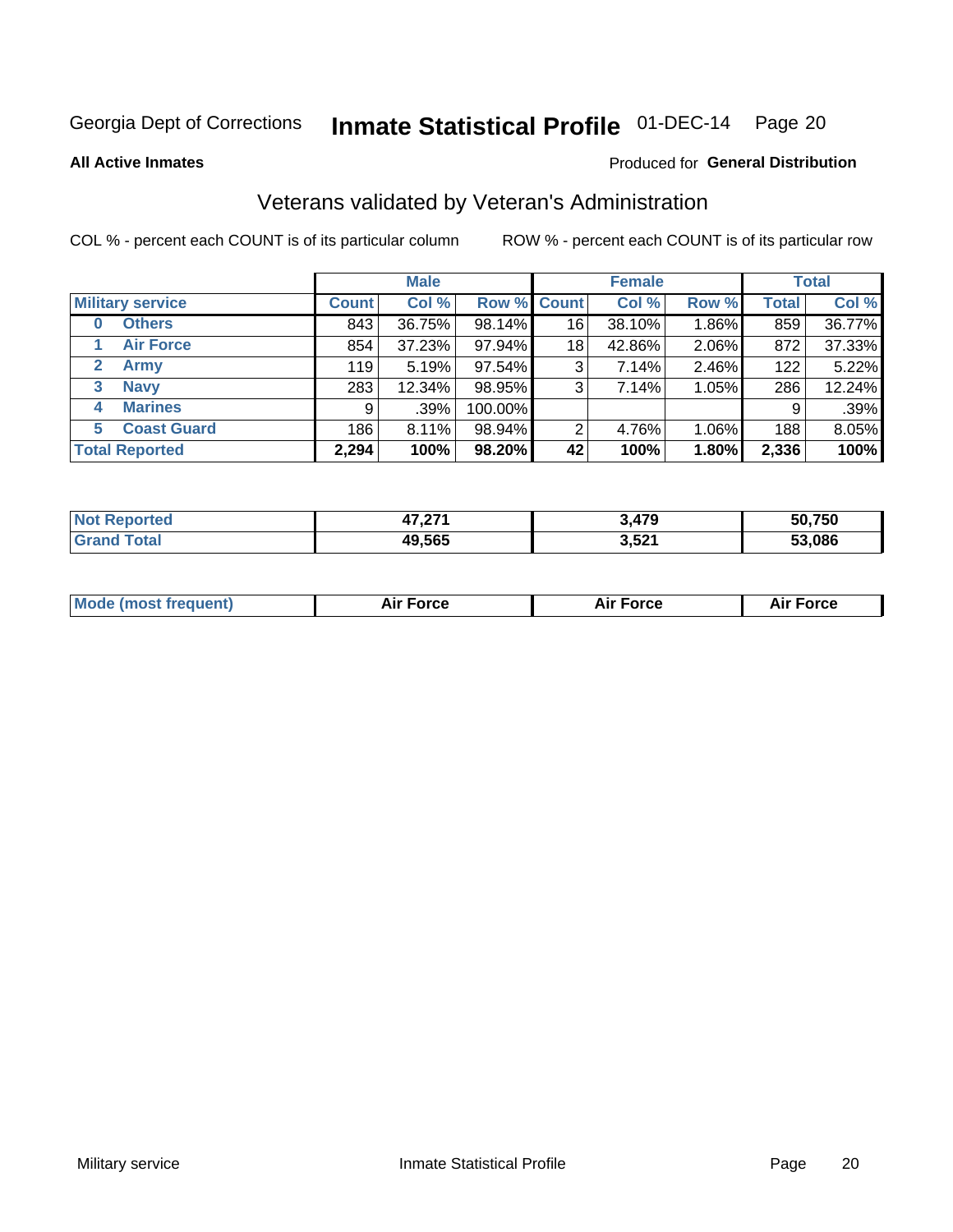Georgia Dept of Corrections **Inmate Statistical Profile** 01-DEC-14 Page 20

**All Active Inmates**

Produced for **General Distribution**

## Veterans validated by Veteran's Administration

COL % - percent each COUNT is of its particular column

ROW % - percent each COUNT is of its particular row

| | Male | | | Female | | | Total | |
|---|---|---|---|---|---|---|---|---|
| **Military service** | **Count** | **Col %** | **Row %** | **Count** | **Col %** | **Row %** | **Total** | **Col %** |
| **0 Others** | 843 | 36.75% | 98.14% | 16 | 38.10% | 1.86% | 859 | 36.77% |
| **1 Air Force** | 854 | 37.23% | 97.94% | 18 | 42.86% | 2.06% | 872 | 37.33% |
| **2 Army** | 119 | 5.19% | 97.54% | 3 | 7.14% | 2.46% | 122 | 5.22% |
| **3 Navy** | 283 | 12.34% | 98.95% | 3 | 7.14% | 1.05% | 286 | 12.24% |
| **4 Marines** | 9 | .39% | 100.00% | | | | 9 | .39% |
| **5 Coast Guard** | 186 | 8.11% | 98.94% | 2 | 4.76% | 1.06% | 188 | 8.05% |
| **Total Reported** | **2,294** | **100%** | **98.20%** | **42** | **100%** | **1.80%** | **2,336** | **100%** |

| | Male | Female | Total |
|---|---|---|---|
| **Not Reported** | **47,271** | **3,479** | **50,750** |
| **Grand Total** | **49,565** | **3,521** | **53,086** |

| | Male | Female | Total |
|---|---|---|---|
| **Mode (most frequent)** | **Air Force** | **Air Force** | **Air Force** |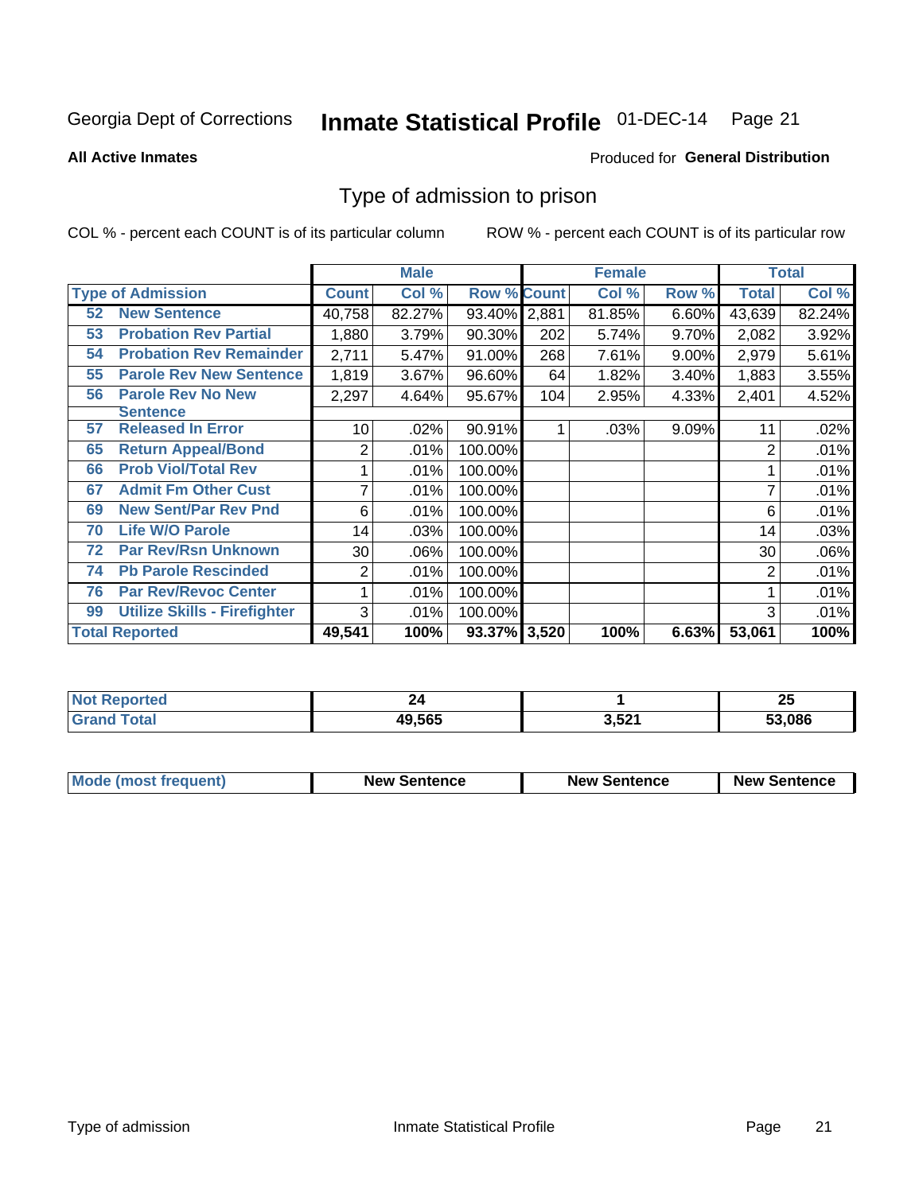Georgia Dept of Corrections **Inmate Statistical Profile** 01-DEC-14

**All Active Inmates**

Produced for **General Distribution**

# Type of admission to prison

COL % - percent each COUNT is of its particular column ROW % - percent each COUNT is of its particular row

| | | Male | | | Female | | | Total | |
|---|---|---|---|---|---|---|---|---|---|
| **Type of Admission** | | **Count** | **Col %** | **Row %** | **Count** | **Col %** | **Row %** | **Total** | **Col %** |
| 52 | New Sentence | 40,758 | 82.27% | 93.40% | 2,881 | 81.85% | 6.60% | 43,639 | 82.24% |
| 53 | Probation Rev Partial | 1,880 | 3.79% | 90.30% | 202 | 5.74% | 9.70% | 2,082 | 3.92% |
| 54 | Probation Rev Remainder | 2,711 | 5.47% | 91.00% | 268 | 7.61% | 9.00% | 2,979 | 5.61% |
| 55 | Parole Rev New Sentence | 1,819 | 3.67% | 96.60% | 64 | 1.82% | 3.40% | 1,883 | 3.55% |
| 56 | Parole Rev No New Sentence | 2,297 | 4.64% | 95.67% | 104 | 2.95% | 4.33% | 2,401 | 4.52% |
| 57 | Released In Error | 10 | .02% | 90.91% | 1 | .03% | 9.09% | 11 | .02% |
| 65 | Return Appeal/Bond | 2 | .01% | 100.00% | | | | 2 | .01% |
| 66 | Prob Viol/Total Rev | 1 | .01% | 100.00% | | | | 1 | .01% |
| 67 | Admit Fm Other Cust | 7 | .01% | 100.00% | | | | 7 | .01% |
| 69 | New Sent/Par Rev Pnd | 6 | .01% | 100.00% | | | | 6 | .01% |
| 70 | Life W/O Parole | 14 | .03% | 100.00% | | | | 14 | .03% |
| 72 | Par Rev/Rsn Unknown | 30 | .06% | 100.00% | | | | 30 | .06% |
| 74 | Pb Parole Rescinded | 2 | .01% | 100.00% | | | | 2 | .01% |
| 76 | Par Rev/Revoc Center | 1 | .01% | 100.00% | | | | 1 | .01% |
| 99 | Utilize Skills - Firefighter | 3 | .01% | 100.00% | | | | 3 | .01% |
| **Total Reported** | | **49,541** | **100%** | **93.37%** | **3,520** | **100%** | **6.63%** | **53,061** | **100%** |

| | Male | Female | Total |
|---|---|---|---|
| **Not Reported** | **24** | **1** | **25** |
| **Grand Total** | **49,565** | **3,521** | **53,086** |

| | Male | Female | Total |
|---|---|---|---|
| **Mode (most frequent)** | **New Sentence** | **New Sentence** | **New Sentence** |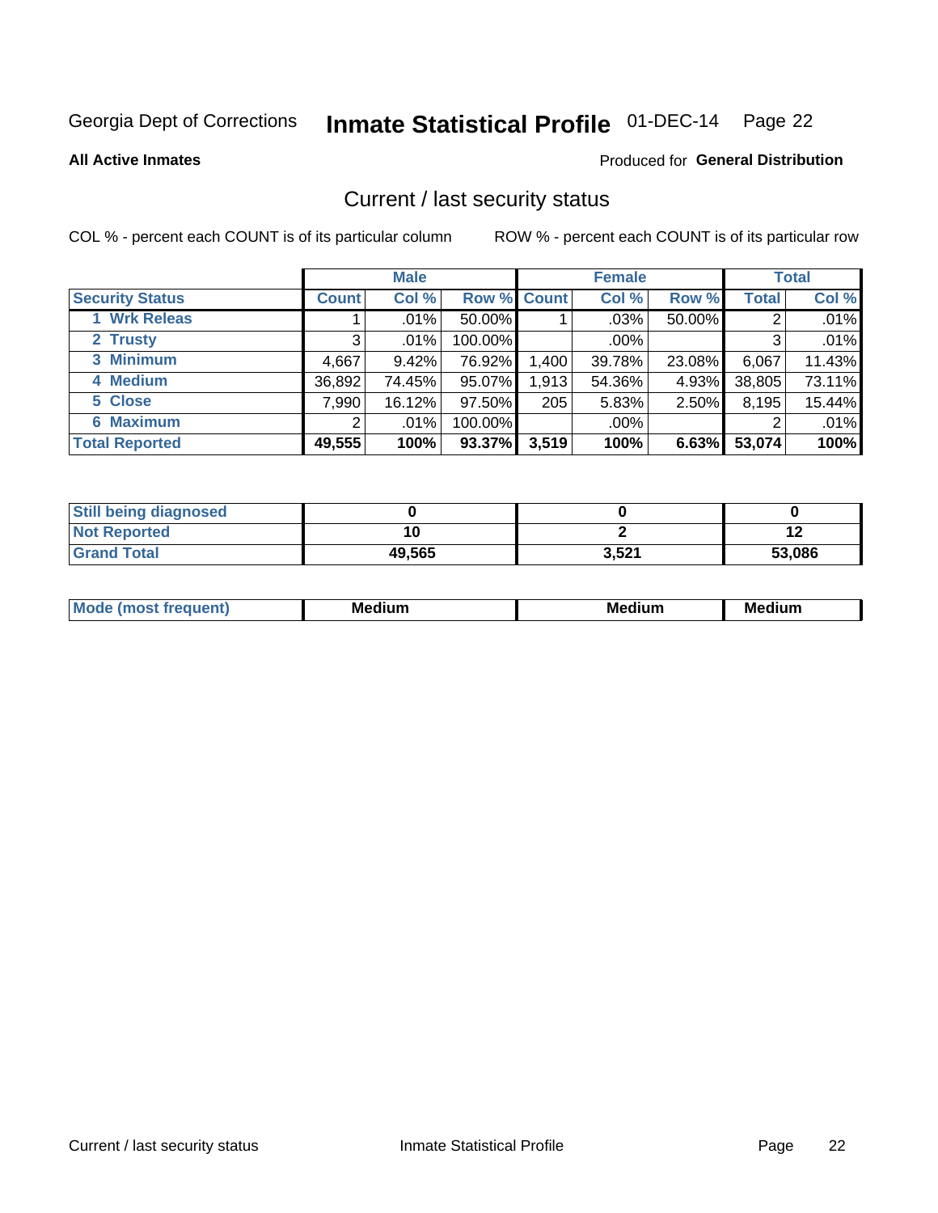Georgia Dept of Corrections **Inmate Statistical Profile** 01-DEC-14

**All Active Inmates**

Produced for **General Distribution**

## Current / last security status

COL % - percent each COUNT is of its particular column

ROW % - percent each COUNT is of its particular row

| | Male | | | Female | | | Total | |
|---|---|---|---|---|---|---|---|---|
| **Security Status** | **Count** | **Col %** | **Row %** | **Count** | **Col %** | **Row %** | **Total** | **Col %** |
| 1 Wrk Releas | 1 | .01% | 50.00% | 1 | .03% | 50.00% | 2 | .01% |
| 2 Trusty | 3 | .01% | 100.00% | | .00% | | 3 | .01% |
| 3 Minimum | 4,667 | 9.42% | 76.92% | 1,400 | 39.78% | 23.08% | 6,067 | 11.43% |
| 4 Medium | 36,892 | 74.45% | 95.07% | 1,913 | 54.36% | 4.93% | 38,805 | 73.11% |
| 5 Close | 7,990 | 16.12% | 97.50% | 205 | 5.83% | 2.50% | 8,195 | 15.44% |
| 6 Maximum | 2 | .01% | 100.00% | | .00% | | 2 | .01% |
| **Total Reported** | **49,555** | **100%** | **93.37%** | **3,519** | **100%** | **6.63%** | **53,074** | **100%** |

| | Male | Female | Total |
|---|---|---|---|
| Still being diagnosed | **0** | **0** | **0** |
| Not Reported | **10** | **2** | **12** |
| Grand Total | **49,565** | **3,521** | **53,086** |

| | Male | Female | Total |
|---|---|---|---|
| Mode (most frequent) | **Medium** | **Medium** | **Medium** |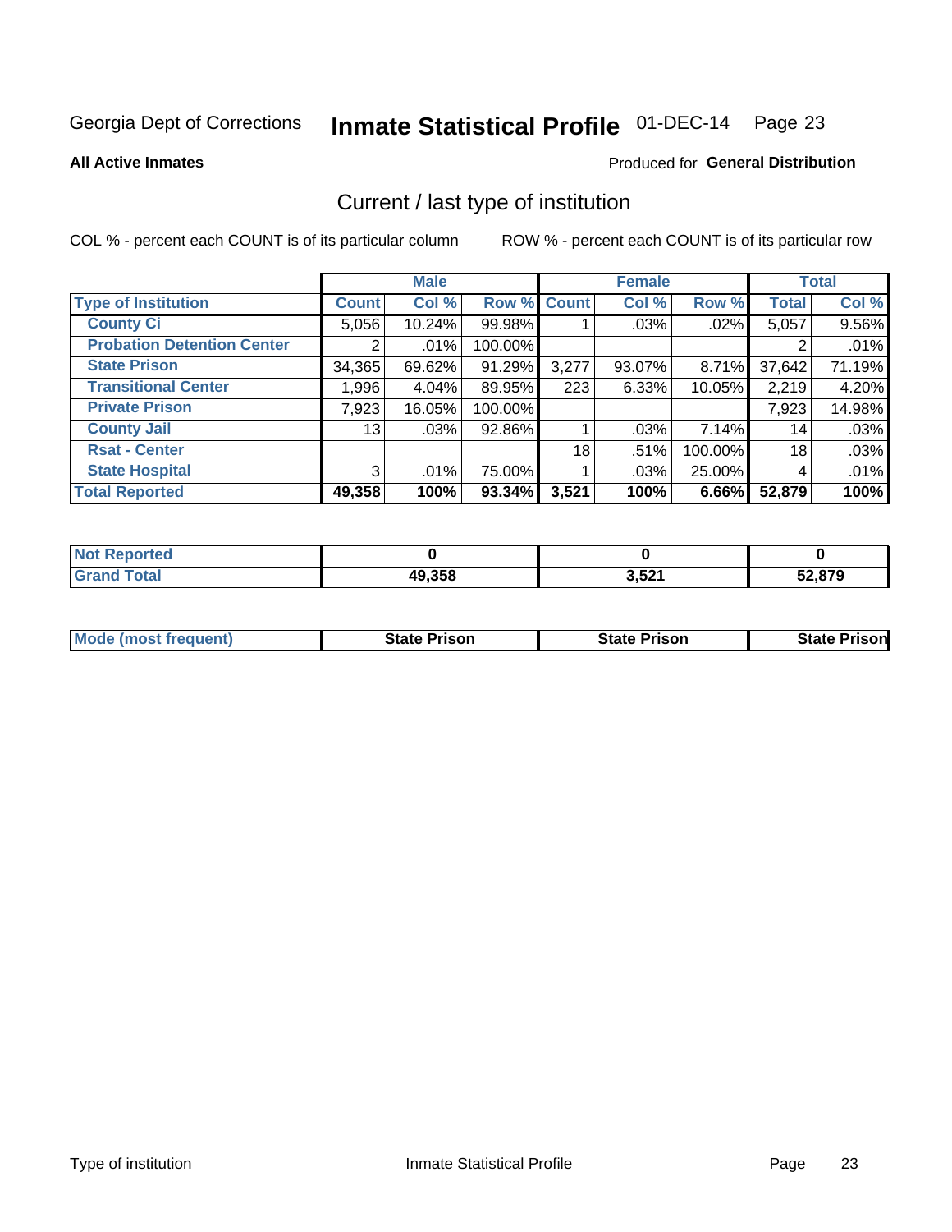# Georgia Dept of Corrections — Inmate Statistical Profile 01-DEC-14

**All Active Inmates**

Produced for **General Distribution**

## Current / last type of institution

COL % - percent each COUNT is of its particular column

ROW % - percent each COUNT is of its particular row

| | Male | | | Female | | | Total | |
|---|---|---|---|---|---|---|---|---|
| **Type of Institution** | **Count** | **Col %** | **Row %** | **Count** | **Col %** | **Row %** | **Total** | **Col %** |
| County Ci | 5,056 | 10.24% | 99.98% | 1 | .03% | .02% | 5,057 | 9.56% |
| Probation Detention Center | 2 | .01% | 100.00% | | | | 2 | .01% |
| State Prison | 34,365 | 69.62% | 91.29% | 3,277 | 93.07% | 8.71% | 37,642 | 71.19% |
| Transitional Center | 1,996 | 4.04% | 89.95% | 223 | 6.33% | 10.05% | 2,219 | 4.20% |
| Private Prison | 7,923 | 16.05% | 100.00% | | | | 7,923 | 14.98% |
| County Jail | 13 | .03% | 92.86% | 1 | .03% | 7.14% | 14 | .03% |
| Rsat - Center | | | | 18 | .51% | 100.00% | 18 | .03% |
| State Hospital | 3 | .01% | 75.00% | 1 | .03% | 25.00% | 4 | .01% |
| **Total Reported** | **49,358** | **100%** | **93.34%** | **3,521** | **100%** | **6.66%** | **52,879** | **100%** |

| | Male | Female | Total |
|---|---|---|---|
| **Not Reported** | **0** | **0** | **0** |
| **Grand Total** | **49,358** | **3,521** | **52,879** |

| | Male | Female | Total |
|---|---|---|---|
| **Mode (most frequent)** | **State Prison** | **State Prison** | **State Prison** |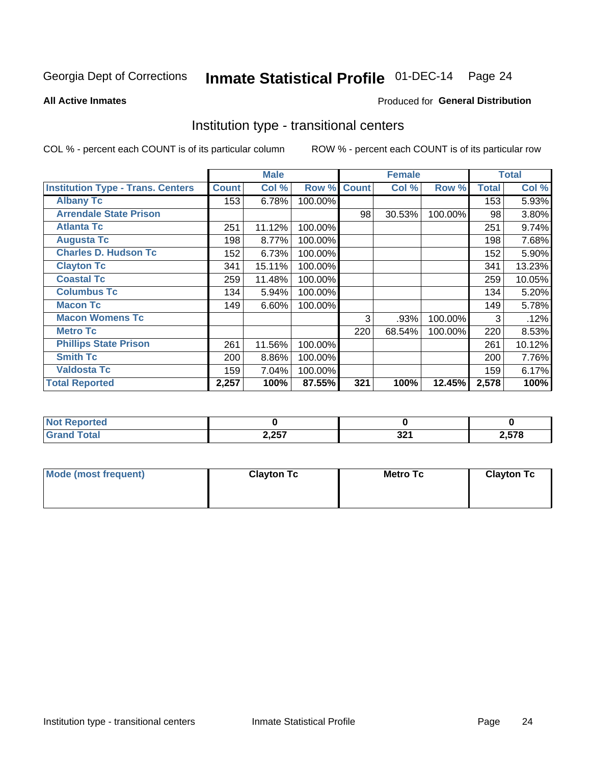Georgia Dept of Corrections **Inmate Statistical Profile** 01-DEC-14 Page 24

**All Active Inmates**

Produced for **General Distribution**

## Institution type - transitional centers

COL % - percent each COUNT is of its particular column

ROW % - percent each COUNT is of its particular row

| | Male | | | Female | | | Total | |
|---|---|---|---|---|---|---|---|---|
| **Institution Type - Trans. Centers** | **Count** | **Col %** | **Row %** | **Count** | **Col %** | **Row %** | **Total** | **Col %** |
| **Albany Tc** | 153 | 6.78% | 100.00% | | | | 153 | 5.93% |
| **Arrendale State Prison** | | | | 98 | 30.53% | 100.00% | 98 | 3.80% |
| **Atlanta Tc** | 251 | 11.12% | 100.00% | | | | 251 | 9.74% |
| **Augusta Tc** | 198 | 8.77% | 100.00% | | | | 198 | 7.68% |
| **Charles D. Hudson Tc** | 152 | 6.73% | 100.00% | | | | 152 | 5.90% |
| **Clayton Tc** | 341 | 15.11% | 100.00% | | | | 341 | 13.23% |
| **Coastal Tc** | 259 | 11.48% | 100.00% | | | | 259 | 10.05% |
| **Columbus Tc** | 134 | 5.94% | 100.00% | | | | 134 | 5.20% |
| **Macon Tc** | 149 | 6.60% | 100.00% | | | | 149 | 5.78% |
| **Macon Womens Tc** | | | | 3 | .93% | 100.00% | 3 | .12% |
| **Metro Tc** | | | | 220 | 68.54% | 100.00% | 220 | 8.53% |
| **Phillips State Prison** | 261 | 11.56% | 100.00% | | | | 261 | 10.12% |
| **Smith Tc** | 200 | 8.86% | 100.00% | | | | 200 | 7.76% |
| **Valdosta Tc** | 159 | 7.04% | 100.00% | | | | 159 | 6.17% |
| **Total Reported** | **2,257** | **100%** | **87.55%** | **321** | **100%** | **12.45%** | **2,578** | **100%** |

| | Male | Female | Total |
|---|---|---|---|
| **Not Reported** | **0** | **0** | **0** |
| **Grand Total** | **2,257** | **321** | **2,578** |

| | Male | Female | Total |
|---|---|---|---|
| **Mode (most frequent)** | **Clayton Tc** | **Metro Tc** | **Clayton Tc** |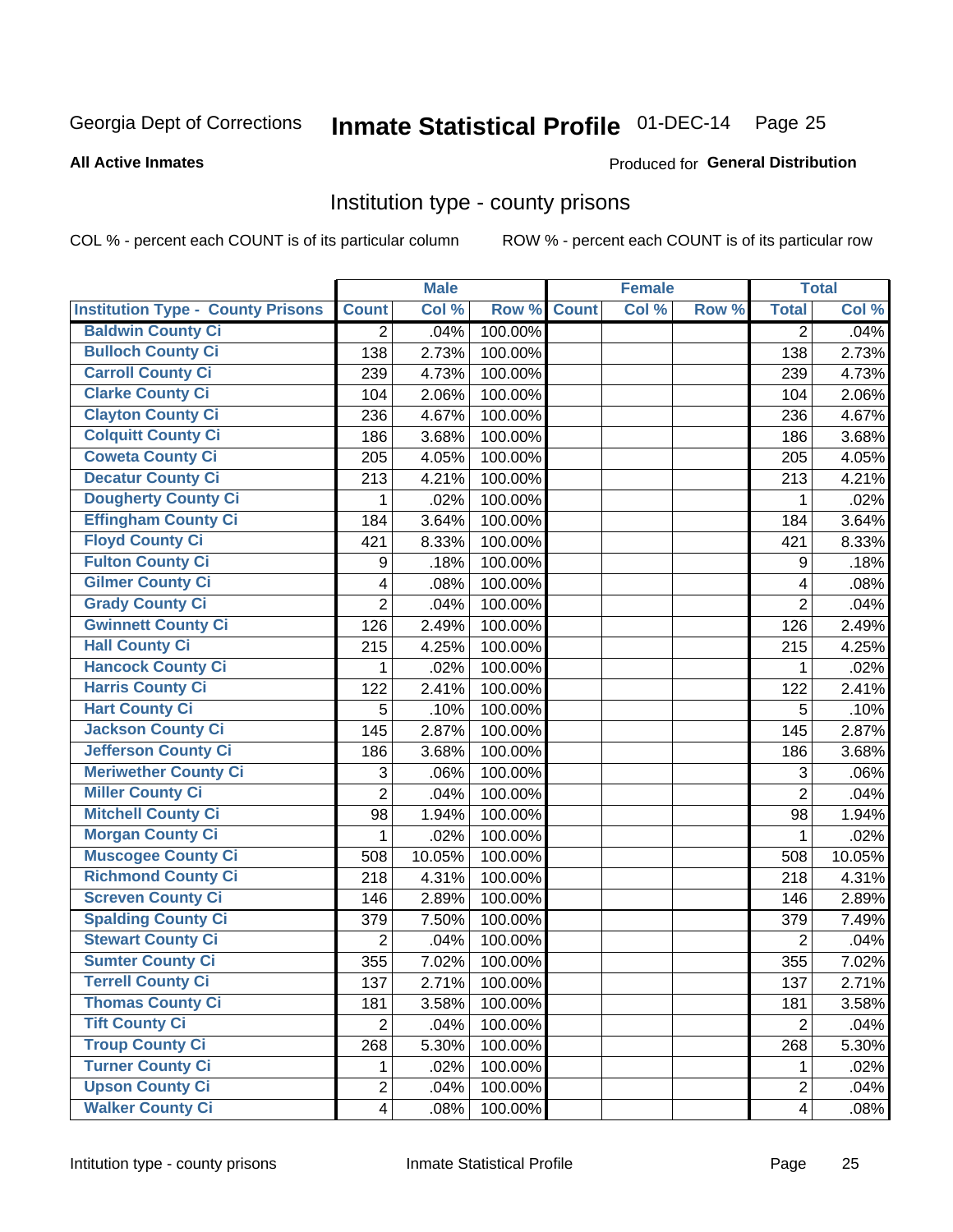Georgia Dept of Corrections **Inmate Statistical Profile** 01-DEC-14 Page 25

**All Active Inmates**

Produced for **General Distribution**

## Institution type - county prisons

COL % - percent each COUNT is of its particular column ROW % - percent each COUNT is of its particular row

| | Male | | | Female | | | Total | |
|---|---|---|---|---|---|---|---|---|
| **Institution Type - County Prisons** | **Count** | **Col %** | **Row %** | **Count** | **Col %** | **Row %** | **Total** | **Col %** |
| Baldwin County Ci | 2 | .04% | 100.00% | | | | 2 | .04% |
| Bulloch County Ci | 138 | 2.73% | 100.00% | | | | 138 | 2.73% |
| Carroll County Ci | 239 | 4.73% | 100.00% | | | | 239 | 4.73% |
| Clarke County Ci | 104 | 2.06% | 100.00% | | | | 104 | 2.06% |
| Clayton County Ci | 236 | 4.67% | 100.00% | | | | 236 | 4.67% |
| Colquitt County Ci | 186 | 3.68% | 100.00% | | | | 186 | 3.68% |
| Coweta County Ci | 205 | 4.05% | 100.00% | | | | 205 | 4.05% |
| Decatur County Ci | 213 | 4.21% | 100.00% | | | | 213 | 4.21% |
| Dougherty County Ci | 1 | .02% | 100.00% | | | | 1 | .02% |
| Effingham County Ci | 184 | 3.64% | 100.00% | | | | 184 | 3.64% |
| Floyd County Ci | 421 | 8.33% | 100.00% | | | | 421 | 8.33% |
| Fulton County Ci | 9 | .18% | 100.00% | | | | 9 | .18% |
| Gilmer County Ci | 4 | .08% | 100.00% | | | | 4 | .08% |
| Grady County Ci | 2 | .04% | 100.00% | | | | 2 | .04% |
| Gwinnett County Ci | 126 | 2.49% | 100.00% | | | | 126 | 2.49% |
| Hall County Ci | 215 | 4.25% | 100.00% | | | | 215 | 4.25% |
| Hancock County Ci | 1 | .02% | 100.00% | | | | 1 | .02% |
| Harris County Ci | 122 | 2.41% | 100.00% | | | | 122 | 2.41% |
| Hart County Ci | 5 | .10% | 100.00% | | | | 5 | .10% |
| Jackson County Ci | 145 | 2.87% | 100.00% | | | | 145 | 2.87% |
| Jefferson County Ci | 186 | 3.68% | 100.00% | | | | 186 | 3.68% |
| Meriwether County Ci | 3 | .06% | 100.00% | | | | 3 | .06% |
| Miller County Ci | 2 | .04% | 100.00% | | | | 2 | .04% |
| Mitchell County Ci | 98 | 1.94% | 100.00% | | | | 98 | 1.94% |
| Morgan County Ci | 1 | .02% | 100.00% | | | | 1 | .02% |
| Muscogee County Ci | 508 | 10.05% | 100.00% | | | | 508 | 10.05% |
| Richmond County Ci | 218 | 4.31% | 100.00% | | | | 218 | 4.31% |
| Screven County Ci | 146 | 2.89% | 100.00% | | | | 146 | 2.89% |
| Spalding County Ci | 379 | 7.50% | 100.00% | | | | 379 | 7.49% |
| Stewart County Ci | 2 | .04% | 100.00% | | | | 2 | .04% |
| Sumter County Ci | 355 | 7.02% | 100.00% | | | | 355 | 7.02% |
| Terrell County Ci | 137 | 2.71% | 100.00% | | | | 137 | 2.71% |
| Thomas County Ci | 181 | 3.58% | 100.00% | | | | 181 | 3.58% |
| Tift County Ci | 2 | .04% | 100.00% | | | | 2 | .04% |
| Troup County Ci | 268 | 5.30% | 100.00% | | | | 268 | 5.30% |
| Turner County Ci | 1 | .02% | 100.00% | | | | 1 | .02% |
| Upson County Ci | 2 | .04% | 100.00% | | | | 2 | .04% |
| Walker County Ci | 4 | .08% | 100.00% | | | | 4 | .08% |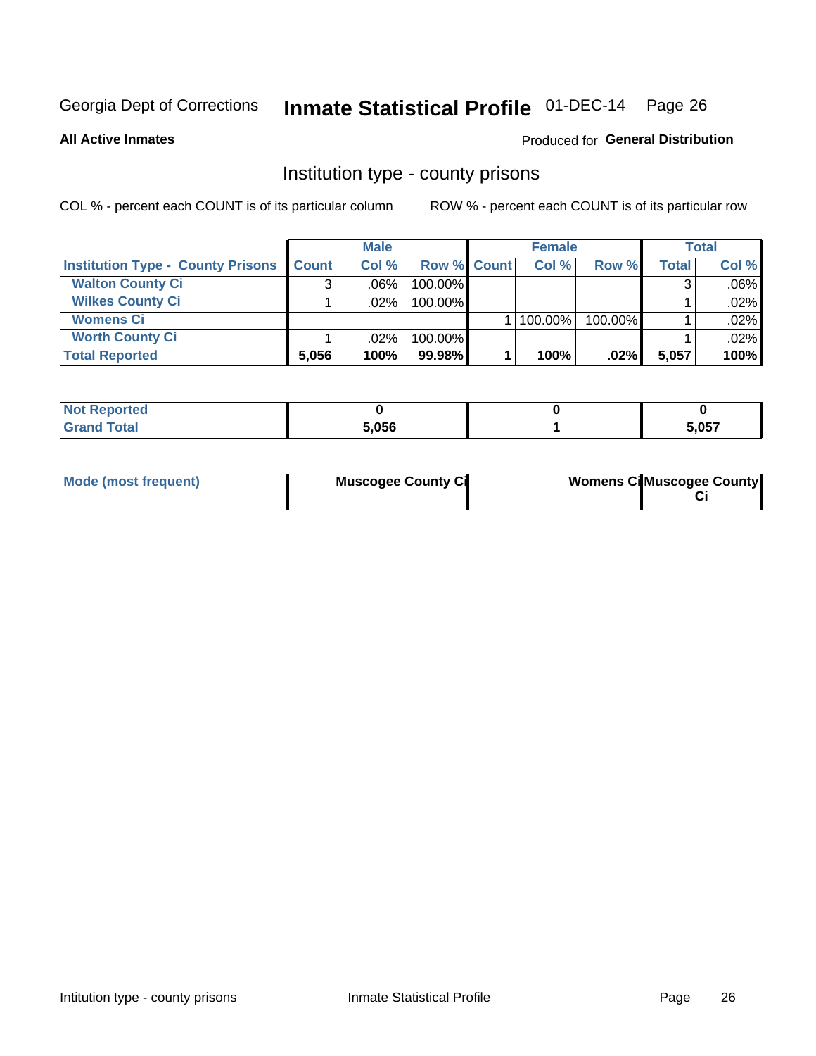Georgia Dept of Corrections **Inmate Statistical Profile** 01-DEC-14

**All Active Inmates** Produced for **General Distribution**

## Institution type - county prisons

COL % - percent each COUNT is of its particular column ROW % - percent each COUNT is of its particular row

| | Male | | | Female | | | Total | |
|---|---|---|---|---|---|---|---|---|
| **Institution Type - County Prisons** | **Count** | **Col %** | **Row %** | **Count** | **Col %** | **Row %** | **Total** | **Col %** |
| **Walton County Ci** | 3 | .06% | 100.00% | | | | 3 | .06% |
| **Wilkes County Ci** | 1 | .02% | 100.00% | | | | 1 | .02% |
| **Womens Ci** | | | | 1 | 100.00% | 100.00% | 1 | .02% |
| **Worth County Ci** | 1 | .02% | 100.00% | | | | 1 | .02% |
| **Total Reported** | **5,056** | **100%** | **99.98%** | **1** | **100%** | **.02%** | **5,057** | **100%** |

| | Male | Female | Total |
|---|---|---|---|
| **Not Reported** | **0** | **0** | **0** |
| **Grand Total** | **5,056** | **1** | **5,057** |

| | Male | Female | Total |
|---|---|---|---|
| **Mode (most frequent)** | **Muscogee County Ci** | **Womens Ci** | **Muscogee County Ci** |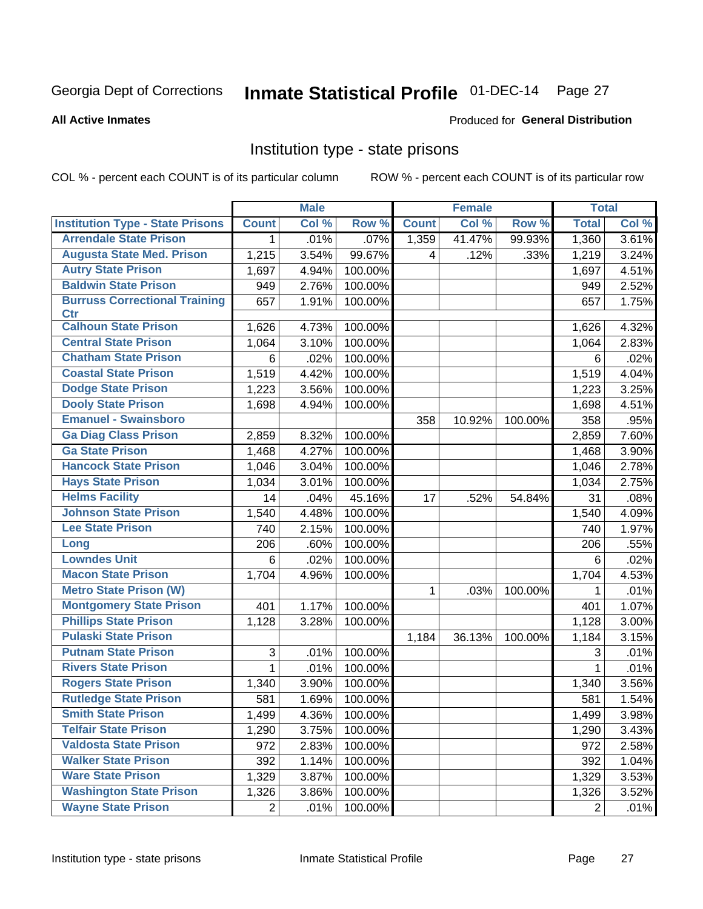Georgia Dept of Corrections **Inmate Statistical Profile** 01-DEC-14

**All Active Inmates**

Produced for **General Distribution**

## Institution type - state prisons

COL % - percent each COUNT is of its particular column ROW % - percent each COUNT is of its particular row

| | Male | | | Female | | | Total | |
|---|---|---|---|---|---|---|---|---|
| **Institution Type - State Prisons** | **Count** | **Col %** | **Row %** | **Count** | **Col %** | **Row %** | **Total** | **Col %** |
| **Arrendale State Prison** | 1 | .01% | .07% | 1,359 | 41.47% | 99.93% | 1,360 | 3.61% |
| **Augusta State Med. Prison** | 1,215 | 3.54% | 99.67% | 4 | .12% | .33% | 1,219 | 3.24% |
| **Autry State Prison** | 1,697 | 4.94% | 100.00% | | | | 1,697 | 4.51% |
| **Baldwin State Prison** | 949 | 2.76% | 100.00% | | | | 949 | 2.52% |
| **Burruss Correctional Training Ctr** | 657 | 1.91% | 100.00% | | | | 657 | 1.75% |
| **Calhoun State Prison** | 1,626 | 4.73% | 100.00% | | | | 1,626 | 4.32% |
| **Central State Prison** | 1,064 | 3.10% | 100.00% | | | | 1,064 | 2.83% |
| **Chatham State Prison** | 6 | .02% | 100.00% | | | | 6 | .02% |
| **Coastal State Prison** | 1,519 | 4.42% | 100.00% | | | | 1,519 | 4.04% |
| **Dodge State Prison** | 1,223 | 3.56% | 100.00% | | | | 1,223 | 3.25% |
| **Dooly State Prison** | 1,698 | 4.94% | 100.00% | | | | 1,698 | 4.51% |
| **Emanuel - Swainsboro** | | | | 358 | 10.92% | 100.00% | 358 | .95% |
| **Ga Diag Class Prison** | 2,859 | 8.32% | 100.00% | | | | 2,859 | 7.60% |
| **Ga State Prison** | 1,468 | 4.27% | 100.00% | | | | 1,468 | 3.90% |
| **Hancock State Prison** | 1,046 | 3.04% | 100.00% | | | | 1,046 | 2.78% |
| **Hays State Prison** | 1,034 | 3.01% | 100.00% | | | | 1,034 | 2.75% |
| **Helms Facility** | 14 | .04% | 45.16% | 17 | .52% | 54.84% | 31 | .08% |
| **Johnson State Prison** | 1,540 | 4.48% | 100.00% | | | | 1,540 | 4.09% |
| **Lee State Prison** | 740 | 2.15% | 100.00% | | | | 740 | 1.97% |
| **Long** | 206 | .60% | 100.00% | | | | 206 | .55% |
| **Lowndes Unit** | 6 | .02% | 100.00% | | | | 6 | .02% |
| **Macon State Prison** | 1,704 | 4.96% | 100.00% | | | | 1,704 | 4.53% |
| **Metro State Prison (W)** | | | | 1 | .03% | 100.00% | 1 | .01% |
| **Montgomery State Prison** | 401 | 1.17% | 100.00% | | | | 401 | 1.07% |
| **Phillips State Prison** | 1,128 | 3.28% | 100.00% | | | | 1,128 | 3.00% |
| **Pulaski State Prison** | | | | 1,184 | 36.13% | 100.00% | 1,184 | 3.15% |
| **Putnam State Prison** | 3 | .01% | 100.00% | | | | 3 | .01% |
| **Rivers State Prison** | 1 | .01% | 100.00% | | | | 1 | .01% |
| **Rogers State Prison** | 1,340 | 3.90% | 100.00% | | | | 1,340 | 3.56% |
| **Rutledge State Prison** | 581 | 1.69% | 100.00% | | | | 581 | 1.54% |
| **Smith State Prison** | 1,499 | 4.36% | 100.00% | | | | 1,499 | 3.98% |
| **Telfair State Prison** | 1,290 | 3.75% | 100.00% | | | | 1,290 | 3.43% |
| **Valdosta State Prison** | 972 | 2.83% | 100.00% | | | | 972 | 2.58% |
| **Walker State Prison** | 392 | 1.14% | 100.00% | | | | 392 | 1.04% |
| **Ware State Prison** | 1,329 | 3.87% | 100.00% | | | | 1,329 | 3.53% |
| **Washington State Prison** | 1,326 | 3.86% | 100.00% | | | | 1,326 | 3.52% |
| **Wayne State Prison** | 2 | .01% | 100.00% | | | | 2 | .01% |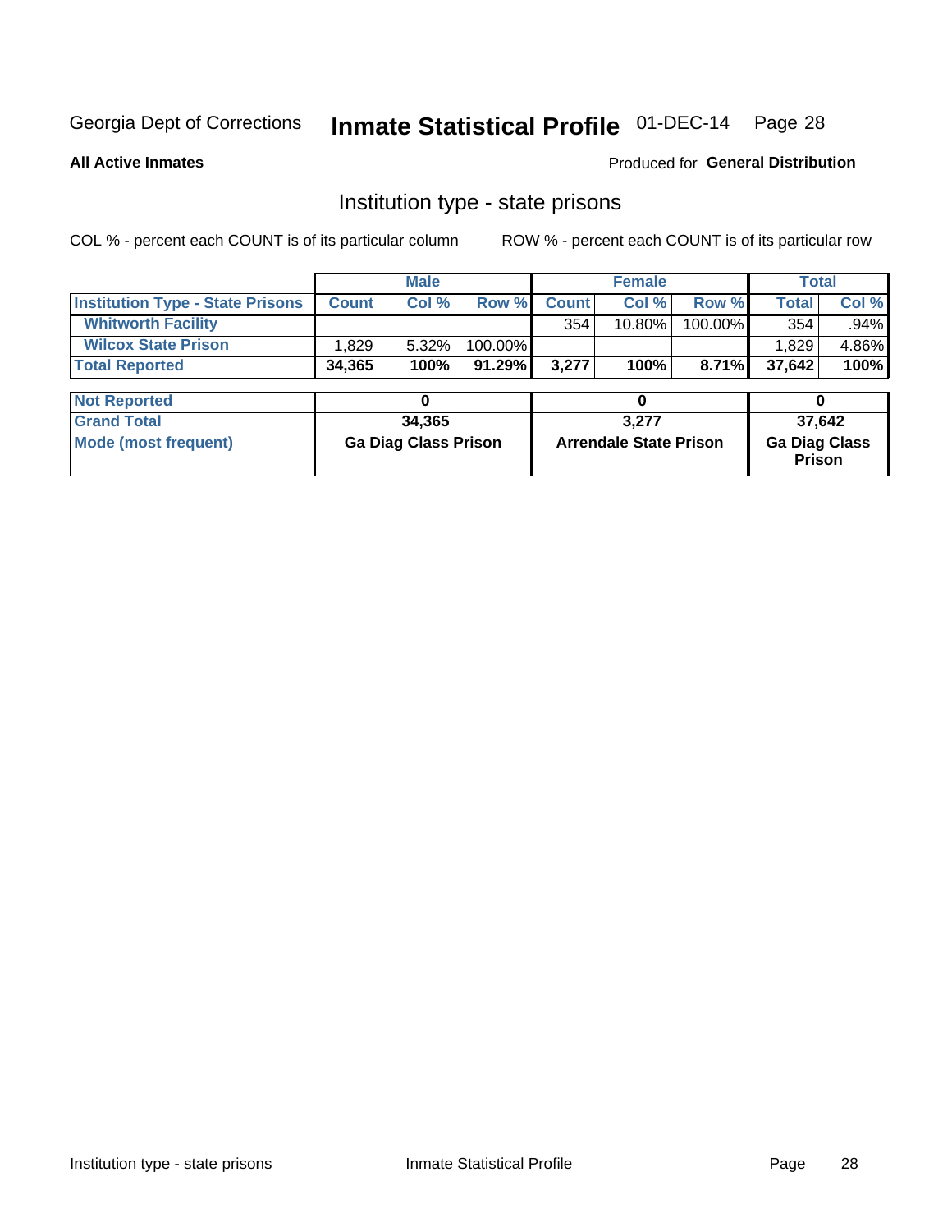Georgia Dept of Corrections **Inmate Statistical Profile** 01-DEC-14

**All Active Inmates**

Produced for **General Distribution**

## Institution type - state prisons

COL % - percent each COUNT is of its particular column ROW % - percent each COUNT is of its particular row

| | Male | | | Female | | | Total | |
|---|---|---|---|---|---|---|---|---|
| **Institution Type - State Prisons** | **Count** | **Col %** | **Row %** | **Count** | **Col %** | **Row %** | **Total** | **Col %** |
| **Whitworth Facility** | | | | 354 | 10.80% | 100.00% | 354 | .94% |
| **Wilcox State Prison** | 1,829 | 5.32% | 100.00% | | | | 1,829 | 4.86% |
| **Total Reported** | **34,365** | **100%** | **91.29%** | **3,277** | **100%** | **8.71%** | **37,642** | **100%** |

| | Male | Female | Total |
|---|---|---|---|
| **Not Reported** | **0** | **0** | **0** |
| **Grand Total** | **34,365** | **3,277** | **37,642** |
| **Mode (most frequent)** | **Ga Diag Class Prison** | **Arrendale State Prison** | **Ga Diag Class Prison** |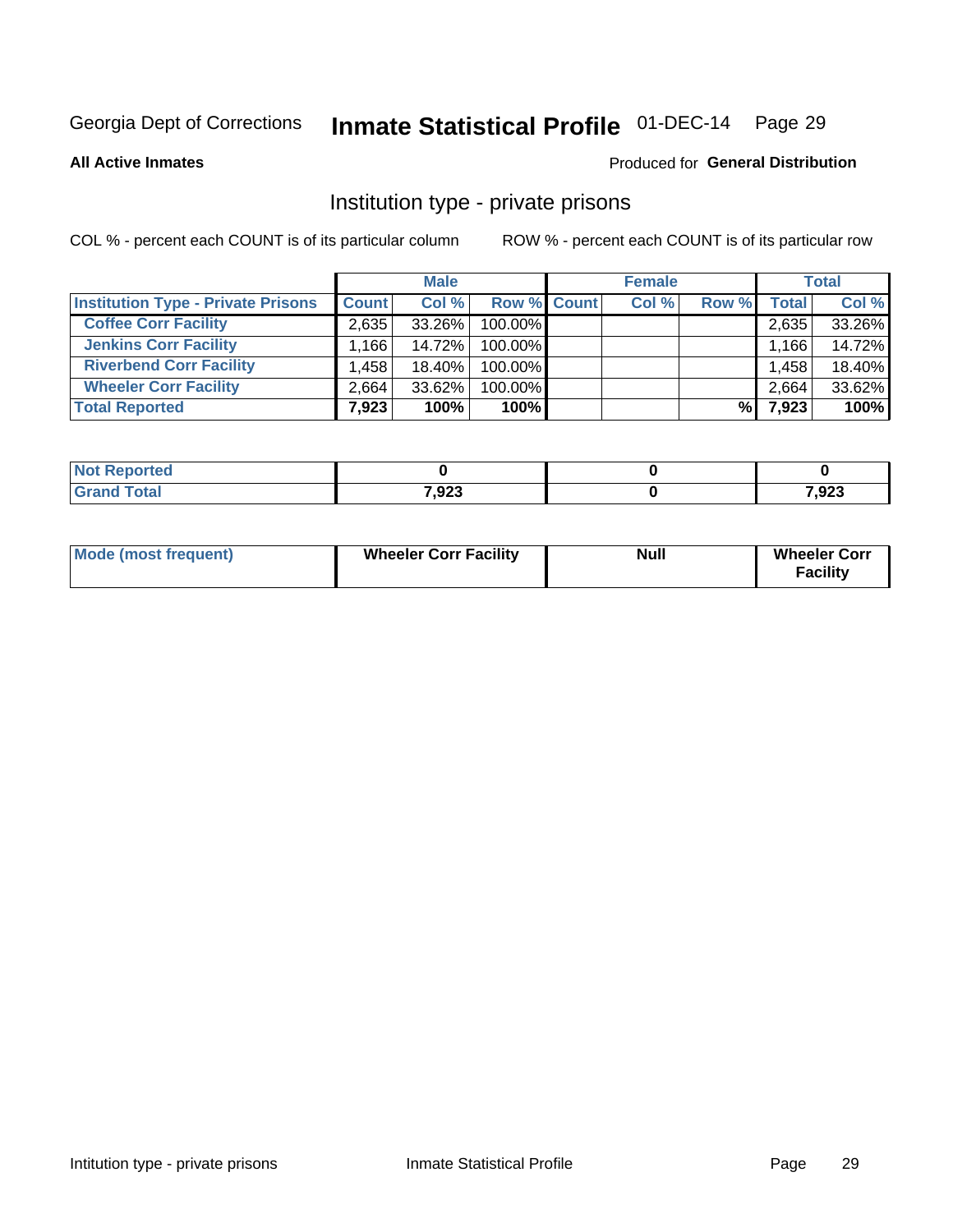Georgia Dept of Corrections **Inmate Statistical Profile** 01-DEC-14 Page 29

**All Active Inmates**

Produced for **General Distribution**

## Institution type - private prisons

COL % - percent each COUNT is of its particular column

ROW % - percent each COUNT is of its particular row

| | Male | | | Female | | | Total | |
|---|---|---|---|---|---|---|---|---|
| **Institution Type - Private Prisons** | **Count** | **Col %** | **Row %** | **Count** | **Col %** | **Row %** | **Total** | **Col %** |
| **Coffee Corr Facility** | 2,635 | 33.26% | 100.00% | | | | 2,635 | 33.26% |
| **Jenkins Corr Facility** | 1,166 | 14.72% | 100.00% | | | | 1,166 | 14.72% |
| **Riverbend Corr Facility** | 1,458 | 18.40% | 100.00% | | | | 1,458 | 18.40% |
| **Wheeler Corr Facility** | 2,664 | 33.62% | 100.00% | | | | 2,664 | 33.62% |
| **Total Reported** | **7,923** | **100%** | **100%** | | | **%** | **7,923** | **100%** |

| | Male | Female | Total |
|---|---|---|---|
| **Not Reported** | **0** | **0** | **0** |
| **Grand Total** | **7,923** | **0** | **7,923** |

| | Male | Female | Total |
|---|---|---|---|
| **Mode (most frequent)** | **Wheeler Corr Facility** | **Null** | **Wheeler Corr Facility** |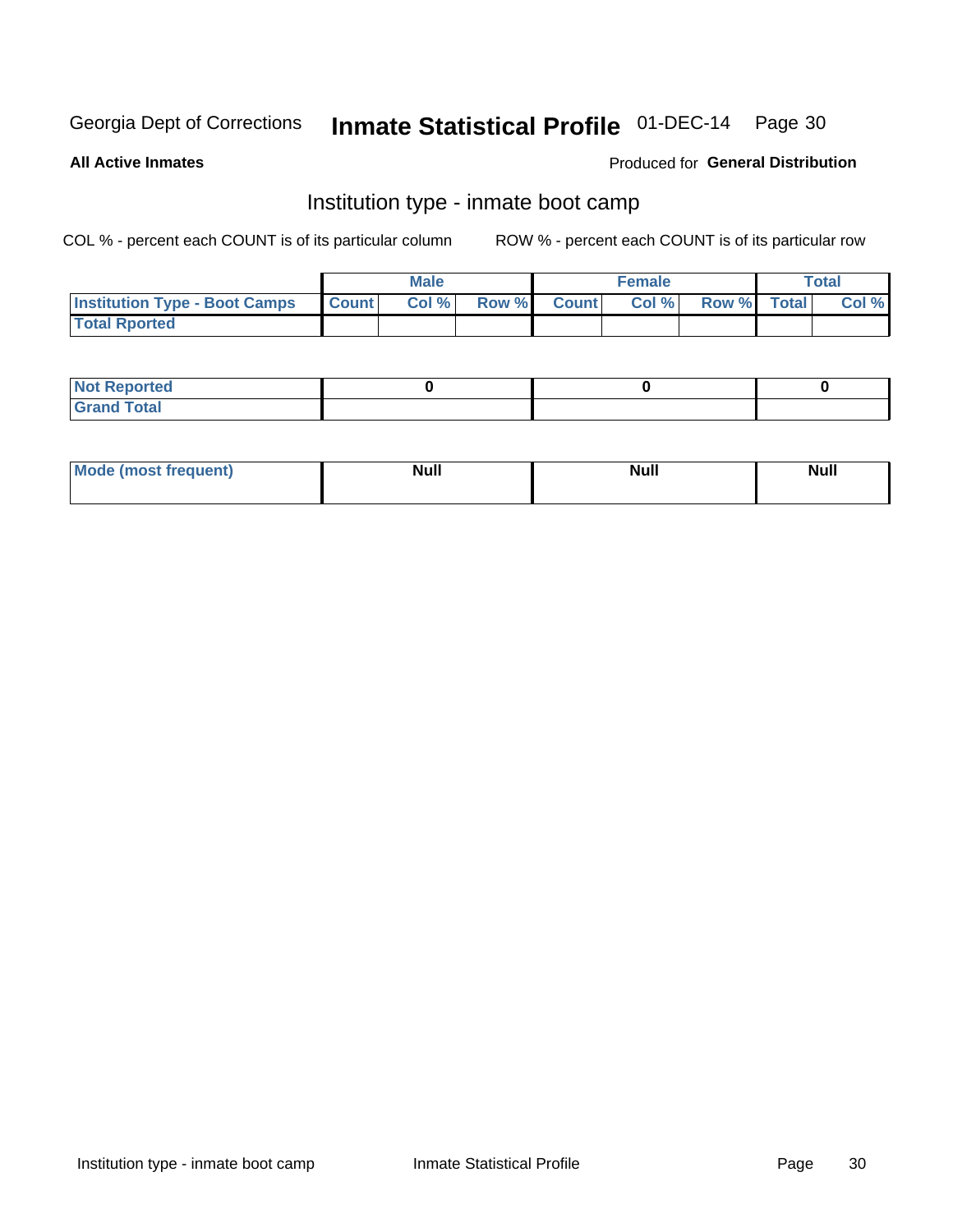Georgia Dept of Corrections **Inmate Statistical Profile** 01-DEC-14

**All Active Inmates**

Produced for **General Distribution**

## Institution type - inmate boot camp

COL % - percent each COUNT is of its particular column

ROW % - percent each COUNT is of its particular row

| | Male | | | Female | | | Total | |
|---|---|---|---|---|---|---|---|---|
| **Institution Type - Boot Camps** | Count | Col % | Row % | Count | Col % | Row % | Total | Col % |
| **Total Rported** | | | | | | | | |

| | Male | Female | Total |
|---|---|---|---|
| **Not Reported** | 0 | 0 | 0 |
| **Grand Total** | | | |

| | Male | Female | Total |
|---|---|---|---|
| **Mode (most frequent)** | Null | Null | Null |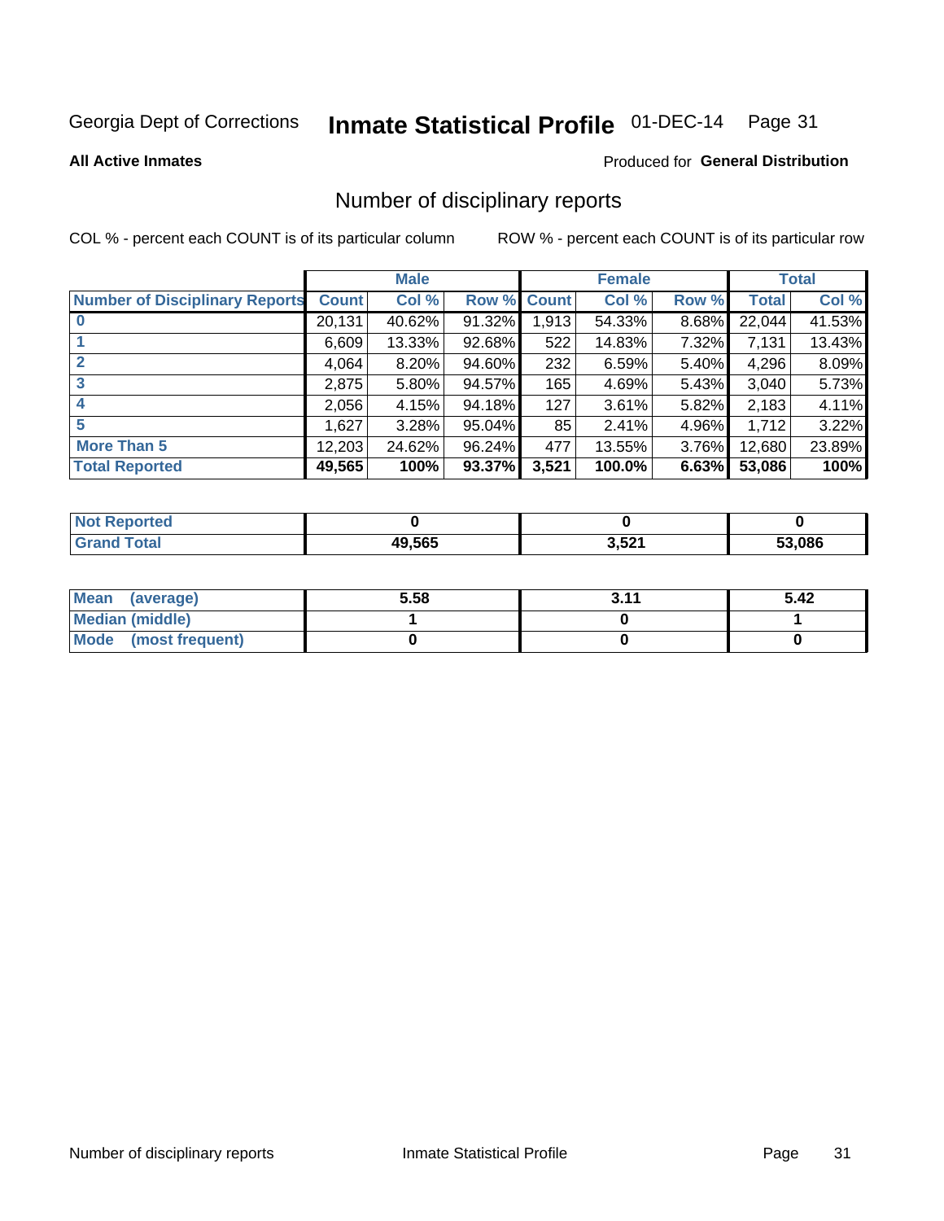Georgia Dept of Corrections **Inmate Statistical Profile** 01-DEC-14

**All Active Inmates**

Produced for **General Distribution**

## Number of disciplinary reports

COL % - percent each COUNT is of its particular column

ROW % - percent each COUNT is of its particular row

| | Male | | | Female | | | Total | |
|---|---|---|---|---|---|---|---|---|
| **Number of Disciplinary Reports** | **Count** | **Col %** | **Row %** | **Count** | **Col %** | **Row %** | **Total** | **Col %** |
| **0** | 20,131 | 40.62% | 91.32% | 1,913 | 54.33% | 8.68% | 22,044 | 41.53% |
| **1** | 6,609 | 13.33% | 92.68% | 522 | 14.83% | 7.32% | 7,131 | 13.43% |
| **2** | 4,064 | 8.20% | 94.60% | 232 | 6.59% | 5.40% | 4,296 | 8.09% |
| **3** | 2,875 | 5.80% | 94.57% | 165 | 4.69% | 5.43% | 3,040 | 5.73% |
| **4** | 2,056 | 4.15% | 94.18% | 127 | 3.61% | 5.82% | 2,183 | 4.11% |
| **5** | 1,627 | 3.28% | 95.04% | 85 | 2.41% | 4.96% | 1,712 | 3.22% |
| **More Than 5** | 12,203 | 24.62% | 96.24% | 477 | 13.55% | 3.76% | 12,680 | 23.89% |
| **Total Reported** | **49,565** | **100%** | **93.37%** | **3,521** | **100.0%** | **6.63%** | **53,086** | **100%** |

| | Male | Female | Total |
|---|---|---|---|
| **Not Reported** | **0** | **0** | **0** |
| **Grand Total** | **49,565** | **3,521** | **53,086** |

| | Male | Female | Total |
|---|---|---|---|
| **Mean (average)** | **5.58** | **3.11** | **5.42** |
| **Median (middle)** | **1** | **0** | **1** |
| **Mode (most frequent)** | **0** | **0** | **0** |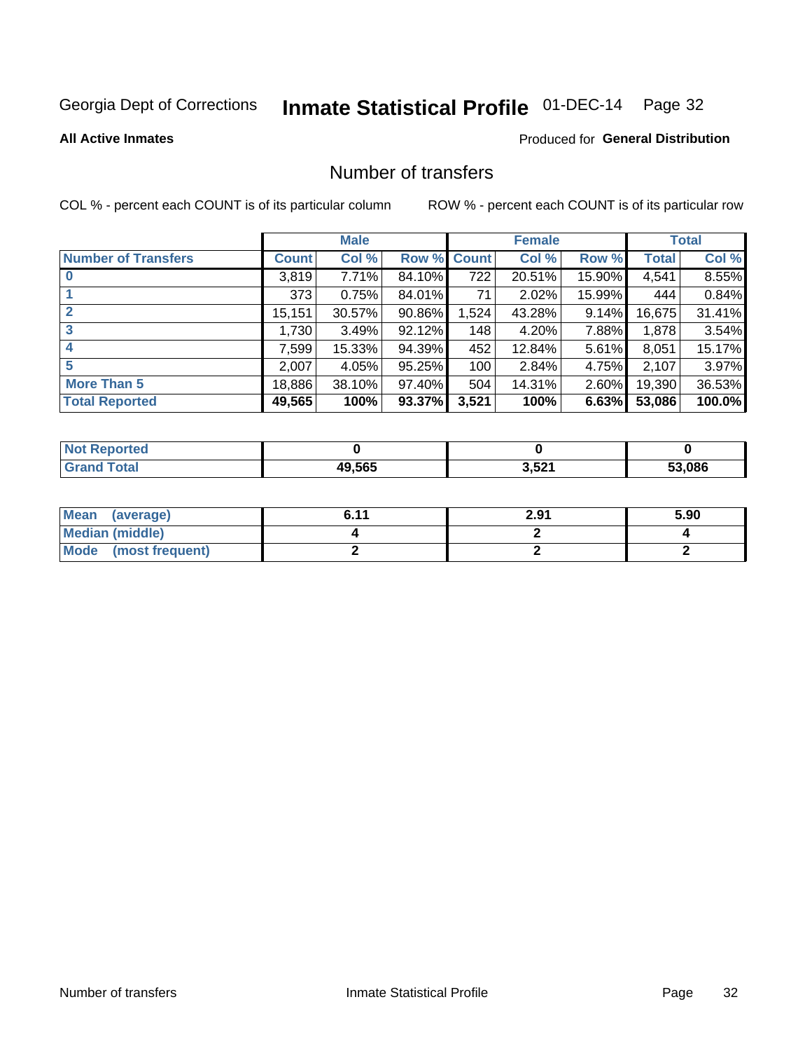Georgia Dept of Corrections **Inmate Statistical Profile** 01-DEC-14

**All Active Inmates**

Produced for **General Distribution**

## Number of transfers

COL % - percent each COUNT is of its particular column

ROW % - percent each COUNT is of its particular row

| | Male | | | Female | | | Total | |
|---|---|---|---|---|---|---|---|---|
| **Number of Transfers** | **Count** | **Col %** | **Row %** | **Count** | **Col %** | **Row %** | **Total** | **Col %** |
| **0** | 3,819 | 7.71% | 84.10% | 722 | 20.51% | 15.90% | 4,541 | 8.55% |
| **1** | 373 | 0.75% | 84.01% | 71 | 2.02% | 15.99% | 444 | 0.84% |
| **2** | 15,151 | 30.57% | 90.86% | 1,524 | 43.28% | 9.14% | 16,675 | 31.41% |
| **3** | 1,730 | 3.49% | 92.12% | 148 | 4.20% | 7.88% | 1,878 | 3.54% |
| **4** | 7,599 | 15.33% | 94.39% | 452 | 12.84% | 5.61% | 8,051 | 15.17% |
| **5** | 2,007 | 4.05% | 95.25% | 100 | 2.84% | 4.75% | 2,107 | 3.97% |
| **More Than 5** | 18,886 | 38.10% | 97.40% | 504 | 14.31% | 2.60% | 19,390 | 36.53% |
| **Total Reported** | **49,565** | **100%** | **93.37%** | **3,521** | **100%** | **6.63%** | **53,086** | **100.0%** |

| | Male | Female | Total |
|---|---|---|---|
| **Not Reported** | **0** | **0** | **0** |
| **Grand Total** | **49,565** | **3,521** | **53,086** |

| | Male | Female | Total |
|---|---|---|---|
| **Mean (average)** | **6.11** | **2.91** | **5.90** |
| **Median (middle)** | **4** | **2** | **4** |
| **Mode (most frequent)** | **2** | **2** | **2** |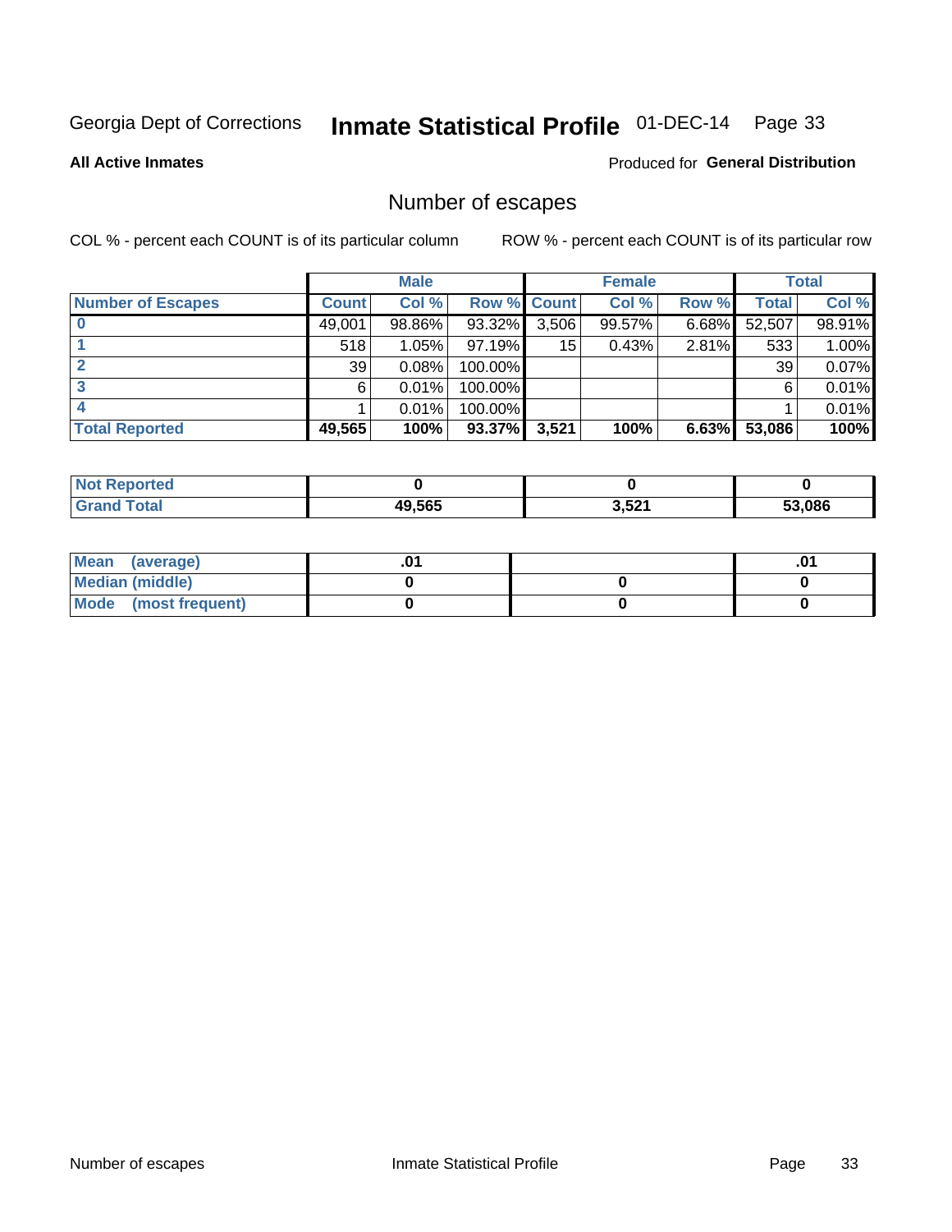Georgia Dept of Corrections **Inmate Statistical Profile** 01-DEC-14

**All Active Inmates**

Produced for **General Distribution**

## Number of escapes

COL % - percent each COUNT is of its particular column

ROW % - percent each COUNT is of its particular row

| | Male | | | Female | | | Total | |
|---|---|---|---|---|---|---|---|---|
| **Number of Escapes** | **Count** | **Col %** | **Row %** | **Count** | **Col %** | **Row %** | **Total** | **Col %** |
| **0** | 49,001 | 98.86% | 93.32% | 3,506 | 99.57% | 6.68% | 52,507 | 98.91% |
| **1** | 518 | 1.05% | 97.19% | 15 | 0.43% | 2.81% | 533 | 1.00% |
| **2** | 39 | 0.08% | 100.00% | | | | 39 | 0.07% |
| **3** | 6 | 0.01% | 100.00% | | | | 6 | 0.01% |
| **4** | 1 | 0.01% | 100.00% | | | | 1 | 0.01% |
| **Total Reported** | **49,565** | **100%** | **93.37%** | **3,521** | **100%** | **6.63%** | **53,086** | **100%** |

| | Male | Female | Total |
|---|---|---|---|
| **Not Reported** | **0** | **0** | **0** |
| **Grand Total** | **49,565** | **3,521** | **53,086** |

| | Male | Female | Total |
|---|---|---|---|
| **Mean (average)** | **.01** | | **.01** |
| **Median (middle)** | **0** | **0** | **0** |
| **Mode (most frequent)** | **0** | **0** | **0** |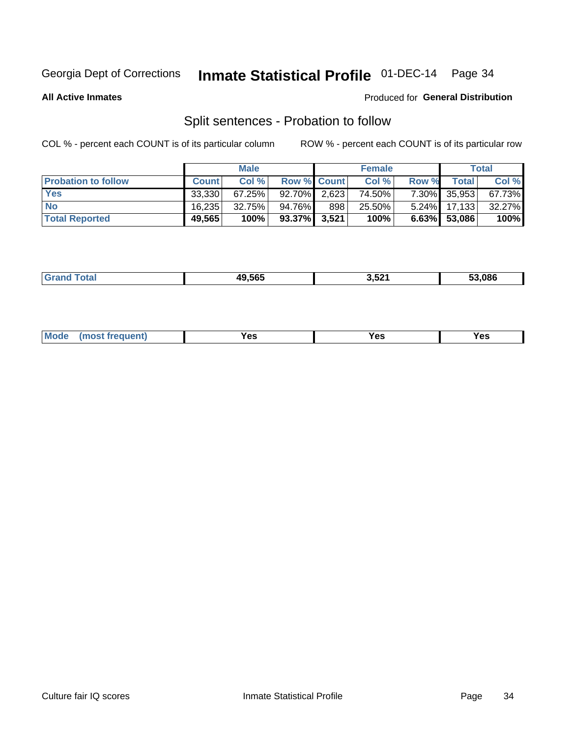Georgia Dept of Corrections **Inmate Statistical Profile** 01-DEC-14

**All Active Inmates**

Produced for **General Distribution**

## Split sentences - Probation to follow

COL % - percent each COUNT is of its particular column

ROW % - percent each COUNT is of its particular row

| | Male | | | Female | | | Total | |
|---|---|---|---|---|---|---|---|---|
| **Probation to follow** | **Count** | **Col %** | **Row %** | **Count** | **Col %** | **Row %** | **Total** | **Col %** |
| **Yes** | 33,330 | 67.25% | 92.70% | 2,623 | 74.50% | 7.30% | 35,953 | 67.73% |
| **No** | 16,235 | 32.75% | 94.76% | 898 | 25.50% | 5.24% | 17,133 | 32.27% |
| **Total Reported** | **49,565** | **100%** | **93.37%** | **3,521** | **100%** | **6.63%** | **53,086** | **100%** |

| | Male | Female | Total |
|---|---|---|---|
| **Grand Total** | **49,565** | **3,521** | **53,086** |

| | Male | Female | Total |
|---|---|---|---|
| **Mode (most frequent)** | **Yes** | **Yes** | **Yes** |

Culture fair IQ scores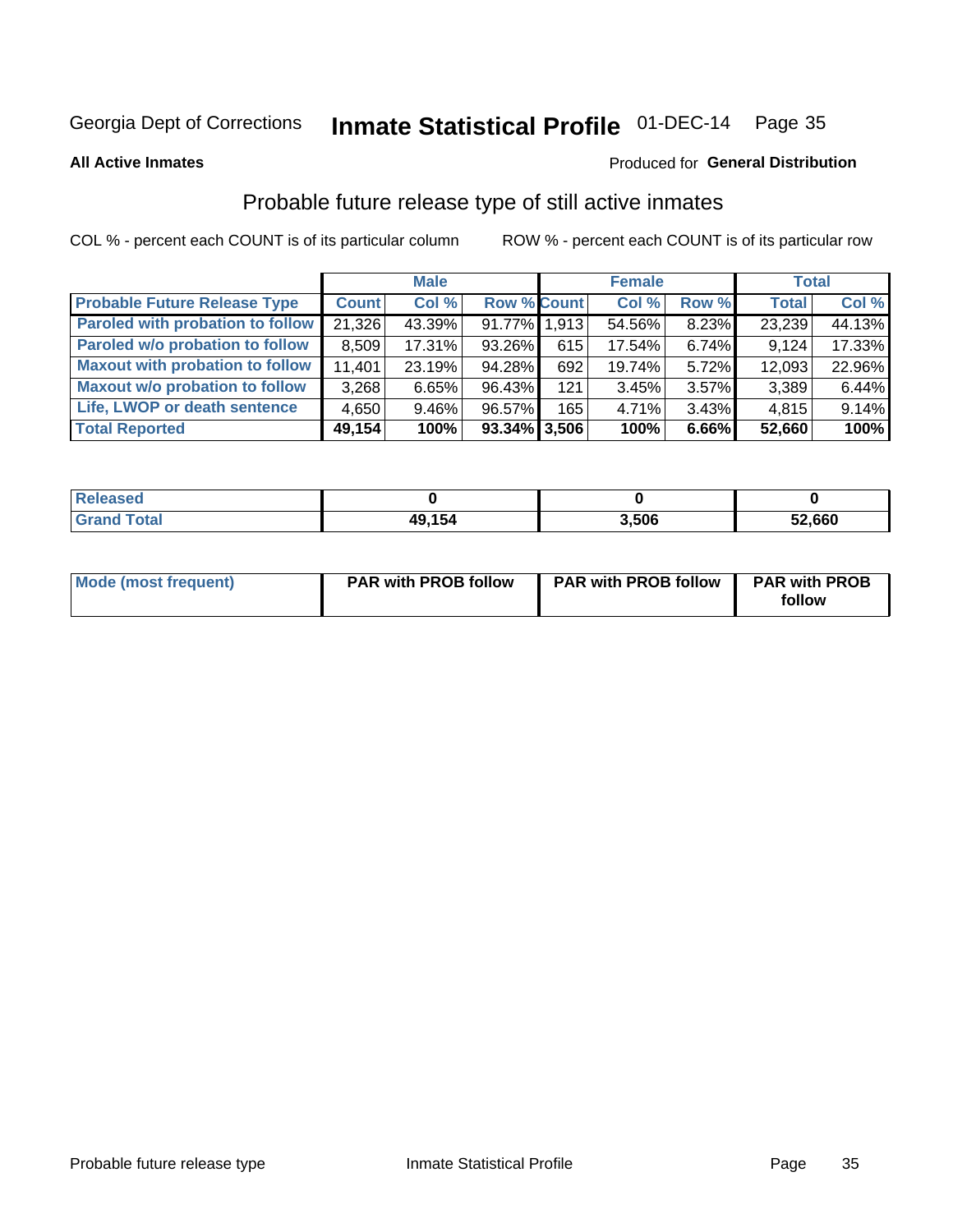Georgia Dept of Corrections **Inmate Statistical Profile** 01-DEC-14

**All Active Inmates**

Produced for **General Distribution**

## Probable future release type of still active inmates

COL % - percent each COUNT is of its particular column ROW % - percent each COUNT is of its particular row

| | Male | | | Female | | | Total | |
|---|---|---|---|---|---|---|---|---|
| **Probable Future Release Type** | **Count** | **Col %** | **Row %** | **Count** | **Col %** | **Row %** | **Total** | **Col %** |
| **Paroled with probation to follow** | 21,326 | 43.39% | 91.77% | 1,913 | 54.56% | 8.23% | 23,239 | 44.13% |
| **Paroled w/o probation to follow** | 8,509 | 17.31% | 93.26% | 615 | 17.54% | 6.74% | 9,124 | 17.33% |
| **Maxout with probation to follow** | 11,401 | 23.19% | 94.28% | 692 | 19.74% | 5.72% | 12,093 | 22.96% |
| **Maxout w/o probation to follow** | 3,268 | 6.65% | 96.43% | 121 | 3.45% | 3.57% | 3,389 | 6.44% |
| **Life, LWOP or death sentence** | 4,650 | 9.46% | 96.57% | 165 | 4.71% | 3.43% | 4,815 | 9.14% |
| **Total Reported** | **49,154** | **100%** | **93.34%** | **3,506** | **100%** | **6.66%** | **52,660** | **100%** |

| | Male | Female | Total |
|---|---|---|---|
| **Released** | **0** | **0** | **0** |
| **Grand Total** | **49,154** | **3,506** | **52,660** |

| | Male | Female | Total |
|---|---|---|---|
| **Mode (most frequent)** | **PAR with PROB follow** | **PAR with PROB follow** | **PAR with PROB follow** |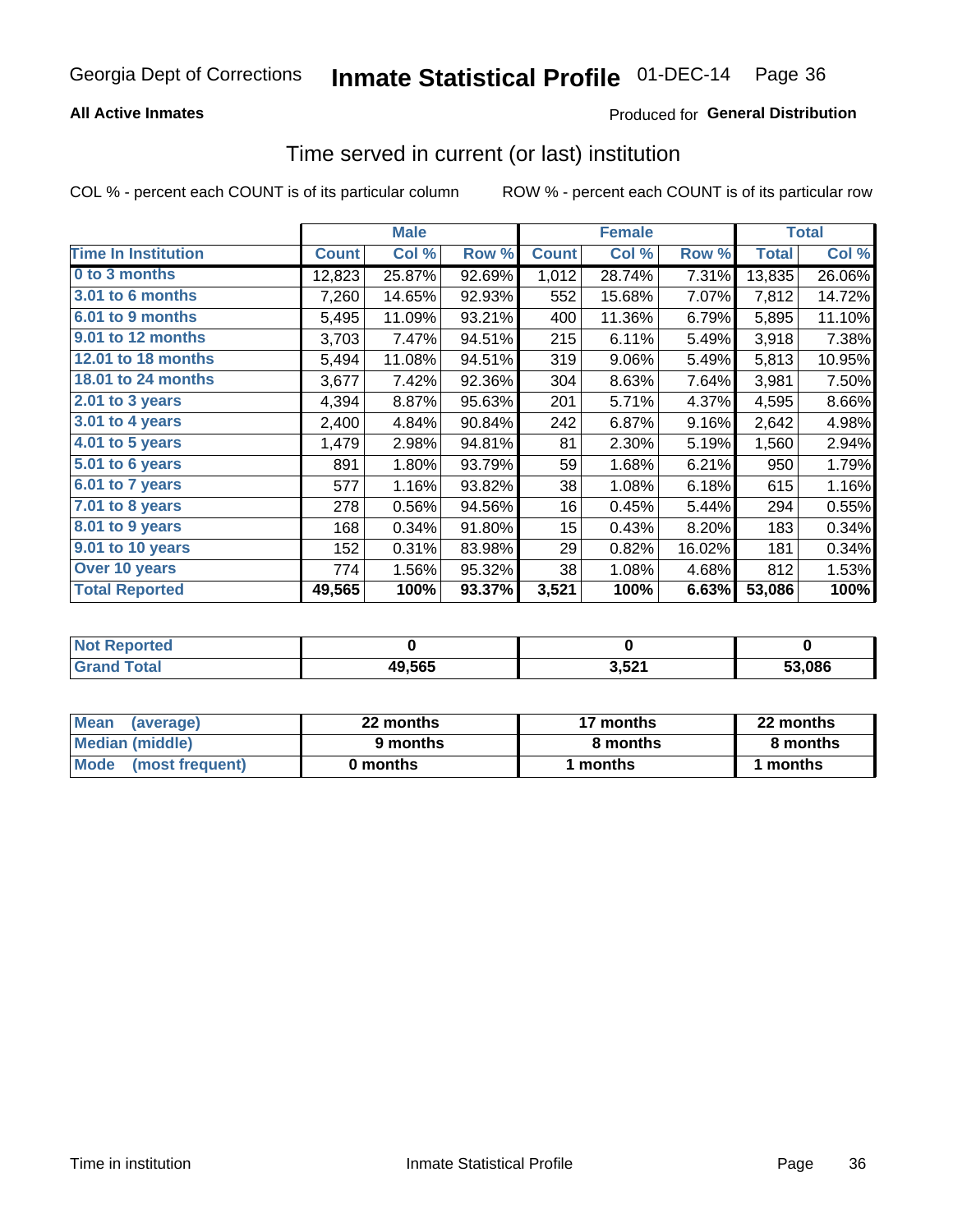# Inmate Statistical Profile

Georgia Dept of Corrections 01-DEC-14

**All Active Inmates**

Produced for **General Distribution**

## Time served in current (or last) institution

COL % - percent each COUNT is of its particular column

ROW % - percent each COUNT is of its particular row

| | Male | | | Female | | | Total | |
|---|---|---|---|---|---|---|---|---|
| **Time In Institution** | **Count** | **Col %** | **Row %** | **Count** | **Col %** | **Row %** | **Total** | **Col %** |
| 0 to 3 months | 12,823 | 25.87% | 92.69% | 1,012 | 28.74% | 7.31% | 13,835 | 26.06% |
| 3.01 to 6 months | 7,260 | 14.65% | 92.93% | 552 | 15.68% | 7.07% | 7,812 | 14.72% |
| 6.01 to 9 months | 5,495 | 11.09% | 93.21% | 400 | 11.36% | 6.79% | 5,895 | 11.10% |
| 9.01 to 12 months | 3,703 | 7.47% | 94.51% | 215 | 6.11% | 5.49% | 3,918 | 7.38% |
| 12.01 to 18 months | 5,494 | 11.08% | 94.51% | 319 | 9.06% | 5.49% | 5,813 | 10.95% |
| 18.01 to 24 months | 3,677 | 7.42% | 92.36% | 304 | 8.63% | 7.64% | 3,981 | 7.50% |
| 2.01 to 3 years | 4,394 | 8.87% | 95.63% | 201 | 5.71% | 4.37% | 4,595 | 8.66% |
| 3.01 to 4 years | 2,400 | 4.84% | 90.84% | 242 | 6.87% | 9.16% | 2,642 | 4.98% |
| 4.01 to 5 years | 1,479 | 2.98% | 94.81% | 81 | 2.30% | 5.19% | 1,560 | 2.94% |
| 5.01 to 6 years | 891 | 1.80% | 93.79% | 59 | 1.68% | 6.21% | 950 | 1.79% |
| 6.01 to 7 years | 577 | 1.16% | 93.82% | 38 | 1.08% | 6.18% | 615 | 1.16% |
| 7.01 to 8 years | 278 | 0.56% | 94.56% | 16 | 0.45% | 5.44% | 294 | 0.55% |
| 8.01 to 9 years | 168 | 0.34% | 91.80% | 15 | 0.43% | 8.20% | 183 | 0.34% |
| 9.01 to 10 years | 152 | 0.31% | 83.98% | 29 | 0.82% | 16.02% | 181 | 0.34% |
| Over 10 years | 774 | 1.56% | 95.32% | 38 | 1.08% | 4.68% | 812 | 1.53% |
| **Total Reported** | **49,565** | **100%** | **93.37%** | **3,521** | **100%** | **6.63%** | **53,086** | **100%** |

| | Male | Female | Total |
|---|---|---|---|
| Not Reported | 0 | 0 | 0 |
| Grand Total | 49,565 | 3,521 | 53,086 |

| | Male | Female | Total |
|---|---|---|---|
| Mean (average) | 22 months | 17 months | 22 months |
| Median (middle) | 9 months | 8 months | 8 months |
| Mode (most frequent) | 0 months | 1 months | 1 months |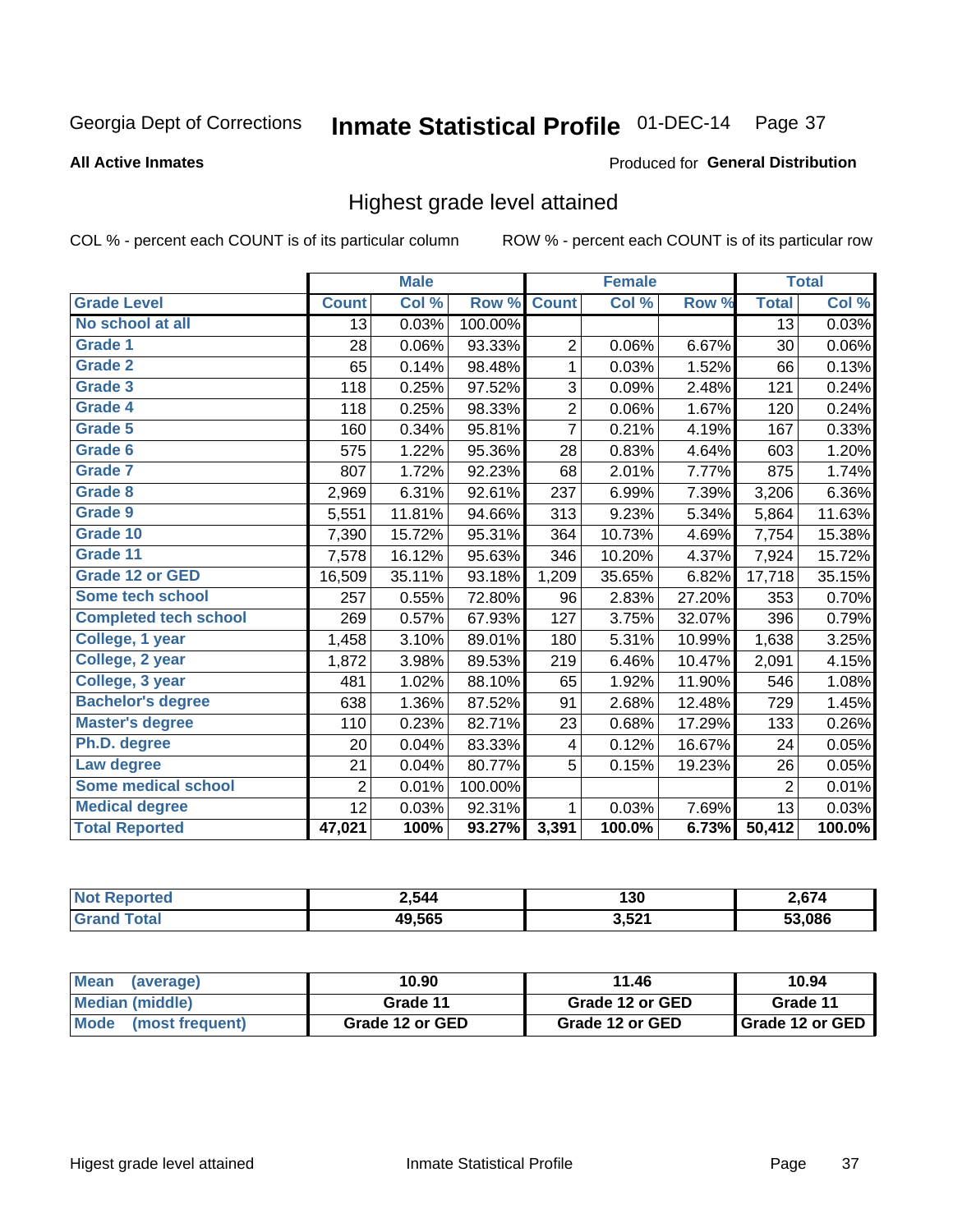Georgia Dept of Corrections **Inmate Statistical Profile** 01-DEC-14 Page 37

**All Active Inmates**

Produced for **General Distribution**

## Highest grade level attained

COL % - percent each COUNT is of its particular column ROW % - percent each COUNT is of its particular row

| | Male | | | Female | | | Total | |
|---|---|---|---|---|---|---|---|---|
| Grade Level | Count | Col % | Row % | Count | Col % | Row % | Total | Col % |
| No school at all | 13 | 0.03% | 100.00% | | | | 13 | 0.03% |
| Grade 1 | 28 | 0.06% | 93.33% | 2 | 0.06% | 6.67% | 30 | 0.06% |
| Grade 2 | 65 | 0.14% | 98.48% | 1 | 0.03% | 1.52% | 66 | 0.13% |
| Grade 3 | 118 | 0.25% | 97.52% | 3 | 0.09% | 2.48% | 121 | 0.24% |
| Grade 4 | 118 | 0.25% | 98.33% | 2 | 0.06% | 1.67% | 120 | 0.24% |
| Grade 5 | 160 | 0.34% | 95.81% | 7 | 0.21% | 4.19% | 167 | 0.33% |
| Grade 6 | 575 | 1.22% | 95.36% | 28 | 0.83% | 4.64% | 603 | 1.20% |
| Grade 7 | 807 | 1.72% | 92.23% | 68 | 2.01% | 7.77% | 875 | 1.74% |
| Grade 8 | 2,969 | 6.31% | 92.61% | 237 | 6.99% | 7.39% | 3,206 | 6.36% |
| Grade 9 | 5,551 | 11.81% | 94.66% | 313 | 9.23% | 5.34% | 5,864 | 11.63% |
| Grade 10 | 7,390 | 15.72% | 95.31% | 364 | 10.73% | 4.69% | 7,754 | 15.38% |
| Grade 11 | 7,578 | 16.12% | 95.63% | 346 | 10.20% | 4.37% | 7,924 | 15.72% |
| Grade 12 or GED | 16,509 | 35.11% | 93.18% | 1,209 | 35.65% | 6.82% | 17,718 | 35.15% |
| Some tech school | 257 | 0.55% | 72.80% | 96 | 2.83% | 27.20% | 353 | 0.70% |
| Completed tech school | 269 | 0.57% | 67.93% | 127 | 3.75% | 32.07% | 396 | 0.79% |
| College, 1 year | 1,458 | 3.10% | 89.01% | 180 | 5.31% | 10.99% | 1,638 | 3.25% |
| College, 2 year | 1,872 | 3.98% | 89.53% | 219 | 6.46% | 10.47% | 2,091 | 4.15% |
| College, 3 year | 481 | 1.02% | 88.10% | 65 | 1.92% | 11.90% | 546 | 1.08% |
| Bachelor's degree | 638 | 1.36% | 87.52% | 91 | 2.68% | 12.48% | 729 | 1.45% |
| Master's degree | 110 | 0.23% | 82.71% | 23 | 0.68% | 17.29% | 133 | 0.26% |
| Ph.D. degree | 20 | 0.04% | 83.33% | 4 | 0.12% | 16.67% | 24 | 0.05% |
| Law degree | 21 | 0.04% | 80.77% | 5 | 0.15% | 19.23% | 26 | 0.05% |
| Some medical school | 2 | 0.01% | 100.00% | | | | 2 | 0.01% |
| Medical degree | 12 | 0.03% | 92.31% | 1 | 0.03% | 7.69% | 13 | 0.03% |
| **Total Reported** | **47,021** | **100%** | **93.27%** | **3,391** | **100.0%** | **6.73%** | **50,412** | **100.0%** |

| | Male | Female | Total |
|---|---|---|---|
| Not Reported | 2,544 | 130 | 2,674 |
| Grand Total | 49,565 | 3,521 | 53,086 |

| | Male | Female | Total |
|---|---|---|---|
| Mean (average) | 10.90 | 11.46 | 10.94 |
| Median (middle) | Grade 11 | Grade 12 or GED | Grade 11 |
| Mode (most frequent) | Grade 12 or GED | Grade 12 or GED | Grade 12 or GED |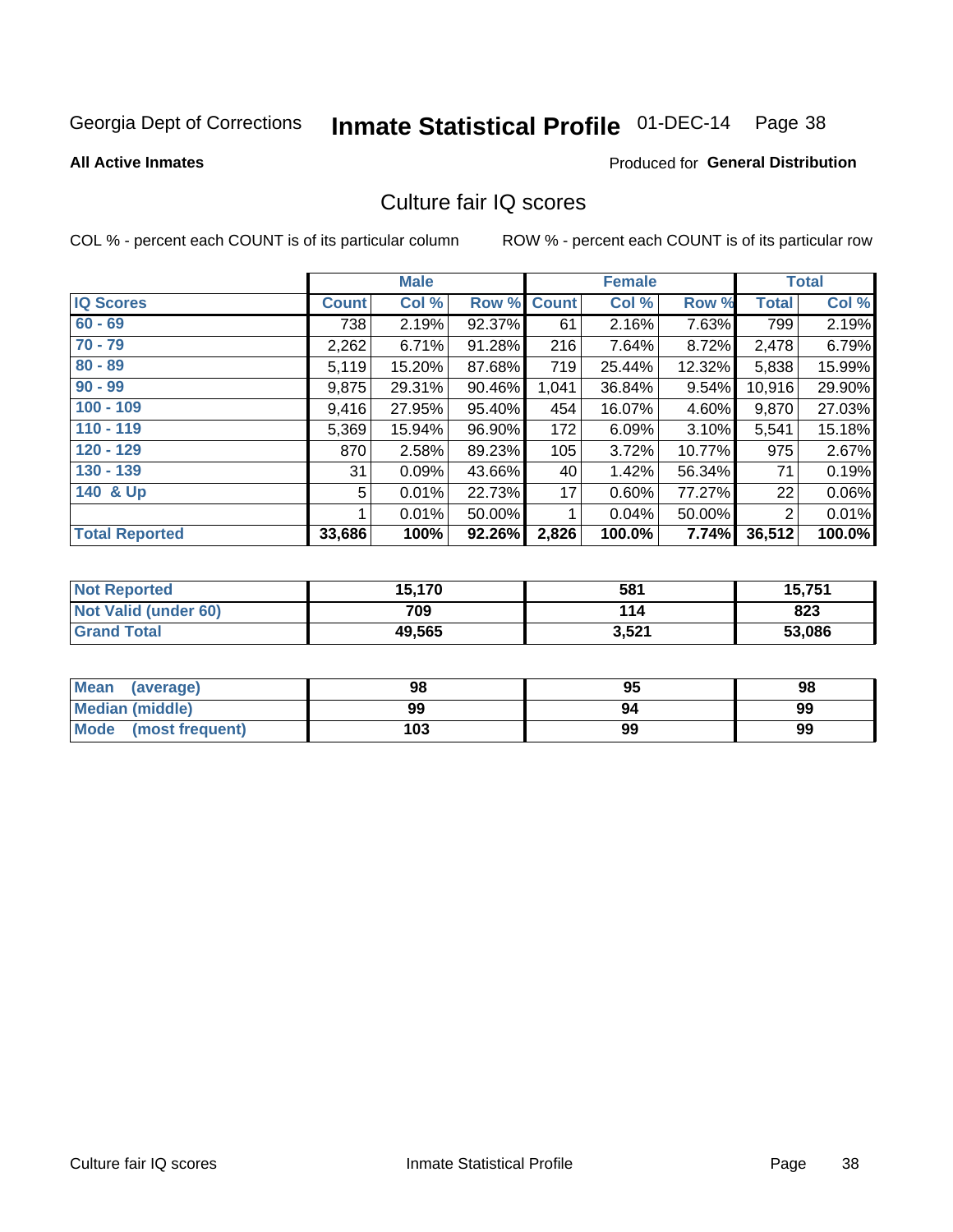Georgia Dept of Corrections **Inmate Statistical Profile** 01-DEC-14

**All Active Inmates** Produced for **General Distribution**

## Culture fair IQ scores

COL % - percent each COUNT is of its particular column ROW % - percent each COUNT is of its particular row

| | Male | | | Female | | | Total | |
|---|---|---|---|---|---|---|---|---|
| **IQ Scores** | **Count** | **Col %** | **Row %** | **Count** | **Col %** | **Row %** | **Total** | **Col %** |
| 60 - 69 | 738 | 2.19% | 92.37% | 61 | 2.16% | 7.63% | 799 | 2.19% |
| 70 - 79 | 2,262 | 6.71% | 91.28% | 216 | 7.64% | 8.72% | 2,478 | 6.79% |
| 80 - 89 | 5,119 | 15.20% | 87.68% | 719 | 25.44% | 12.32% | 5,838 | 15.99% |
| 90 - 99 | 9,875 | 29.31% | 90.46% | 1,041 | 36.84% | 9.54% | 10,916 | 29.90% |
| 100 - 109 | 9,416 | 27.95% | 95.40% | 454 | 16.07% | 4.60% | 9,870 | 27.03% |
| 110 - 119 | 5,369 | 15.94% | 96.90% | 172 | 6.09% | 3.10% | 5,541 | 15.18% |
| 120 - 129 | 870 | 2.58% | 89.23% | 105 | 3.72% | 10.77% | 975 | 2.67% |
| 130 - 139 | 31 | 0.09% | 43.66% | 40 | 1.42% | 56.34% | 71 | 0.19% |
| 140 & Up | 5 | 0.01% | 22.73% | 17 | 0.60% | 77.27% | 22 | 0.06% |
| | 1 | 0.01% | 50.00% | 1 | 0.04% | 50.00% | 2 | 0.01% |
| **Total Reported** | **33,686** | **100%** | **92.26%** | **2,826** | **100.0%** | **7.74%** | **36,512** | **100.0%** |

| | Male | Female | Total |
|---|---|---|---|
| **Not Reported** | **15,170** | **581** | **15,751** |
| **Not Valid (under 60)** | **709** | **114** | **823** |
| **Grand Total** | **49,565** | **3,521** | **53,086** |

| | Male | Female | Total |
|---|---|---|---|
| **Mean (average)** | **98** | **95** | **98** |
| **Median (middle)** | **99** | **94** | **99** |
| **Mode (most frequent)** | **103** | **99** | **99** |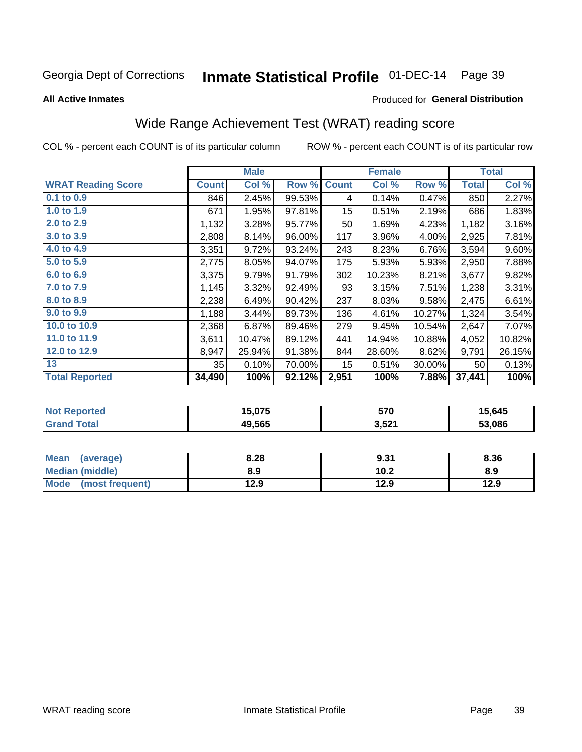Georgia Dept of Corrections **Inmate Statistical Profile** 01-DEC-14

**All Active Inmates**

Produced for **General Distribution**

## Wide Range Achievement Test (WRAT) reading score

COL % - percent each COUNT is of its particular column ROW % - percent each COUNT is of its particular row

| | Male | | | Female | | | Total | |
|---|---|---|---|---|---|---|---|---|
| **WRAT Reading Score** | **Count** | **Col %** | **Row %** | **Count** | **Col %** | **Row %** | **Total** | **Col %** |
| 0.1 to 0.9 | 846 | 2.45% | 99.53% | 4 | 0.14% | 0.47% | 850 | 2.27% |
| 1.0 to 1.9 | 671 | 1.95% | 97.81% | 15 | 0.51% | 2.19% | 686 | 1.83% |
| 2.0 to 2.9 | 1,132 | 3.28% | 95.77% | 50 | 1.69% | 4.23% | 1,182 | 3.16% |
| 3.0 to 3.9 | 2,808 | 8.14% | 96.00% | 117 | 3.96% | 4.00% | 2,925 | 7.81% |
| 4.0 to 4.9 | 3,351 | 9.72% | 93.24% | 243 | 8.23% | 6.76% | 3,594 | 9.60% |
| 5.0 to 5.9 | 2,775 | 8.05% | 94.07% | 175 | 5.93% | 5.93% | 2,950 | 7.88% |
| 6.0 to 6.9 | 3,375 | 9.79% | 91.79% | 302 | 10.23% | 8.21% | 3,677 | 9.82% |
| 7.0 to 7.9 | 1,145 | 3.32% | 92.49% | 93 | 3.15% | 7.51% | 1,238 | 3.31% |
| 8.0 to 8.9 | 2,238 | 6.49% | 90.42% | 237 | 8.03% | 9.58% | 2,475 | 6.61% |
| 9.0 to 9.9 | 1,188 | 3.44% | 89.73% | 136 | 4.61% | 10.27% | 1,324 | 3.54% |
| 10.0 to 10.9 | 2,368 | 6.87% | 89.46% | 279 | 9.45% | 10.54% | 2,647 | 7.07% |
| 11.0 to 11.9 | 3,611 | 10.47% | 89.12% | 441 | 14.94% | 10.88% | 4,052 | 10.82% |
| 12.0 to 12.9 | 8,947 | 25.94% | 91.38% | 844 | 28.60% | 8.62% | 9,791 | 26.15% |
| 13 | 35 | 0.10% | 70.00% | 15 | 0.51% | 30.00% | 50 | 0.13% |
| **Total Reported** | **34,490** | **100%** | **92.12%** | **2,951** | **100%** | **7.88%** | **37,441** | **100%** |

| | Male | Female | Total |
|---|---|---|---|
| **Not Reported** | **15,075** | **570** | **15,645** |
| **Grand Total** | **49,565** | **3,521** | **53,086** |

| | Male | Female | Total |
|---|---|---|---|
| **Mean (average)** | **8.28** | **9.31** | **8.36** |
| **Median (middle)** | **8.9** | **10.2** | **8.9** |
| **Mode (most frequent)** | **12.9** | **12.9** | **12.9** |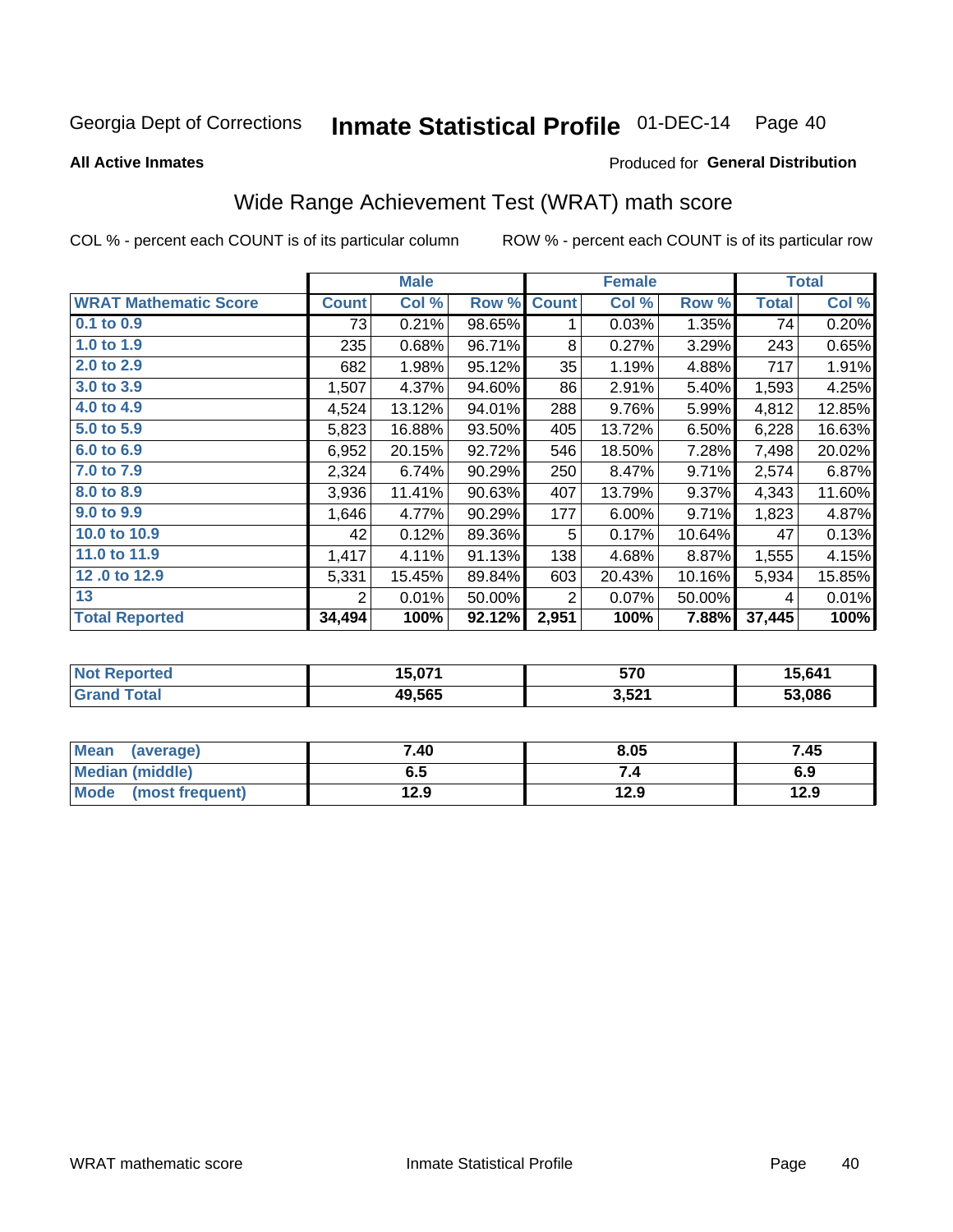Georgia Dept of Corrections **Inmate Statistical Profile** 01-DEC-14

**All Active Inmates**

Produced for **General Distribution**

## Wide Range Achievement Test (WRAT) math score

COL % - percent each COUNT is of its particular column ROW % - percent each COUNT is of its particular row

| | Male | | | Female | | | Total | |
|---|---|---|---|---|---|---|---|---|
| **WRAT Mathematic Score** | **Count** | **Col %** | **Row %** | **Count** | **Col %** | **Row %** | **Total** | **Col %** |
| 0.1 to 0.9 | 73 | 0.21% | 98.65% | 1 | 0.03% | 1.35% | 74 | 0.20% |
| 1.0 to 1.9 | 235 | 0.68% | 96.71% | 8 | 0.27% | 3.29% | 243 | 0.65% |
| 2.0 to 2.9 | 682 | 1.98% | 95.12% | 35 | 1.19% | 4.88% | 717 | 1.91% |
| 3.0 to 3.9 | 1,507 | 4.37% | 94.60% | 86 | 2.91% | 5.40% | 1,593 | 4.25% |
| 4.0 to 4.9 | 4,524 | 13.12% | 94.01% | 288 | 9.76% | 5.99% | 4,812 | 12.85% |
| 5.0 to 5.9 | 5,823 | 16.88% | 93.50% | 405 | 13.72% | 6.50% | 6,228 | 16.63% |
| 6.0 to 6.9 | 6,952 | 20.15% | 92.72% | 546 | 18.50% | 7.28% | 7,498 | 20.02% |
| 7.0 to 7.9 | 2,324 | 6.74% | 90.29% | 250 | 8.47% | 9.71% | 2,574 | 6.87% |
| 8.0 to 8.9 | 3,936 | 11.41% | 90.63% | 407 | 13.79% | 9.37% | 4,343 | 11.60% |
| 9.0 to 9.9 | 1,646 | 4.77% | 90.29% | 177 | 6.00% | 9.71% | 1,823 | 4.87% |
| 10.0 to 10.9 | 42 | 0.12% | 89.36% | 5 | 0.17% | 10.64% | 47 | 0.13% |
| 11.0 to 11.9 | 1,417 | 4.11% | 91.13% | 138 | 4.68% | 8.87% | 1,555 | 4.15% |
| 12 .0 to 12.9 | 5,331 | 15.45% | 89.84% | 603 | 20.43% | 10.16% | 5,934 | 15.85% |
| 13 | 2 | 0.01% | 50.00% | 2 | 0.07% | 50.00% | 4 | 0.01% |
| **Total Reported** | **34,494** | **100%** | **92.12%** | **2,951** | **100%** | **7.88%** | **37,445** | **100%** |

| | Male | Female | Total |
|---|---|---|---|
| Not Reported | 15,071 | 570 | 15,641 |
| Grand Total | 49,565 | 3,521 | 53,086 |

| | Male | Female | Total |
|---|---|---|---|
| Mean (average) | 7.40 | 8.05 | 7.45 |
| Median (middle) | 6.5 | 7.4 | 6.9 |
| Mode (most frequent) | 12.9 | 12.9 | 12.9 |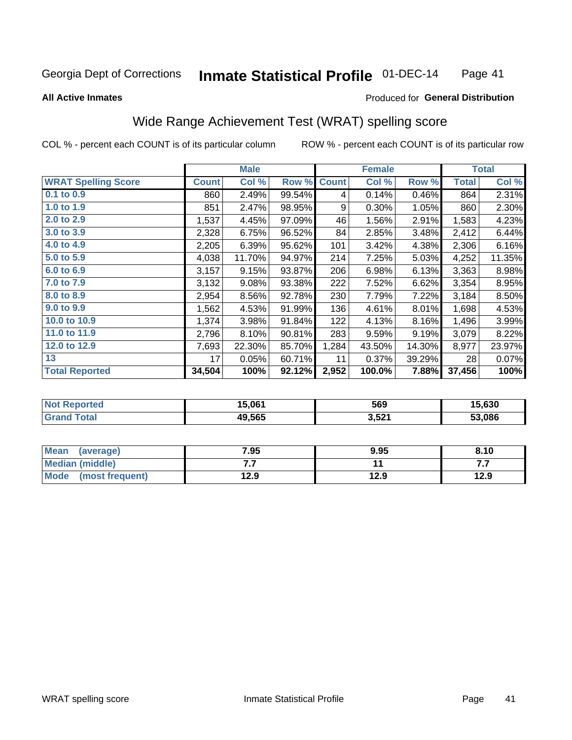Georgia Dept of Corrections **Inmate Statistical Profile** 01-DEC-14

**All Active Inmates**

Produced for **General Distribution**

## Wide Range Achievement Test (WRAT) spelling score

COL % - percent each COUNT is of its particular column ROW % - percent each COUNT is of its particular row

| | Male | | | Female | | | Total | |
|---|---|---|---|---|---|---|---|---|
| **WRAT Spelling Score** | **Count** | **Col %** | **Row %** | **Count** | **Col %** | **Row %** | **Total** | **Col %** |
| **0.1 to 0.9** | 860 | 2.49% | 99.54% | 4 | 0.14% | 0.46% | 864 | 2.31% |
| **1.0 to 1.9** | 851 | 2.47% | 98.95% | 9 | 0.30% | 1.05% | 860 | 2.30% |
| **2.0 to 2.9** | 1,537 | 4.45% | 97.09% | 46 | 1.56% | 2.91% | 1,583 | 4.23% |
| **3.0 to 3.9** | 2,328 | 6.75% | 96.52% | 84 | 2.85% | 3.48% | 2,412 | 6.44% |
| **4.0 to 4.9** | 2,205 | 6.39% | 95.62% | 101 | 3.42% | 4.38% | 2,306 | 6.16% |
| **5.0 to 5.9** | 4,038 | 11.70% | 94.97% | 214 | 7.25% | 5.03% | 4,252 | 11.35% |
| **6.0 to 6.9** | 3,157 | 9.15% | 93.87% | 206 | 6.98% | 6.13% | 3,363 | 8.98% |
| **7.0 to 7.9** | 3,132 | 9.08% | 93.38% | 222 | 7.52% | 6.62% | 3,354 | 8.95% |
| **8.0 to 8.9** | 2,954 | 8.56% | 92.78% | 230 | 7.79% | 7.22% | 3,184 | 8.50% |
| **9.0 to 9.9** | 1,562 | 4.53% | 91.99% | 136 | 4.61% | 8.01% | 1,698 | 4.53% |
| **10.0 to 10.9** | 1,374 | 3.98% | 91.84% | 122 | 4.13% | 8.16% | 1,496 | 3.99% |
| **11.0 to 11.9** | 2,796 | 8.10% | 90.81% | 283 | 9.59% | 9.19% | 3,079 | 8.22% |
| **12.0 to 12.9** | 7,693 | 22.30% | 85.70% | 1,284 | 43.50% | 14.30% | 8,977 | 23.97% |
| **13** | 17 | 0.05% | 60.71% | 11 | 0.37% | 39.29% | 28 | 0.07% |
| **Total Reported** | **34,504** | **100%** | **92.12%** | **2,952** | **100.0%** | **7.88%** | **37,456** | **100%** |

| | Male | Female | Total |
|---|---|---|---|
| **Not Reported** | **15,061** | **569** | **15,630** |
| **Grand Total** | **49,565** | **3,521** | **53,086** |

| | Male | Female | Total |
|---|---|---|---|
| **Mean (average)** | **7.95** | **9.95** | **8.10** |
| **Median (middle)** | **7.7** | **11** | **7.7** |
| **Mode (most frequent)** | **12.9** | **12.9** | **12.9** |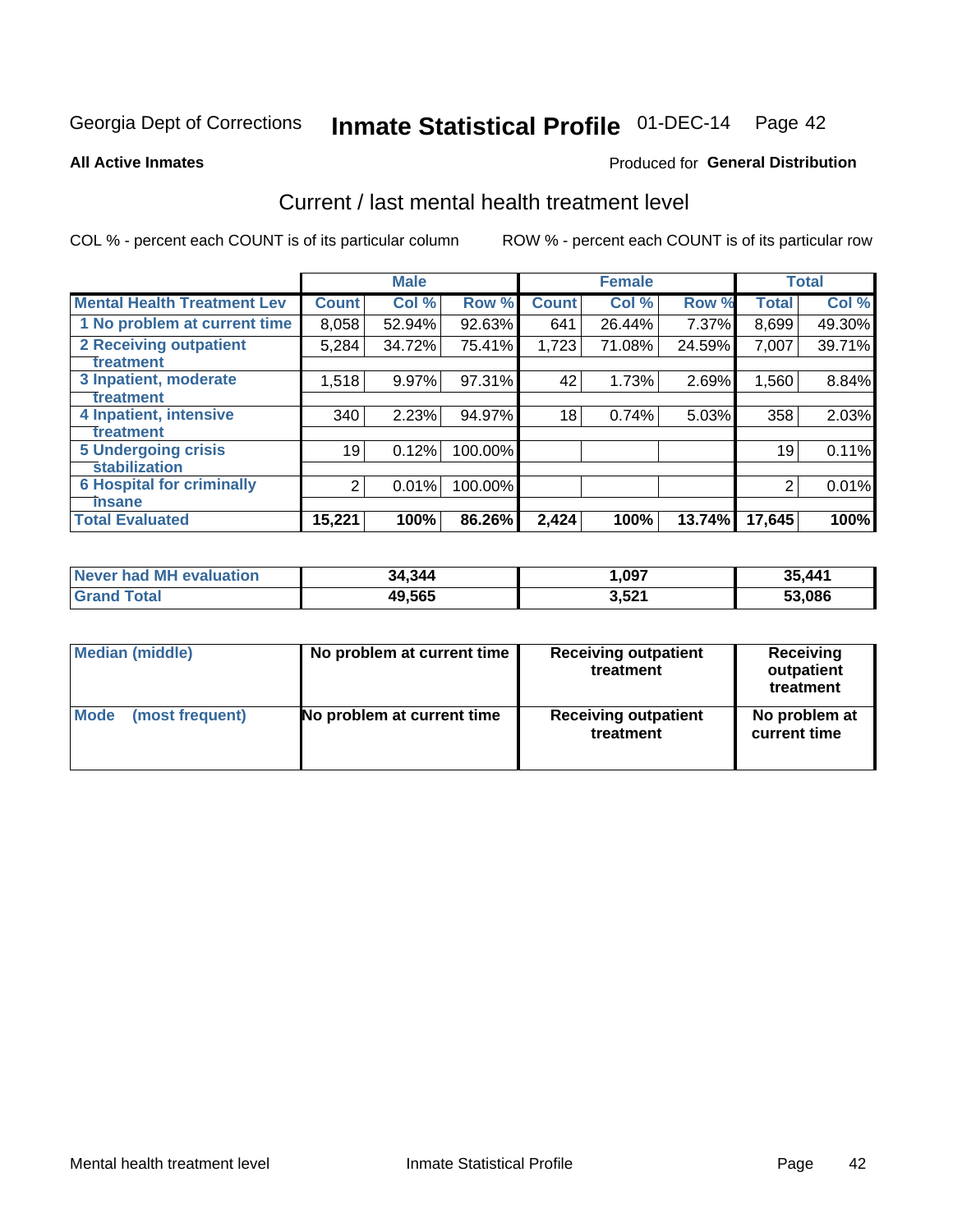Georgia Dept of Corrections **Inmate Statistical Profile** 01-DEC-14

**All Active Inmates**

Produced for **General Distribution**

## Current / last mental health treatment level

COL % - percent each COUNT is of its particular column

ROW % - percent each COUNT is of its particular row

| | Male | | | Female | | | Total | |
|---|---|---|---|---|---|---|---|---|
| **Mental Health Treatment Lev** | **Count** | **Col %** | **Row %** | **Count** | **Col %** | **Row %** | **Total** | **Col %** |
| 1 No problem at current time | 8,058 | 52.94% | 92.63% | 641 | 26.44% | 7.37% | 8,699 | 49.30% |
| 2 Receiving outpatient treatment | 5,284 | 34.72% | 75.41% | 1,723 | 71.08% | 24.59% | 7,007 | 39.71% |
| 3 Inpatient, moderate treatment | 1,518 | 9.97% | 97.31% | 42 | 1.73% | 2.69% | 1,560 | 8.84% |
| 4 Inpatient, intensive treatment | 340 | 2.23% | 94.97% | 18 | 0.74% | 5.03% | 358 | 2.03% |
| 5 Undergoing crisis stabilization | 19 | 0.12% | 100.00% | | | | 19 | 0.11% |
| 6 Hospital for criminally insane | 2 | 0.01% | 100.00% | | | | 2 | 0.01% |
| **Total Evaluated** | **15,221** | **100%** | **86.26%** | **2,424** | **100%** | **13.74%** | **17,645** | **100%** |

| | Male | Female | Total |
|---|---|---|---|
| **Never had MH evaluation** | **34,344** | **1,097** | **35,441** |
| **Grand Total** | **49,565** | **3,521** | **53,086** |

| | Male | Female | Total |
|---|---|---|---|
| **Median (middle)** | **No problem at current time** | **Receiving outpatient treatment** | **Receiving outpatient treatment** |
| **Mode (most frequent)** | **No problem at current time** | **Receiving outpatient treatment** | **No problem at current time** |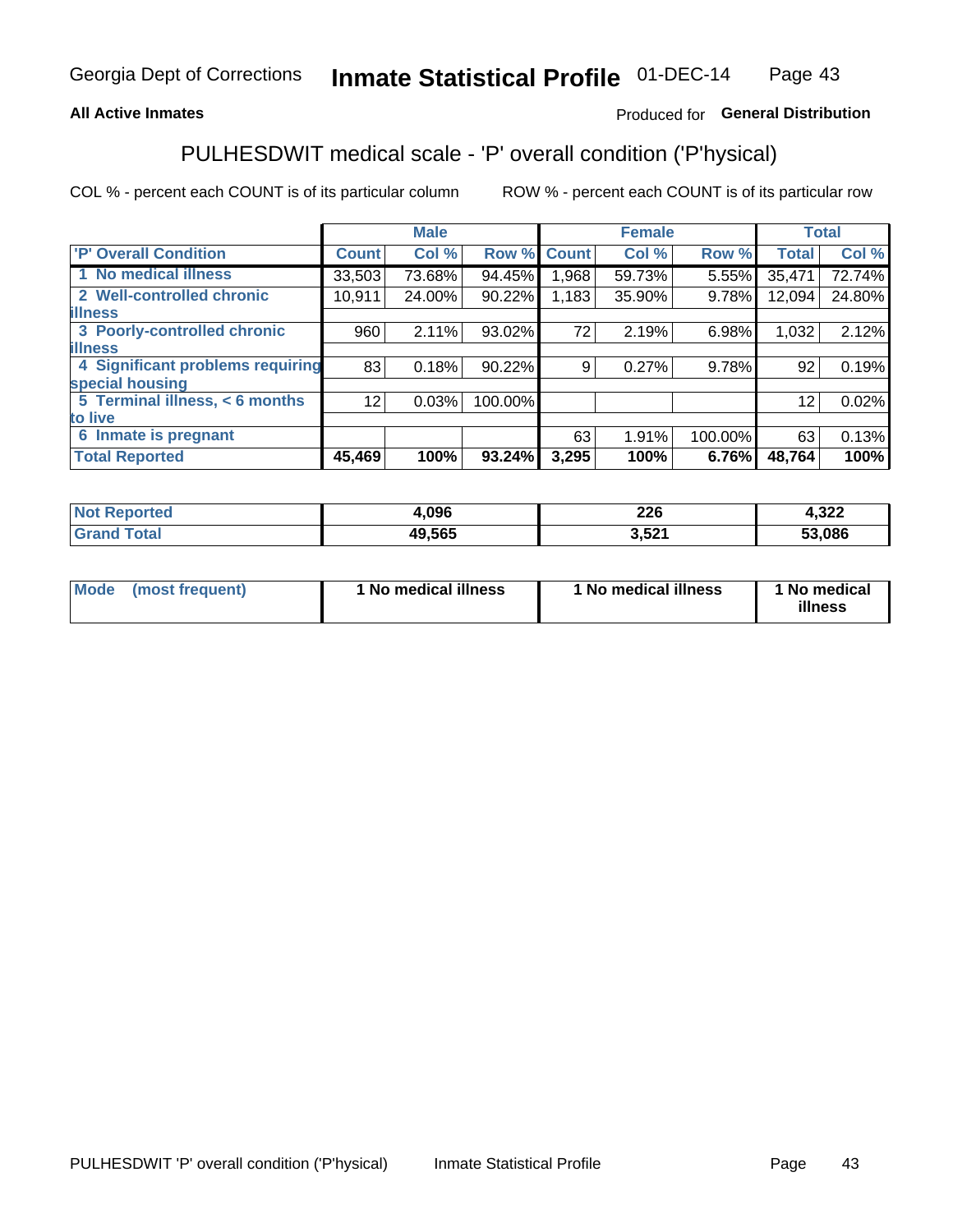Georgia Dept of Corrections **Inmate Statistical Profile** 01-DEC-14

**All Active Inmates**

Produced for **General Distribution**

## PULHESDWIT medical scale - 'P' overall condition ('P'hysical)

COL % - percent each COUNT is of its particular column ROW % - percent each COUNT is of its particular row

| | Male | | | Female | | | Total | |
|---|---|---|---|---|---|---|---|---|
| 'P' Overall Condition | Count | Col % | Row % | Count | Col % | Row % | Total | Col % |
| 1 No medical illness | 33,503 | 73.68% | 94.45% | 1,968 | 59.73% | 5.55% | 35,471 | 72.74% |
| 2 Well-controlled chronic illness | 10,911 | 24.00% | 90.22% | 1,183 | 35.90% | 9.78% | 12,094 | 24.80% |
| 3 Poorly-controlled chronic illness | 960 | 2.11% | 93.02% | 72 | 2.19% | 6.98% | 1,032 | 2.12% |
| 4 Significant problems requiring special housing | 83 | 0.18% | 90.22% | 9 | 0.27% | 9.78% | 92 | 0.19% |
| 5 Terminal illness, < 6 months to live | 12 | 0.03% | 100.00% | | | | 12 | 0.02% |
| 6 Inmate is pregnant | | | | 63 | 1.91% | 100.00% | 63 | 0.13% |
| **Total Reported** | **45,469** | **100%** | **93.24%** | **3,295** | **100%** | **6.76%** | **48,764** | **100%** |

| | Male | Female | Total |
|---|---|---|---|
| Not Reported | 4,096 | 226 | 4,322 |
| Grand Total | 49,565 | 3,521 | 53,086 |

| | Male | Female | Total |
|---|---|---|---|
| Mode (most frequent) | 1 No medical illness | 1 No medical illness | 1 No medical illness |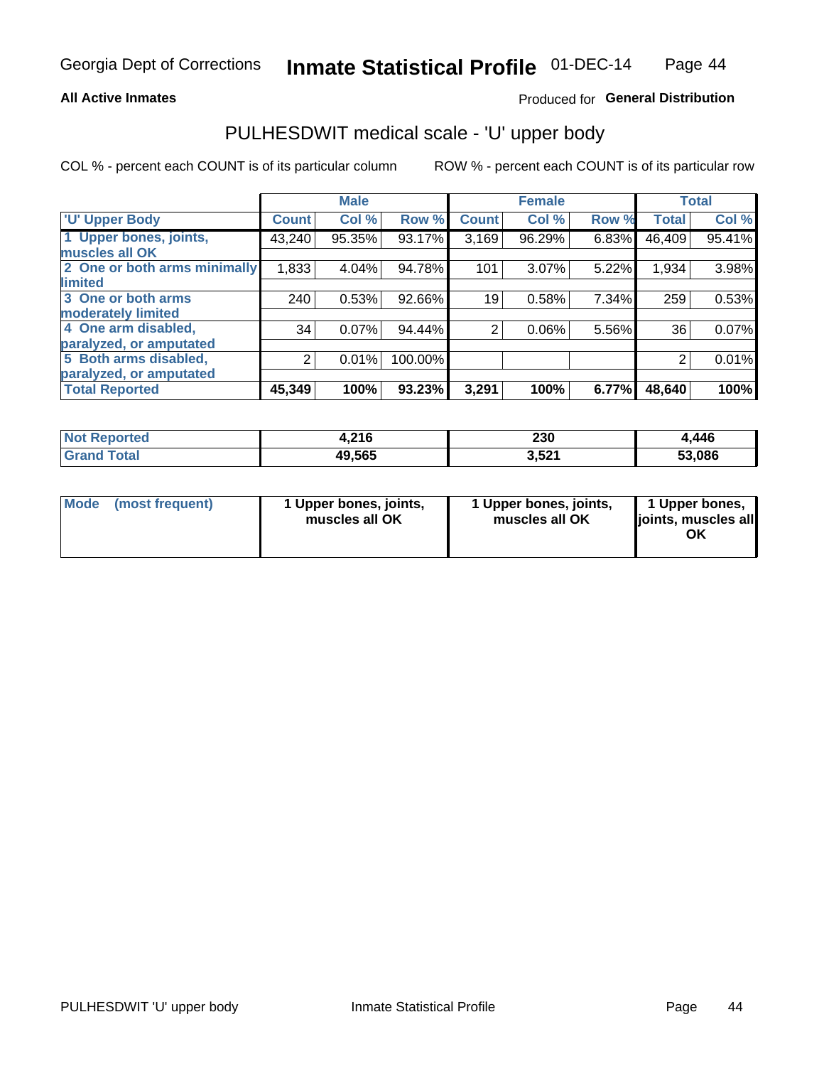Georgia Dept of Corrections **Inmate Statistical Profile** 01-DEC-14

**All Active Inmates**

Produced for **General Distribution**

## PULHESDWIT medical scale - 'U' upper body

COL % - percent each COUNT is of its particular column

ROW % - percent each COUNT is of its particular row

| | Male | | | Female | | | Total | |
|---|---|---|---|---|---|---|---|---|
| 'U' Upper Body | Count | Col % | Row % | Count | Col % | Row % | Total | Col % |
| 1 Upper bones, joints, muscles all OK | 43,240 | 95.35% | 93.17% | 3,169 | 96.29% | 6.83% | 46,409 | 95.41% |
| 2 One or both arms minimally limited | 1,833 | 4.04% | 94.78% | 101 | 3.07% | 5.22% | 1,934 | 3.98% |
| 3 One or both arms moderately limited | 240 | 0.53% | 92.66% | 19 | 0.58% | 7.34% | 259 | 0.53% |
| 4 One arm disabled, paralyzed, or amputated | 34 | 0.07% | 94.44% | 2 | 0.06% | 5.56% | 36 | 0.07% |
| 5 Both arms disabled, paralyzed, or amputated | 2 | 0.01% | 100.00% | | | | 2 | 0.01% |
| **Total Reported** | **45,349** | **100%** | **93.23%** | **3,291** | **100%** | **6.77%** | **48,640** | **100%** |

| | Male | Female | Total |
|---|---|---|---|
| **Not Reported** | **4,216** | **230** | **4,446** |
| **Grand Total** | **49,565** | **3,521** | **53,086** |

| | Male | Female | Total |
|---|---|---|---|
| **Mode (most frequent)** | **1 Upper bones, joints, muscles all OK** | **1 Upper bones, joints, muscles all OK** | **1 Upper bones, joints, muscles all OK** |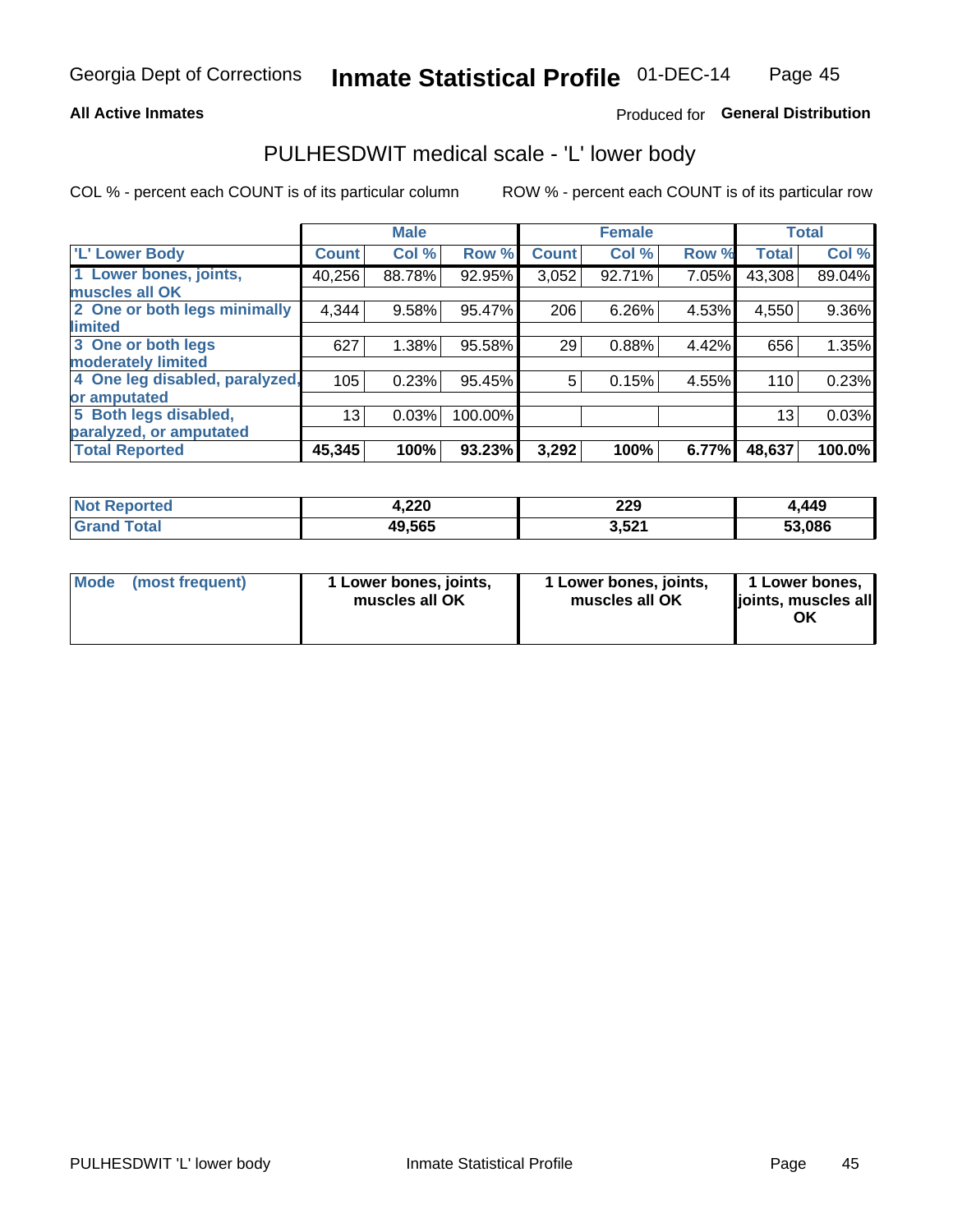Georgia Dept of Corrections **Inmate Statistical Profile** 01-DEC-14

**All Active Inmates**

Produced for **General Distribution**

## PULHESDWIT medical scale - 'L' lower body

COL % - percent each COUNT is of its particular column

ROW % - percent each COUNT is of its particular row

| | Male | | | Female | | | Total | |
|---|---|---|---|---|---|---|---|---|
| **'L' Lower Body** | **Count** | **Col %** | **Row %** | **Count** | **Col %** | **Row %** | **Total** | **Col %** |
| **1 Lower bones, joints, muscles all OK** | 40,256 | 88.78% | 92.95% | 3,052 | 92.71% | 7.05% | 43,308 | 89.04% |
| **2 One or both legs minimally limited** | 4,344 | 9.58% | 95.47% | 206 | 6.26% | 4.53% | 4,550 | 9.36% |
| **3 One or both legs moderately limited** | 627 | 1.38% | 95.58% | 29 | 0.88% | 4.42% | 656 | 1.35% |
| **4 One leg disabled, paralyzed, or amputated** | 105 | 0.23% | 95.45% | 5 | 0.15% | 4.55% | 110 | 0.23% |
| **5 Both legs disabled, paralyzed, or amputated** | 13 | 0.03% | 100.00% | | | | 13 | 0.03% |
| **Total Reported** | **45,345** | **100%** | **93.23%** | **3,292** | **100%** | **6.77%** | **48,637** | **100.0%** |

| | Male | Female | Total |
|---|---|---|---|
| **Not Reported** | **4,220** | **229** | **4,449** |
| **Grand Total** | **49,565** | **3,521** | **53,086** |

| | Male | Female | Total |
|---|---|---|---|
| **Mode (most frequent)** | **1 Lower bones, joints, muscles all OK** | **1 Lower bones, joints, muscles all OK** | **1 Lower bones, joints, muscles all OK** |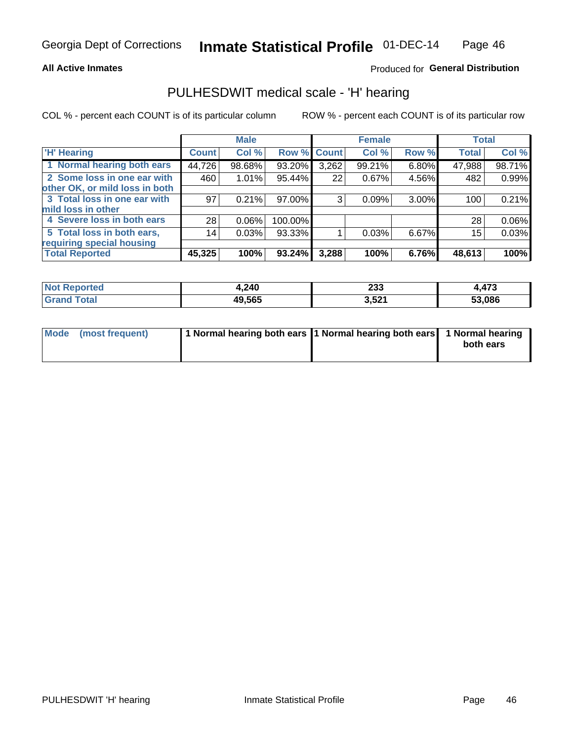Georgia Dept of Corrections **Inmate Statistical Profile** 01-DEC-14

**All Active Inmates**

Produced for **General Distribution**

## PULHESDWIT medical scale - 'H' hearing

COL % - percent each COUNT is of its particular column

ROW % - percent each COUNT is of its particular row

| | Male | | | Female | | | Total | |
|---|---|---|---|---|---|---|---|---|
| 'H' Hearing | Count | Col % | Row % | Count | Col % | Row % | Total | Col % |
| 1 Normal hearing both ears | 44,726 | 98.68% | 93.20% | 3,262 | 99.21% | 6.80% | 47,988 | 98.71% |
| 2 Some loss in one ear with other OK, or mild loss in both | 460 | 1.01% | 95.44% | 22 | 0.67% | 4.56% | 482 | 0.99% |
| 3 Total loss in one ear with mild loss in other | 97 | 0.21% | 97.00% | 3 | 0.09% | 3.00% | 100 | 0.21% |
| 4 Severe loss in both ears | 28 | 0.06% | 100.00% | | | | 28 | 0.06% |
| 5 Total loss in both ears, requiring special housing | 14 | 0.03% | 93.33% | 1 | 0.03% | 6.67% | 15 | 0.03% |
| **Total Reported** | **45,325** | **100%** | **93.24%** | **3,288** | **100%** | **6.76%** | **48,613** | **100%** |

| | Male | Female | Total |
|---|---|---|---|
| Not Reported | 4,240 | 233 | 4,473 |
| Grand Total | 49,565 | 3,521 | 53,086 |

| | Male | Female | Total |
|---|---|---|---|
| Mode (most frequent) | 1 Normal hearing both ears | 1 Normal hearing both ears | 1 Normal hearing both ears |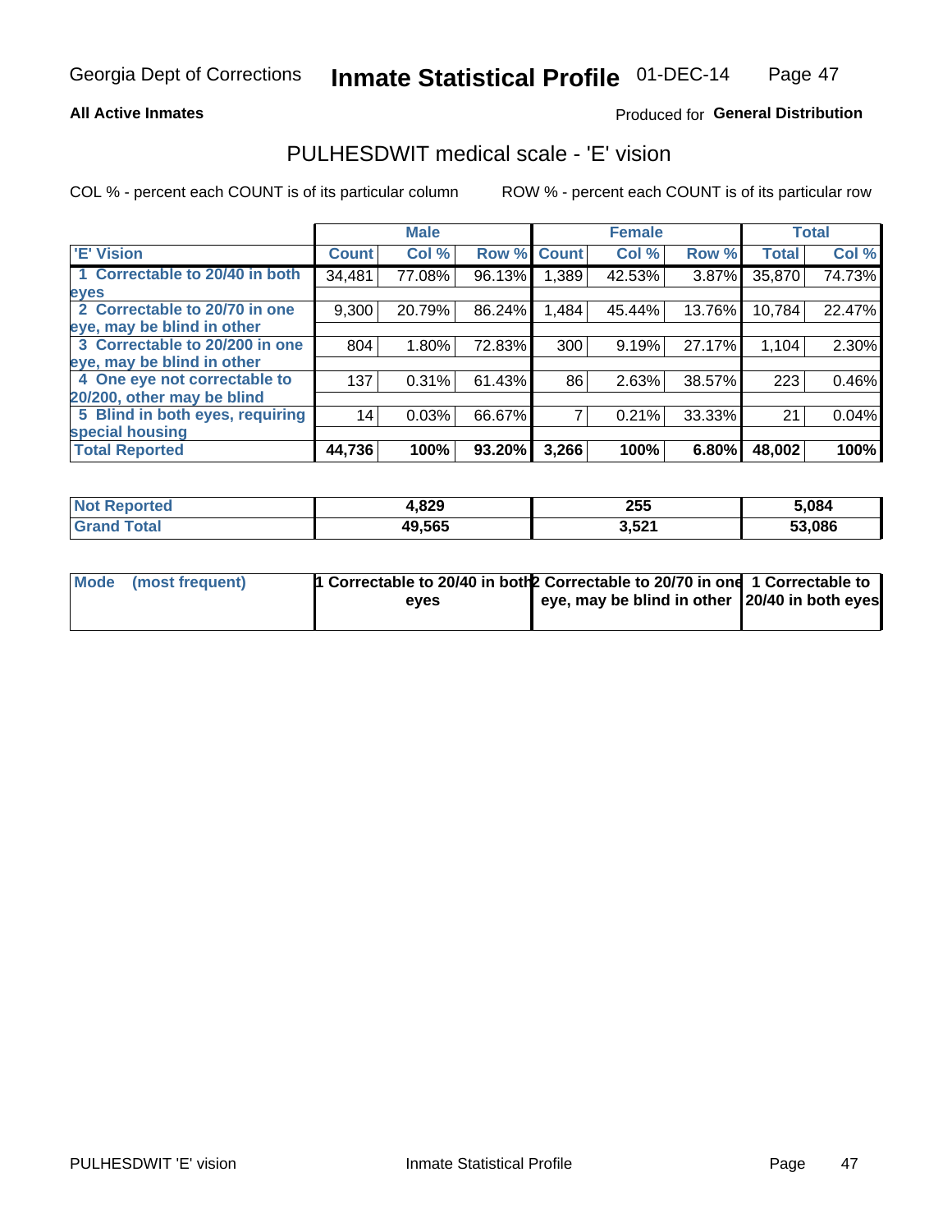Georgia Dept of Corrections **Inmate Statistical Profile** 01-DEC-14

**All Active Inmates**

Produced for **General Distribution**

## PULHESDWIT medical scale - 'E' vision

COL % - percent each COUNT is of its particular column

ROW % - percent each COUNT is of its particular row

| | Male | | | Female | | | Total | |
|---|---|---|---|---|---|---|---|---|
| 'E' Vision | Count | Col % | Row % | Count | Col % | Row % | Total | Col % |
| 1 Correctable to 20/40 in both eyes | 34,481 | 77.08% | 96.13% | 1,389 | 42.53% | 3.87% | 35,870 | 74.73% |
| 2 Correctable to 20/70 in one eye, may be blind in other | 9,300 | 20.79% | 86.24% | 1,484 | 45.44% | 13.76% | 10,784 | 22.47% |
| 3 Correctable to 20/200 in one eye, may be blind in other | 804 | 1.80% | 72.83% | 300 | 9.19% | 27.17% | 1,104 | 2.30% |
| 4 One eye not correctable to 20/200, other may be blind | 137 | 0.31% | 61.43% | 86 | 2.63% | 38.57% | 223 | 0.46% |
| 5 Blind in both eyes, requiring special housing | 14 | 0.03% | 66.67% | 7 | 0.21% | 33.33% | 21 | 0.04% |
| **Total Reported** | **44,736** | **100%** | **93.20%** | **3,266** | **100%** | **6.80%** | **48,002** | **100%** |

| | Male | Female | Total |
|---|---|---|---|
| **Not Reported** | **4,829** | **255** | **5,084** |
| **Grand Total** | **49,565** | **3,521** | **53,086** |

| | Male | Female | Total |
|---|---|---|---|
| **Mode (most frequent)** | **1 Correctable to 20/40 in both eyes** | **2 Correctable to 20/70 in one eye, may be blind in other** | **1 Correctable to 20/40 in both eyes** |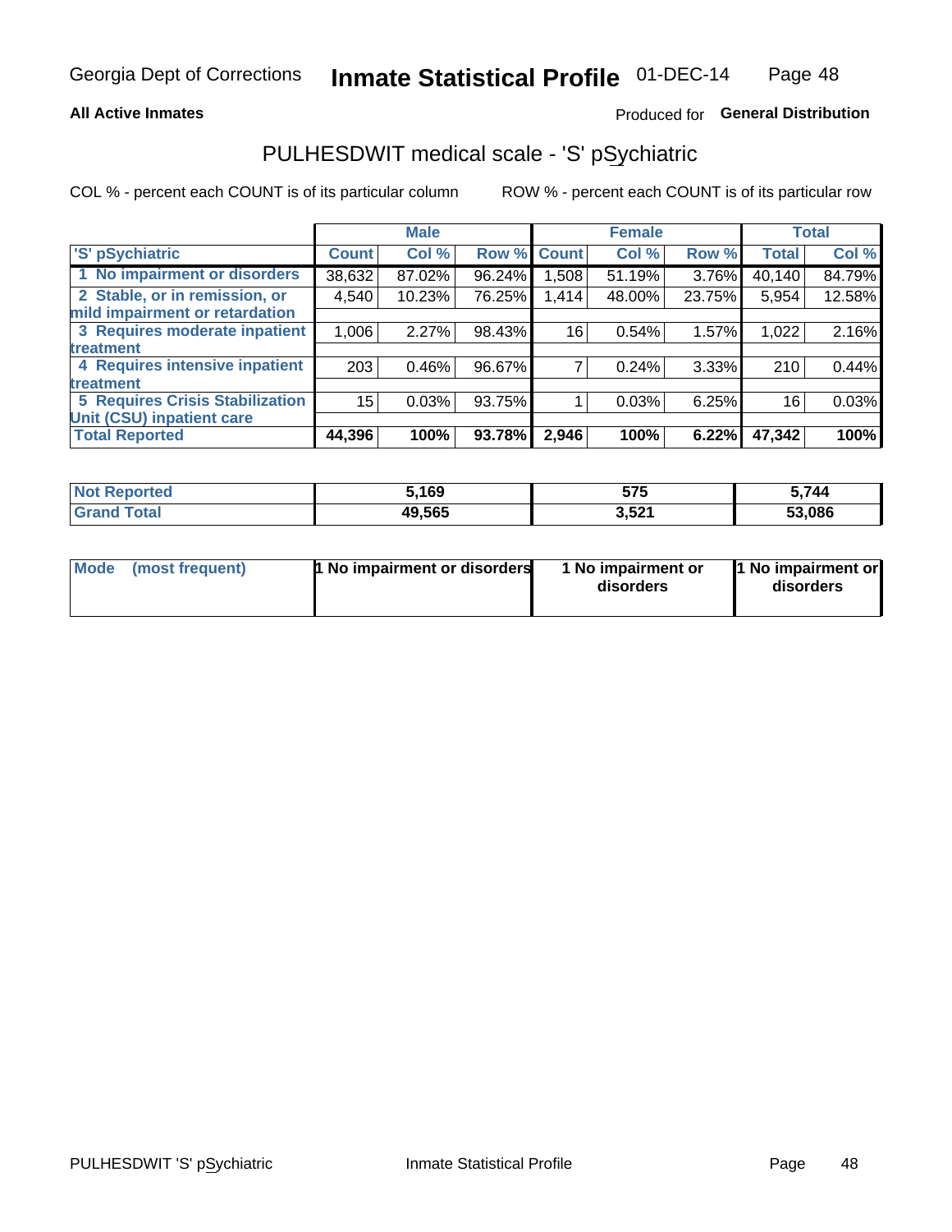Georgia Dept of Corrections **Inmate Statistical Profile** 01-DEC-14

**All Active Inmates**

Produced for **General Distribution**

## PULHESDWIT medical scale - 'S' pSychiatric

COL % - percent each COUNT is of its particular column

ROW % - percent each COUNT is of its particular row

| | Male | | | Female | | | Total | |
|---|---|---|---|---|---|---|---|---|
| 'S' pSychiatric | Count | Col % | Row % | Count | Col % | Row % | Total | Col % |
| 1 No impairment or disorders | 38,632 | 87.02% | 96.24% | 1,508 | 51.19% | 3.76% | 40,140 | 84.79% |
| 2 Stable, or in remission, or mild impairment or retardation | 4,540 | 10.23% | 76.25% | 1,414 | 48.00% | 23.75% | 5,954 | 12.58% |
| 3 Requires moderate inpatient treatment | 1,006 | 2.27% | 98.43% | 16 | 0.54% | 1.57% | 1,022 | 2.16% |
| 4 Requires intensive inpatient treatment | 203 | 0.46% | 96.67% | 7 | 0.24% | 3.33% | 210 | 0.44% |
| 5 Requires Crisis Stabilization Unit (CSU) inpatient care | 15 | 0.03% | 93.75% | 1 | 0.03% | 6.25% | 16 | 0.03% |
| **Total Reported** | **44,396** | **100%** | **93.78%** | **2,946** | **100%** | **6.22%** | **47,342** | **100%** |

| | Male | Female | Total |
|---|---|---|---|
| Not Reported | 5,169 | 575 | 5,744 |
| Grand Total | 49,565 | 3,521 | 53,086 |

| | Male | Female | Total |
|---|---|---|---|
| Mode (most frequent) | 1 No impairment or disorders | 1 No impairment or disorders | 1 No impairment or disorders |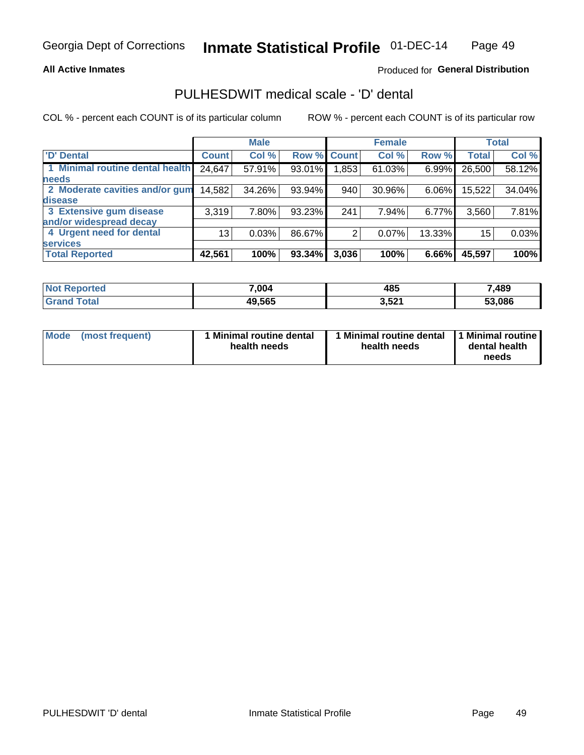Georgia Dept of Corrections **Inmate Statistical Profile** 01-DEC-14

**All Active Inmates**

Produced for **General Distribution**

## PULHESDWIT medical scale - 'D' dental

COL % - percent each COUNT is of its particular column ROW % - percent each COUNT is of its particular row

| | Male | | | Female | | | Total | |
|---|---|---|---|---|---|---|---|---|
| 'D' Dental | Count | Col % | Row % | Count | Col % | Row % | Total | Col % |
| 1 Minimal routine dental health needs | 24,647 | 57.91% | 93.01% | 1,853 | 61.03% | 6.99% | 26,500 | 58.12% |
| 2 Moderate cavities and/or gum disease | 14,582 | 34.26% | 93.94% | 940 | 30.96% | 6.06% | 15,522 | 34.04% |
| 3 Extensive gum disease and/or widespread decay | 3,319 | 7.80% | 93.23% | 241 | 7.94% | 6.77% | 3,560 | 7.81% |
| 4 Urgent need for dental services | 13 | 0.03% | 86.67% | 2 | 0.07% | 13.33% | 15 | 0.03% |
| **Total Reported** | **42,561** | **100%** | **93.34%** | **3,036** | **100%** | **6.66%** | **45,597** | **100%** |

| | Male | Female | Total |
|---|---|---|---|
| Not Reported | 7,004 | 485 | 7,489 |
| Grand Total | 49,565 | 3,521 | 53,086 |

| | Male | Female | Total |
|---|---|---|---|
| Mode (most frequent) | 1 Minimal routine dental health needs | 1 Minimal routine dental health needs | 1 Minimal routine dental health needs |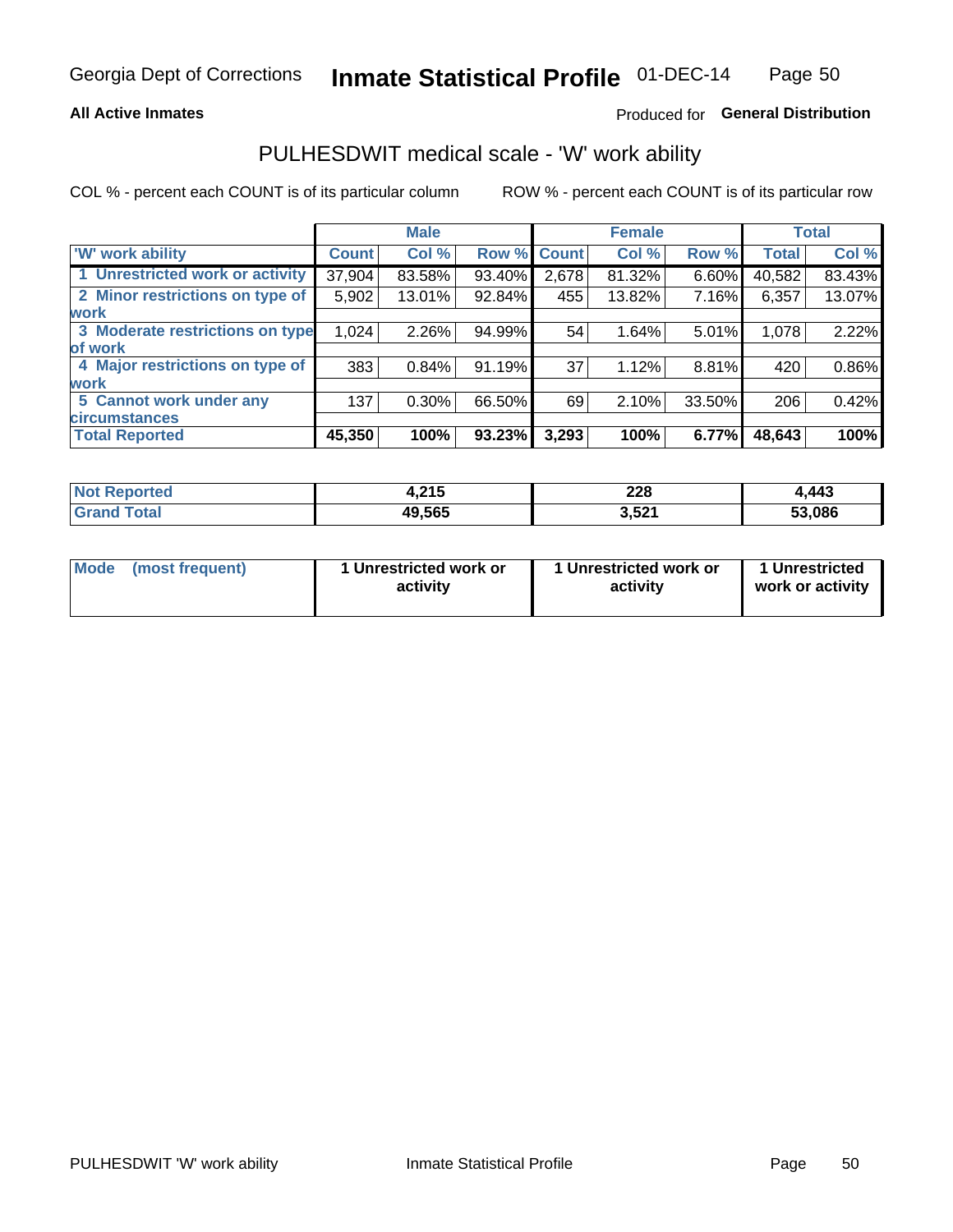Georgia Dept of Corrections **Inmate Statistical Profile** 01-DEC-14

**All Active Inmates**

Produced for **General Distribution**

## PULHESDWIT medical scale - 'W' work ability

COL % - percent each COUNT is of its particular column

ROW % - percent each COUNT is of its particular row

| | Male | | | Female | | | Total | |
|---|---|---|---|---|---|---|---|---|
| 'W' work ability | Count | Col % | Row % | Count | Col % | Row % | Total | Col % |
| 1 Unrestricted work or activity | 37,904 | 83.58% | 93.40% | 2,678 | 81.32% | 6.60% | 40,582 | 83.43% |
| 2 Minor restrictions on type of work | 5,902 | 13.01% | 92.84% | 455 | 13.82% | 7.16% | 6,357 | 13.07% |
| 3 Moderate restrictions on type of work | 1,024 | 2.26% | 94.99% | 54 | 1.64% | 5.01% | 1,078 | 2.22% |
| 4 Major restrictions on type of work | 383 | 0.84% | 91.19% | 37 | 1.12% | 8.81% | 420 | 0.86% |
| 5 Cannot work under any circumstances | 137 | 0.30% | 66.50% | 69 | 2.10% | 33.50% | 206 | 0.42% |
| **Total Reported** | **45,350** | **100%** | **93.23%** | **3,293** | **100%** | **6.77%** | **48,643** | **100%** |

| | Male | Female | Total |
|---|---|---|---|
| Not Reported | 4,215 | 228 | 4,443 |
| Grand Total | 49,565 | 3,521 | 53,086 |

| | Male | Female | Total |
|---|---|---|---|
| Mode (most frequent) | 1 Unrestricted work or activity | 1 Unrestricted work or activity | 1 Unrestricted work or activity |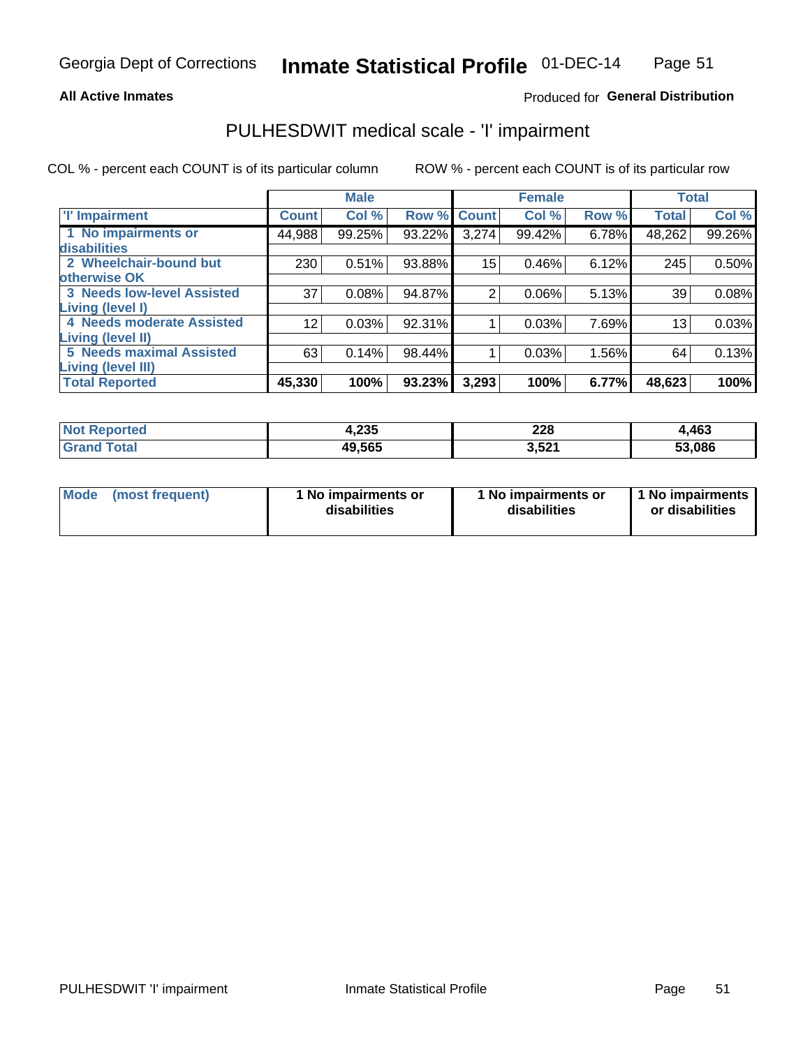Georgia Dept of Corrections **Inmate Statistical Profile** 01-DEC-14

**All Active Inmates**

Produced for **General Distribution**

## PULHESDWIT medical scale - 'I' impairment

COL % - percent each COUNT is of its particular column ROW % - percent each COUNT is of its particular row

| | Male | | | Female | | | Total | |
|---|---|---|---|---|---|---|---|---|
| 'I' Impairment | Count | Col % | Row % | Count | Col % | Row % | Total | Col % |
| 1 No impairments or disabilities | 44,988 | 99.25% | 93.22% | 3,274 | 99.42% | 6.78% | 48,262 | 99.26% |
| 2 Wheelchair-bound but otherwise OK | 230 | 0.51% | 93.88% | 15 | 0.46% | 6.12% | 245 | 0.50% |
| 3 Needs low-level Assisted Living (level I) | 37 | 0.08% | 94.87% | 2 | 0.06% | 5.13% | 39 | 0.08% |
| 4 Needs moderate Assisted Living (level II) | 12 | 0.03% | 92.31% | 1 | 0.03% | 7.69% | 13 | 0.03% |
| 5 Needs maximal Assisted Living (level III) | 63 | 0.14% | 98.44% | 1 | 0.03% | 1.56% | 64 | 0.13% |
| **Total Reported** | **45,330** | **100%** | **93.23%** | **3,293** | **100%** | **6.77%** | **48,623** | **100%** |

| | Male | Female | Total |
|---|---|---|---|
| Not Reported | 4,235 | 228 | 4,463 |
| Grand Total | 49,565 | 3,521 | 53,086 |

| | Male | Female | Total |
|---|---|---|---|
| Mode (most frequent) | 1 No impairments or disabilities | 1 No impairments or disabilities | 1 No impairments or disabilities |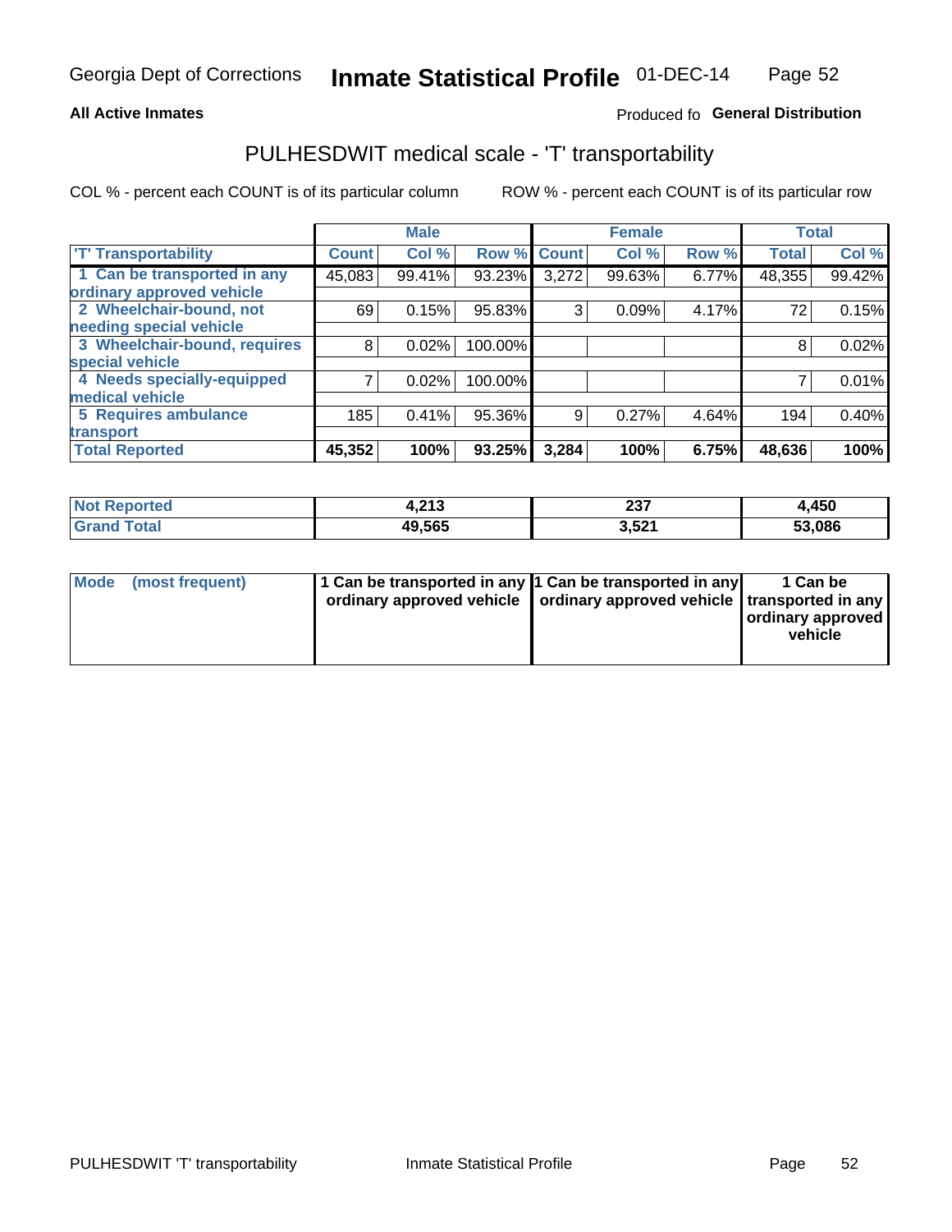Georgia Dept of Corrections **Inmate Statistical Profile** 01-DEC-14

**All Active Inmates**

Produced fo **General Distribution**

## PULHESDWIT medical scale - 'T' transportability

COL % - percent each COUNT is of its particular column        ROW % - percent each COUNT is of its particular row

| | Male | | | Female | | | Total | |
|---|---|---|---|---|---|---|---|---|
| **'T' Transportability** | **Count** | **Col %** | **Row %** | **Count** | **Col %** | **Row %** | **Total** | **Col %** |
| 1 Can be transported in any ordinary approved vehicle | 45,083 | 99.41% | 93.23% | 3,272 | 99.63% | 6.77% | 48,355 | 99.42% |
| 2 Wheelchair-bound, not needing special vehicle | 69 | 0.15% | 95.83% | 3 | 0.09% | 4.17% | 72 | 0.15% |
| 3 Wheelchair-bound, requires special vehicle | 8 | 0.02% | 100.00% | | | | 8 | 0.02% |
| 4 Needs specially-equipped medical vehicle | 7 | 0.02% | 100.00% | | | | 7 | 0.01% |
| 5 Requires ambulance transport | 185 | 0.41% | 95.36% | 9 | 0.27% | 4.64% | 194 | 0.40% |
| **Total Reported** | **45,352** | **100%** | **93.25%** | **3,284** | **100%** | **6.75%** | **48,636** | **100%** |

| | Male | Female | Total |
|---|---|---|---|
| **Not Reported** | **4,213** | **237** | **4,450** |
| **Grand Total** | **49,565** | **3,521** | **53,086** |

| | Male | Female | Total |
|---|---|---|---|
| **Mode (most frequent)** | **1 Can be transported in any ordinary approved vehicle** | **1 Can be transported in any ordinary approved vehicle** | **1 Can be transported in any ordinary approved vehicle** |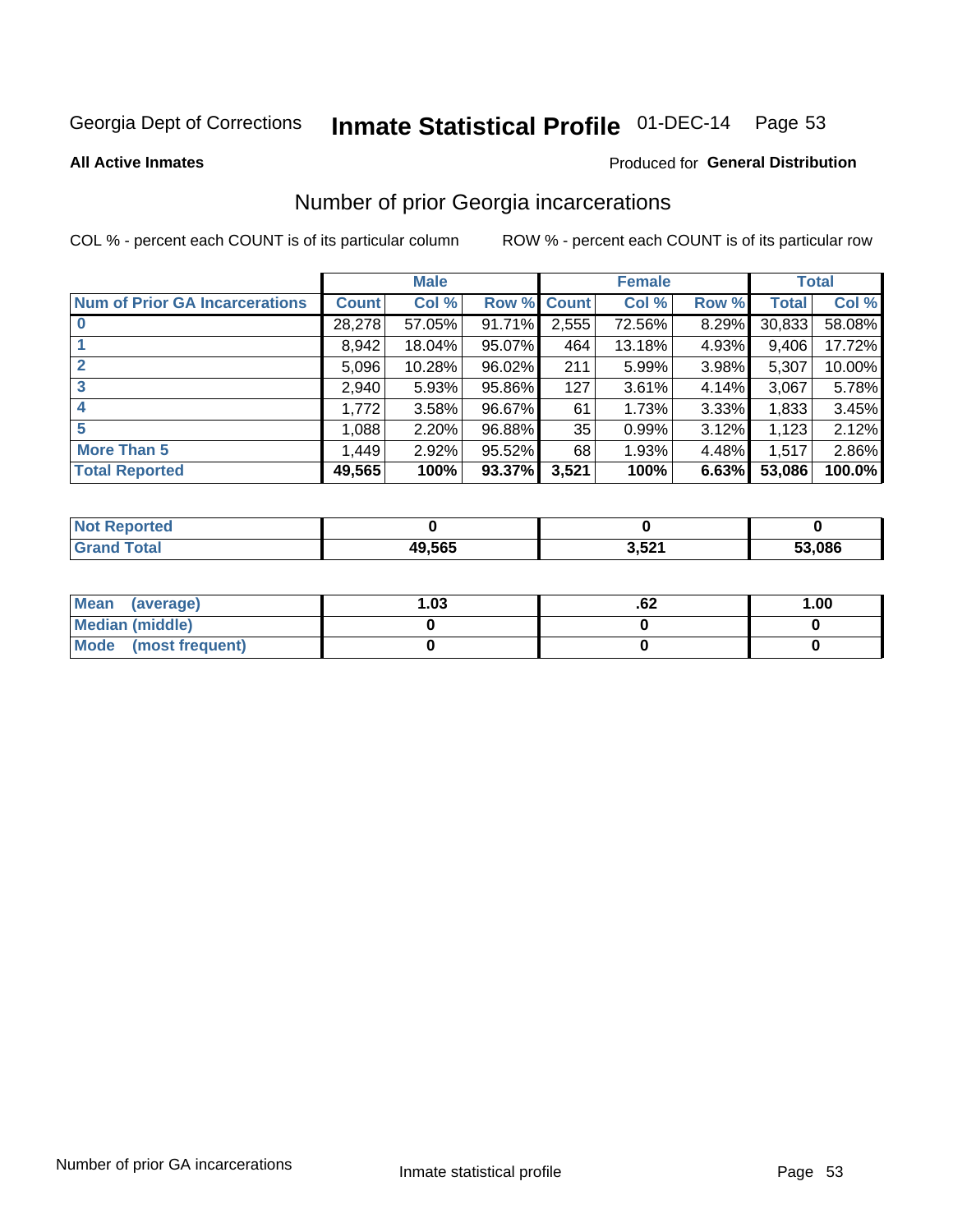Georgia Dept of Corrections **Inmate Statistical Profile** 01-DEC-14

**All Active Inmates**

Produced for **General Distribution**

## Number of prior Georgia incarcerations

COL % - percent each COUNT is of its particular column

ROW % - percent each COUNT is of its particular row

| | Male | | | Female | | | Total | |
|---|---|---|---|---|---|---|---|---|
| **Num of Prior GA Incarcerations** | **Count** | **Col %** | **Row %** | **Count** | **Col %** | **Row %** | **Total** | **Col %** |
| **0** | 28,278 | 57.05% | 91.71% | 2,555 | 72.56% | 8.29% | 30,833 | 58.08% |
| **1** | 8,942 | 18.04% | 95.07% | 464 | 13.18% | 4.93% | 9,406 | 17.72% |
| **2** | 5,096 | 10.28% | 96.02% | 211 | 5.99% | 3.98% | 5,307 | 10.00% |
| **3** | 2,940 | 5.93% | 95.86% | 127 | 3.61% | 4.14% | 3,067 | 5.78% |
| **4** | 1,772 | 3.58% | 96.67% | 61 | 1.73% | 3.33% | 1,833 | 3.45% |
| **5** | 1,088 | 2.20% | 96.88% | 35 | 0.99% | 3.12% | 1,123 | 2.12% |
| **More Than 5** | 1,449 | 2.92% | 95.52% | 68 | 1.93% | 4.48% | 1,517 | 2.86% |
| **Total Reported** | **49,565** | **100%** | **93.37%** | **3,521** | **100%** | **6.63%** | **53,086** | **100.0%** |

| | Male | Female | Total |
|---|---|---|---|
| **Not Reported** | **0** | **0** | **0** |
| **Grand Total** | **49,565** | **3,521** | **53,086** |

| | Male | Female | Total |
|---|---|---|---|
| **Mean (average)** | **1.03** | **.62** | **1.00** |
| **Median (middle)** | **0** | **0** | **0** |
| **Mode (most frequent)** | **0** | **0** | **0** |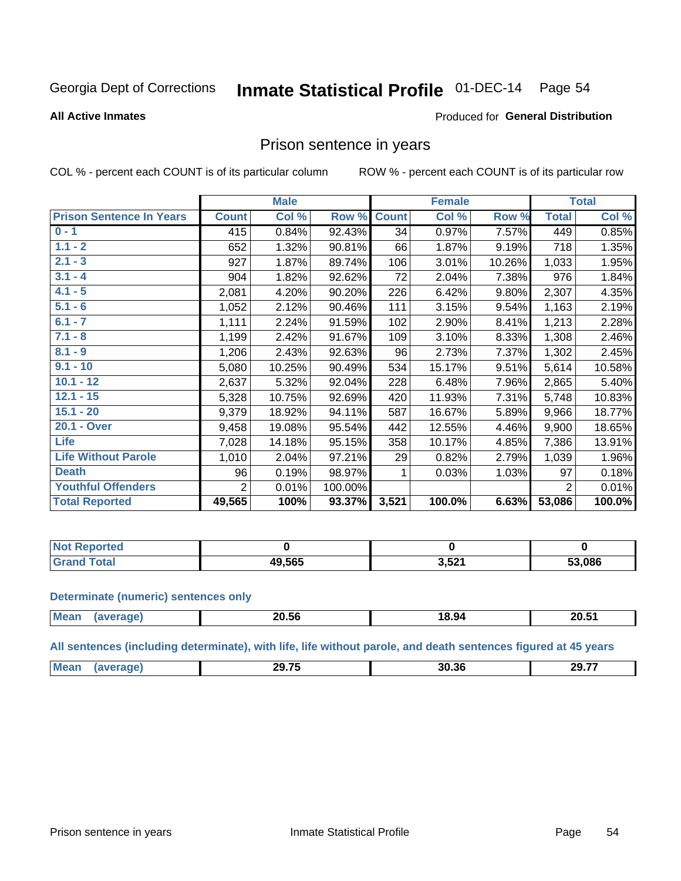Georgia Dept of Corrections **Inmate Statistical Profile** 01-DEC-14 Page 54

**All Active Inmates**

Produced for **General Distribution**

## Prison sentence in years

COL % - percent each COUNT is of its particular column ROW % - percent each COUNT is of its particular row

| | Male | | | Female | | | Total | |
|---|---|---|---|---|---|---|---|---|
| **Prison Sentence In Years** | **Count** | **Col %** | **Row %** | **Count** | **Col %** | **Row %** | **Total** | **Col %** |
| **0 - 1** | 415 | 0.84% | 92.43% | 34 | 0.97% | 7.57% | 449 | 0.85% |
| **1.1 - 2** | 652 | 1.32% | 90.81% | 66 | 1.87% | 9.19% | 718 | 1.35% |
| **2.1 - 3** | 927 | 1.87% | 89.74% | 106 | 3.01% | 10.26% | 1,033 | 1.95% |
| **3.1 - 4** | 904 | 1.82% | 92.62% | 72 | 2.04% | 7.38% | 976 | 1.84% |
| **4.1 - 5** | 2,081 | 4.20% | 90.20% | 226 | 6.42% | 9.80% | 2,307 | 4.35% |
| **5.1 - 6** | 1,052 | 2.12% | 90.46% | 111 | 3.15% | 9.54% | 1,163 | 2.19% |
| **6.1 - 7** | 1,111 | 2.24% | 91.59% | 102 | 2.90% | 8.41% | 1,213 | 2.28% |
| **7.1 - 8** | 1,199 | 2.42% | 91.67% | 109 | 3.10% | 8.33% | 1,308 | 2.46% |
| **8.1 - 9** | 1,206 | 2.43% | 92.63% | 96 | 2.73% | 7.37% | 1,302 | 2.45% |
| **9.1 - 10** | 5,080 | 10.25% | 90.49% | 534 | 15.17% | 9.51% | 5,614 | 10.58% |
| **10.1 - 12** | 2,637 | 5.32% | 92.04% | 228 | 6.48% | 7.96% | 2,865 | 5.40% |
| **12.1 - 15** | 5,328 | 10.75% | 92.69% | 420 | 11.93% | 7.31% | 5,748 | 10.83% |
| **15.1 - 20** | 9,379 | 18.92% | 94.11% | 587 | 16.67% | 5.89% | 9,966 | 18.77% |
| **20.1 - Over** | 9,458 | 19.08% | 95.54% | 442 | 12.55% | 4.46% | 9,900 | 18.65% |
| **Life** | 7,028 | 14.18% | 95.15% | 358 | 10.17% | 4.85% | 7,386 | 13.91% |
| **Life Without Parole** | 1,010 | 2.04% | 97.21% | 29 | 0.82% | 2.79% | 1,039 | 1.96% |
| **Death** | 96 | 0.19% | 98.97% | 1 | 0.03% | 1.03% | 97 | 0.18% |
| **Youthful Offenders** | 2 | 0.01% | 100.00% | | | | 2 | 0.01% |
| **Total Reported** | **49,565** | **100%** | **93.37%** | **3,521** | **100.0%** | **6.63%** | **53,086** | **100.0%** |

| | Male | Female | Total |
|---|---|---|---|
| **Not Reported** | **0** | **0** | **0** |
| **Grand Total** | **49,565** | **3,521** | **53,086** |

**Determinate (numeric) sentences only**

| | Male | Female | Total |
|---|---|---|---|
| **Mean (average)** | **20.56** | **18.94** | **20.51** |

**All sentences (including determinate), with life, life without parole, and death sentences figured at 45 years**

| | Male | Female | Total |
|---|---|---|---|
| **Mean (average)** | **29.75** | **30.36** | **29.77** |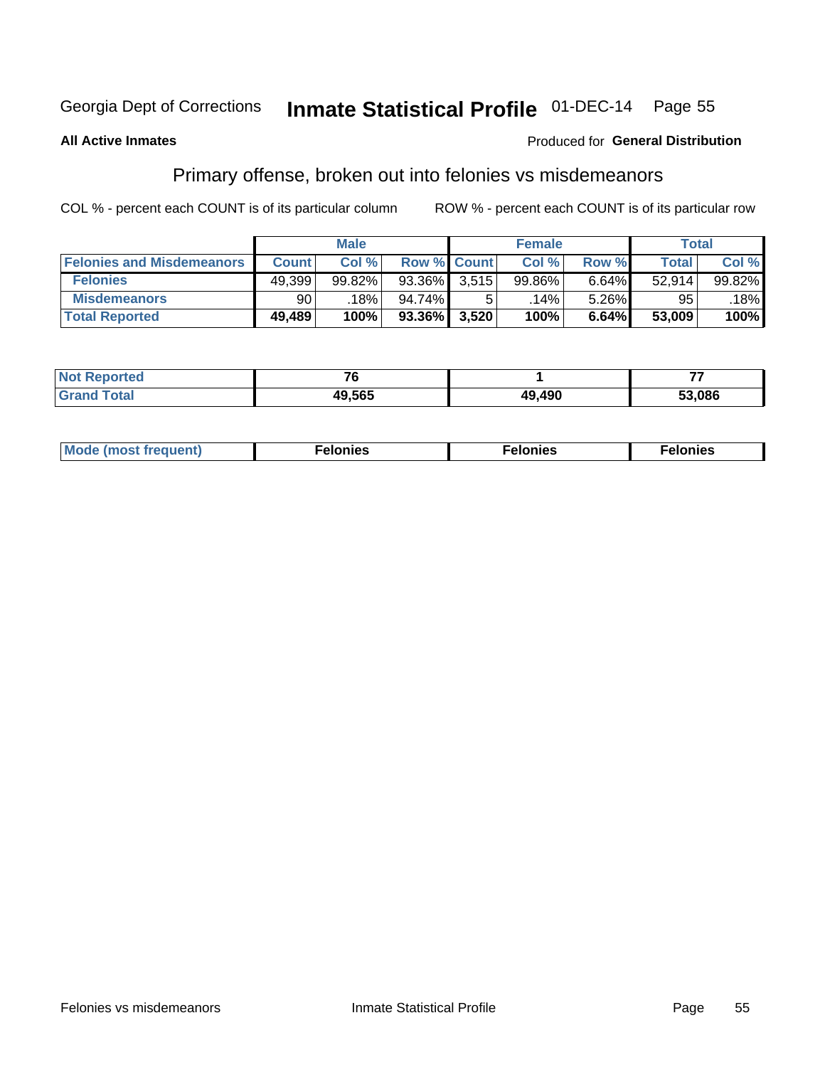Georgia Dept of Corrections **Inmate Statistical Profile** 01-DEC-14 Page 55

**All Active Inmates**

Produced for **General Distribution**

## Primary offense, broken out into felonies vs misdemeanors

COL % - percent each COUNT is of its particular column ROW % - percent each COUNT is of its particular row

| | Male | | | Female | | | Total | |
|---|---|---|---|---|---|---|---|---|
| **Felonies and Misdemeanors** | **Count** | **Col %** | **Row %** | **Count** | **Col %** | **Row %** | **Total** | **Col %** |
| **Felonies** | 49,399 | 99.82% | 93.36% | 3,515 | 99.86% | 6.64% | 52,914 | 99.82% |
| **Misdemeanors** | 90 | .18% | 94.74% | 5 | .14% | 5.26% | 95 | .18% |
| **Total Reported** | **49,489** | **100%** | **93.36%** | **3,520** | **100%** | **6.64%** | **53,009** | **100%** |

| | Male | Female | Total |
|---|---|---|---|
| **Not Reported** | **76** | **1** | **77** |
| **Grand Total** | **49,565** | **49,490** | **53,086** |

| | Male | Female | Total |
|---|---|---|---|
| **Mode (most frequent)** | **Felonies** | **Felonies** | **Felonies** |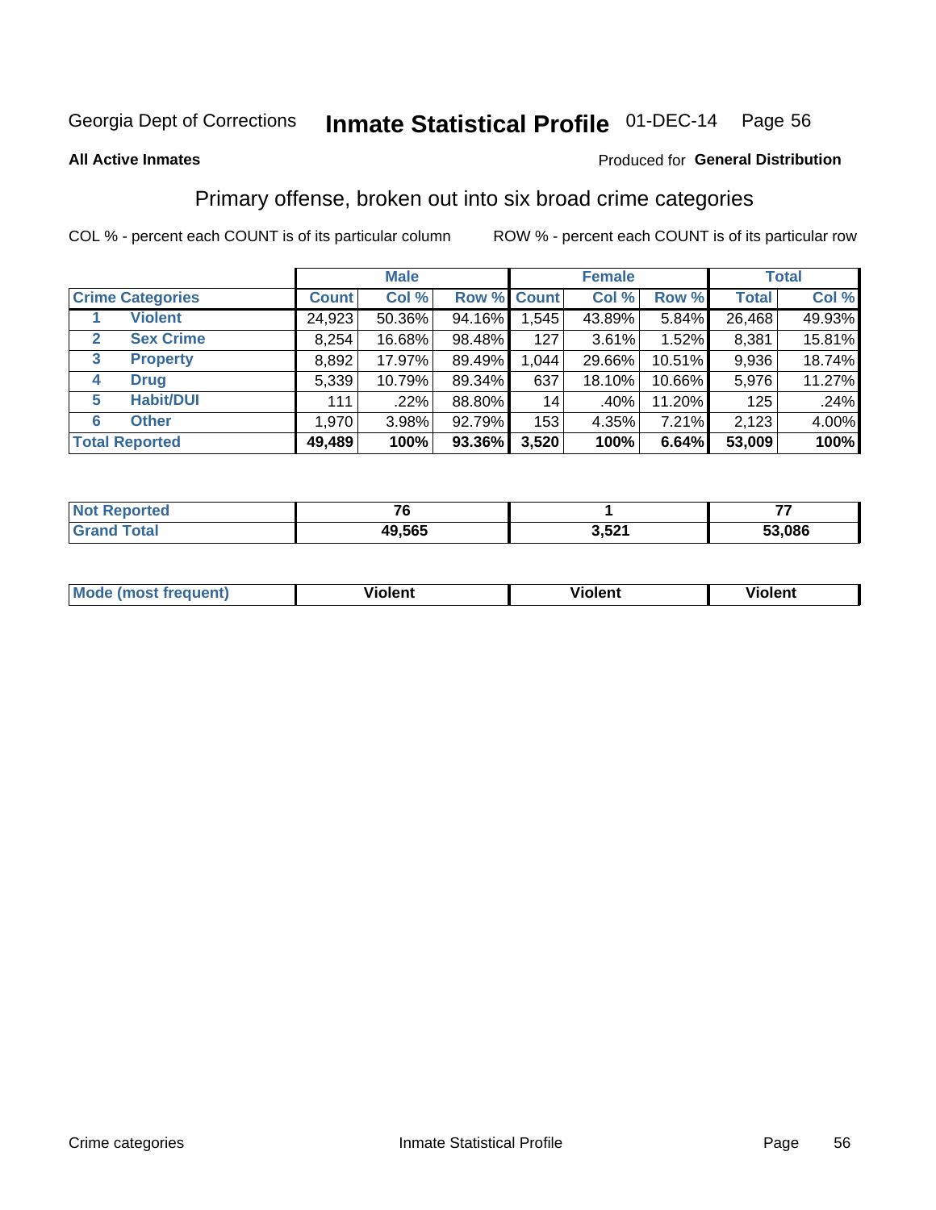Georgia Dept of Corrections **Inmate Statistical Profile** 01-DEC-14

**All Active Inmates**

Produced for **General Distribution**

## Primary offense, broken out into six broad crime categories

COL % - percent each COUNT is of its particular column

ROW % - percent each COUNT is of its particular row

| | | Male | | | Female | | | Total | |
|---|---|---|---|---|---|---|---|---|---|
| **Crime Categories** | | **Count** | **Col %** | **Row %** | **Count** | **Col %** | **Row %** | **Total** | **Col %** |
| 1 | Violent | 24,923 | 50.36% | 94.16% | 1,545 | 43.89% | 5.84% | 26,468 | 49.93% |
| 2 | Sex Crime | 8,254 | 16.68% | 98.48% | 127 | 3.61% | 1.52% | 8,381 | 15.81% |
| 3 | Property | 8,892 | 17.97% | 89.49% | 1,044 | 29.66% | 10.51% | 9,936 | 18.74% |
| 4 | Drug | 5,339 | 10.79% | 89.34% | 637 | 18.10% | 10.66% | 5,976 | 11.27% |
| 5 | Habit/DUI | 111 | .22% | 88.80% | 14 | .40% | 11.20% | 125 | .24% |
| 6 | Other | 1,970 | 3.98% | 92.79% | 153 | 4.35% | 7.21% | 2,123 | 4.00% |
| **Total Reported** | | **49,489** | **100%** | **93.36%** | **3,520** | **100%** | **6.64%** | **53,009** | **100%** |

| | Male | Female | Total |
|---|---|---|---|
| Not Reported | 76 | 1 | 77 |
| Grand Total | 49,565 | 3,521 | 53,086 |

| | Male | Female | Total |
|---|---|---|---|
| Mode (most frequent) | Violent | Violent | Violent |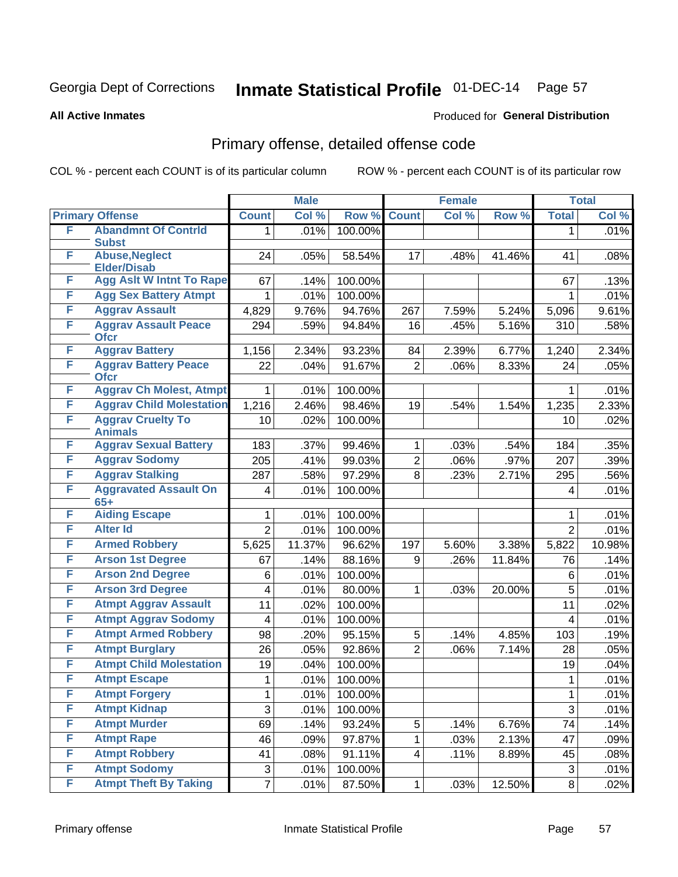Georgia Dept of Corrections **Inmate Statistical Profile** 01-DEC-14

**All Active Inmates** Produced for **General Distribution**

## Primary offense, detailed offense code

COL % - percent each COUNT is of its particular column ROW % - percent each COUNT is of its particular row

| Primary Offense | | Male | | | Female | | | Total | |
|---|---|---|---|---|---|---|---|---|---|
| | | Count | Col % | Row % | Count | Col % | Row % | Total | Col % |
| F | Abandmnt Of Contrld Subst | 1 | .01% | 100.00% | | | | 1 | .01% |
| F | Abuse,Neglect Elder/Disab | 24 | .05% | 58.54% | 17 | .48% | 41.46% | 41 | .08% |
| F | Agg Aslt W Intnt To Rape | 67 | .14% | 100.00% | | | | 67 | .13% |
| F | Agg Sex Battery Atmpt | 1 | .01% | 100.00% | | | | 1 | .01% |
| F | Aggrav Assault | 4,829 | 9.76% | 94.76% | 267 | 7.59% | 5.24% | 5,096 | 9.61% |
| F | Aggrav Assault Peace Ofcr | 294 | .59% | 94.84% | 16 | .45% | 5.16% | 310 | .58% |
| F | Aggrav Battery | 1,156 | 2.34% | 93.23% | 84 | 2.39% | 6.77% | 1,240 | 2.34% |
| F | Aggrav Battery Peace Ofcr | 22 | .04% | 91.67% | 2 | .06% | 8.33% | 24 | .05% |
| F | Aggrav Ch Molest, Atmpt | 1 | .01% | 100.00% | | | | 1 | .01% |
| F | Aggrav Child Molestation | 1,216 | 2.46% | 98.46% | 19 | .54% | 1.54% | 1,235 | 2.33% |
| F | Aggrav Cruelty To Animals | 10 | .02% | 100.00% | | | | 10 | .02% |
| F | Aggrav Sexual Battery | 183 | .37% | 99.46% | 1 | .03% | .54% | 184 | .35% |
| F | Aggrav Sodomy | 205 | .41% | 99.03% | 2 | .06% | .97% | 207 | .39% |
| F | Aggrav Stalking | 287 | .58% | 97.29% | 8 | .23% | 2.71% | 295 | .56% |
| F | Aggravated Assault On 65+ | 4 | .01% | 100.00% | | | | 4 | .01% |
| F | Aiding Escape | 1 | .01% | 100.00% | | | | 1 | .01% |
| F | Alter Id | 2 | .01% | 100.00% | | | | 2 | .01% |
| F | Armed Robbery | 5,625 | 11.37% | 96.62% | 197 | 5.60% | 3.38% | 5,822 | 10.98% |
| F | Arson 1st Degree | 67 | .14% | 88.16% | 9 | .26% | 11.84% | 76 | .14% |
| F | Arson 2nd Degree | 6 | .01% | 100.00% | | | | 6 | .01% |
| F | Arson 3rd Degree | 4 | .01% | 80.00% | 1 | .03% | 20.00% | 5 | .01% |
| F | Atmpt Aggrav Assault | 11 | .02% | 100.00% | | | | 11 | .02% |
| F | Atmpt Aggrav Sodomy | 4 | .01% | 100.00% | | | | 4 | .01% |
| F | Atmpt Armed Robbery | 98 | .20% | 95.15% | 5 | .14% | 4.85% | 103 | .19% |
| F | Atmpt Burglary | 26 | .05% | 92.86% | 2 | .06% | 7.14% | 28 | .05% |
| F | Atmpt Child Molestation | 19 | .04% | 100.00% | | | | 19 | .04% |
| F | Atmpt Escape | 1 | .01% | 100.00% | | | | 1 | .01% |
| F | Atmpt Forgery | 1 | .01% | 100.00% | | | | 1 | .01% |
| F | Atmpt Kidnap | 3 | .01% | 100.00% | | | | 3 | .01% |
| F | Atmpt Murder | 69 | .14% | 93.24% | 5 | .14% | 6.76% | 74 | .14% |
| F | Atmpt Rape | 46 | .09% | 97.87% | 1 | .03% | 2.13% | 47 | .09% |
| F | Atmpt Robbery | 41 | .08% | 91.11% | 4 | .11% | 8.89% | 45 | .08% |
| F | Atmpt Sodomy | 3 | .01% | 100.00% | | | | 3 | .01% |
| F | Atmpt Theft By Taking | 7 | .01% | 87.50% | 1 | .03% | 12.50% | 8 | .02% |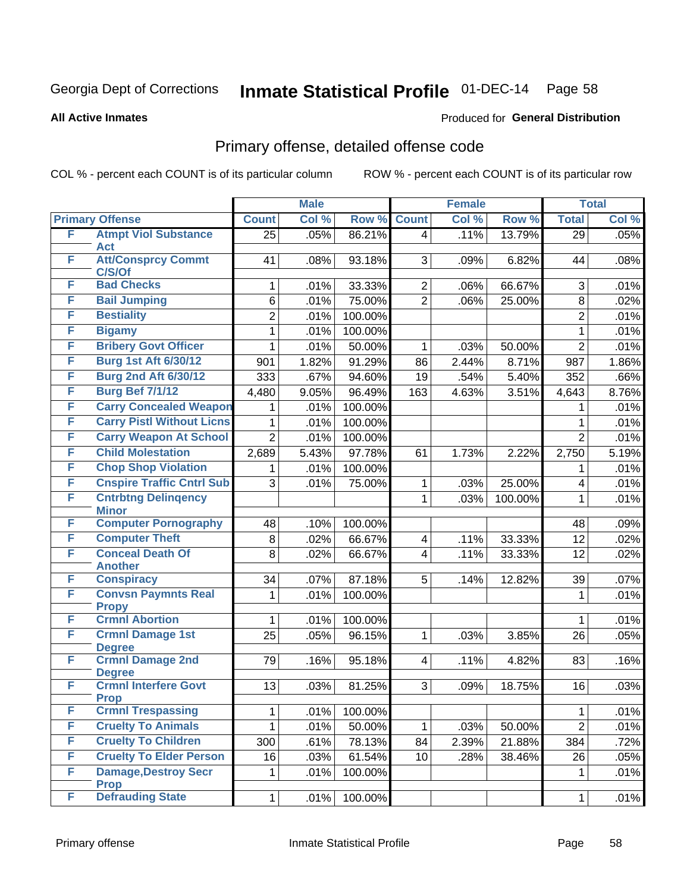Georgia Dept of Corrections **Inmate Statistical Profile** 01-DEC-14 Page 58

**All Active Inmates**

Produced for **General Distribution**

## Primary offense, detailed offense code

COL % - percent each COUNT is of its particular column ROW % - percent each COUNT is of its particular row

| Primary Offense | | Male | | | Female | | | Total | |
|---|---|---|---|---|---|---|---|---|---|
| | | Count | Col % | Row % | Count | Col % | Row % | Total | Col % |
| F | Atmpt Viol Substance Act | 25 | .05% | 86.21% | 4 | .11% | 13.79% | 29 | .05% |
| F | Att/Consprcy Commt C/S/Of | 41 | .08% | 93.18% | 3 | .09% | 6.82% | 44 | .08% |
| F | Bad Checks | 1 | .01% | 33.33% | 2 | .06% | 66.67% | 3 | .01% |
| F | Bail Jumping | 6 | .01% | 75.00% | 2 | .06% | 25.00% | 8 | .02% |
| F | Bestiality | 2 | .01% | 100.00% | | | | 2 | .01% |
| F | Bigamy | 1 | .01% | 100.00% | | | | 1 | .01% |
| F | Bribery Govt Officer | 1 | .01% | 50.00% | 1 | .03% | 50.00% | 2 | .01% |
| F | Burg 1st Aft 6/30/12 | 901 | 1.82% | 91.29% | 86 | 2.44% | 8.71% | 987 | 1.86% |
| F | Burg 2nd Aft 6/30/12 | 333 | .67% | 94.60% | 19 | .54% | 5.40% | 352 | .66% |
| F | Burg Bef 7/1/12 | 4,480 | 9.05% | 96.49% | 163 | 4.63% | 3.51% | 4,643 | 8.76% |
| F | Carry Concealed Weapon | 1 | .01% | 100.00% | | | | 1 | .01% |
| F | Carry Pistl Without Licns | 1 | .01% | 100.00% | | | | 1 | .01% |
| F | Carry Weapon At School | 2 | .01% | 100.00% | | | | 2 | .01% |
| F | Child Molestation | 2,689 | 5.43% | 97.78% | 61 | 1.73% | 2.22% | 2,750 | 5.19% |
| F | Chop Shop Violation | 1 | .01% | 100.00% | | | | 1 | .01% |
| F | Cnspire Traffic Cntrl Sub | 3 | .01% | 75.00% | 1 | .03% | 25.00% | 4 | .01% |
| F | Cntrbtng Delinqency Minor | | | | 1 | .03% | 100.00% | 1 | .01% |
| F | Computer Pornography | 48 | .10% | 100.00% | | | | 48 | .09% |
| F | Computer Theft | 8 | .02% | 66.67% | 4 | .11% | 33.33% | 12 | .02% |
| F | Conceal Death Of Another | 8 | .02% | 66.67% | 4 | .11% | 33.33% | 12 | .02% |
| F | Conspiracy | 34 | .07% | 87.18% | 5 | .14% | 12.82% | 39 | .07% |
| F | Convsn Paymnts Real Propy | 1 | .01% | 100.00% | | | | 1 | .01% |
| F | Crmnl Abortion | 1 | .01% | 100.00% | | | | 1 | .01% |
| F | Crmnl Damage 1st Degree | 25 | .05% | 96.15% | 1 | .03% | 3.85% | 26 | .05% |
| F | Crmnl Damage 2nd Degree | 79 | .16% | 95.18% | 4 | .11% | 4.82% | 83 | .16% |
| F | Crmnl Interfere Govt Prop | 13 | .03% | 81.25% | 3 | .09% | 18.75% | 16 | .03% |
| F | Crmnl Trespassing | 1 | .01% | 100.00% | | | | 1 | .01% |
| F | Cruelty To Animals | 1 | .01% | 50.00% | 1 | .03% | 50.00% | 2 | .01% |
| F | Cruelty To Children | 300 | .61% | 78.13% | 84 | 2.39% | 21.88% | 384 | .72% |
| F | Cruelty To Elder Person | 16 | .03% | 61.54% | 10 | .28% | 38.46% | 26 | .05% |
| F | Damage,Destroy Secr Prop | 1 | .01% | 100.00% | | | | 1 | .01% |
| F | Defrauding State | 1 | .01% | 100.00% | | | | 1 | .01% |

Primary offense Inmate Statistical Profile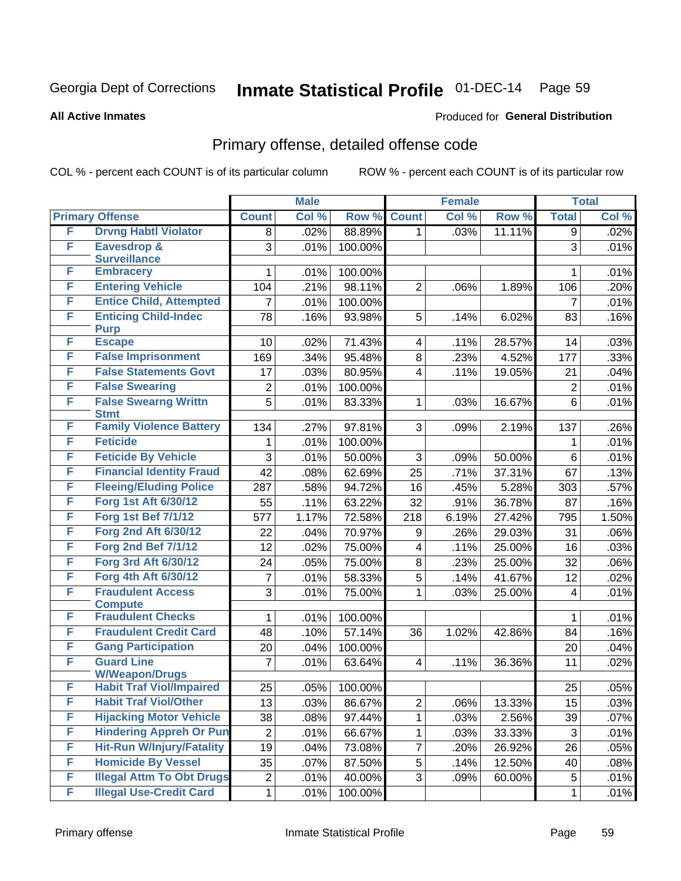Georgia Dept of Corrections **Inmate Statistical Profile** 01-DEC-14

**All Active Inmates**

Produced for **General Distribution**

## Primary offense, detailed offense code

COL % - percent each COUNT is of its particular column ROW % - percent each COUNT is of its particular row

| Primary Offense | | Male | | | Female | | | Total | |
|---|---|---|---|---|---|---|---|---|---|
| | | Count | Col % | Row % | Count | Col % | Row % | Total | Col % |
| F | Drvng Habtl Violator | 8 | .02% | 88.89% | 1 | .03% | 11.11% | 9 | .02% |
| F | Eavesdrop & Surveillance | 3 | .01% | 100.00% | | | | 3 | .01% |
| F | Embracery | 1 | .01% | 100.00% | | | | 1 | .01% |
| F | Entering Vehicle | 104 | .21% | 98.11% | 2 | .06% | 1.89% | 106 | .20% |
| F | Entice Child, Attempted | 7 | .01% | 100.00% | | | | 7 | .01% |
| F | Enticing Child-Indec Purp | 78 | .16% | 93.98% | 5 | .14% | 6.02% | 83 | .16% |
| F | Escape | 10 | .02% | 71.43% | 4 | .11% | 28.57% | 14 | .03% |
| F | False Imprisonment | 169 | .34% | 95.48% | 8 | .23% | 4.52% | 177 | .33% |
| F | False Statements Govt | 17 | .03% | 80.95% | 4 | .11% | 19.05% | 21 | .04% |
| F | False Swearing | 2 | .01% | 100.00% | | | | 2 | .01% |
| F | False Swearng Writtn Stmt | 5 | .01% | 83.33% | 1 | .03% | 16.67% | 6 | .01% |
| F | Family Violence Battery | 134 | .27% | 97.81% | 3 | .09% | 2.19% | 137 | .26% |
| F | Feticide | 1 | .01% | 100.00% | | | | 1 | .01% |
| F | Feticide By Vehicle | 3 | .01% | 50.00% | 3 | .09% | 50.00% | 6 | .01% |
| F | Financial Identity Fraud | 42 | .08% | 62.69% | 25 | .71% | 37.31% | 67 | .13% |
| F | Fleeing/Eluding Police | 287 | .58% | 94.72% | 16 | .45% | 5.28% | 303 | .57% |
| F | Forg 1st Aft 6/30/12 | 55 | .11% | 63.22% | 32 | .91% | 36.78% | 87 | .16% |
| F | Forg 1st Bef 7/1/12 | 577 | 1.17% | 72.58% | 218 | 6.19% | 27.42% | 795 | 1.50% |
| F | Forg 2nd Aft 6/30/12 | 22 | .04% | 70.97% | 9 | .26% | 29.03% | 31 | .06% |
| F | Forg 2nd Bef 7/1/12 | 12 | .02% | 75.00% | 4 | .11% | 25.00% | 16 | .03% |
| F | Forg 3rd Aft 6/30/12 | 24 | .05% | 75.00% | 8 | .23% | 25.00% | 32 | .06% |
| F | Forg 4th Aft 6/30/12 | 7 | .01% | 58.33% | 5 | .14% | 41.67% | 12 | .02% |
| F | Fraudulent Access Compute | 3 | .01% | 75.00% | 1 | .03% | 25.00% | 4 | .01% |
| F | Fraudulent Checks | 1 | .01% | 100.00% | | | | 1 | .01% |
| F | Fraudulent Credit Card | 48 | .10% | 57.14% | 36 | 1.02% | 42.86% | 84 | .16% |
| F | Gang Participation | 20 | .04% | 100.00% | | | | 20 | .04% |
| F | Guard Line W/Weapon/Drugs | 7 | .01% | 63.64% | 4 | .11% | 36.36% | 11 | .02% |
| F | Habit Traf Viol/Impaired | 25 | .05% | 100.00% | | | | 25 | .05% |
| F | Habit Traf Viol/Other | 13 | .03% | 86.67% | 2 | .06% | 13.33% | 15 | .03% |
| F | Hijacking Motor Vehicle | 38 | .08% | 97.44% | 1 | .03% | 2.56% | 39 | .07% |
| F | Hindering Appreh Or Pun | 2 | .01% | 66.67% | 1 | .03% | 33.33% | 3 | .01% |
| F | Hit-Run W/Injury/Fatality | 19 | .04% | 73.08% | 7 | .20% | 26.92% | 26 | .05% |
| F | Homicide By Vessel | 35 | .07% | 87.50% | 5 | .14% | 12.50% | 40 | .08% |
| F | Illegal Attm To Obt Drugs | 2 | .01% | 40.00% | 3 | .09% | 60.00% | 5 | .01% |
| F | Illegal Use-Credit Card | 1 | .01% | 100.00% | | | | 1 | .01% |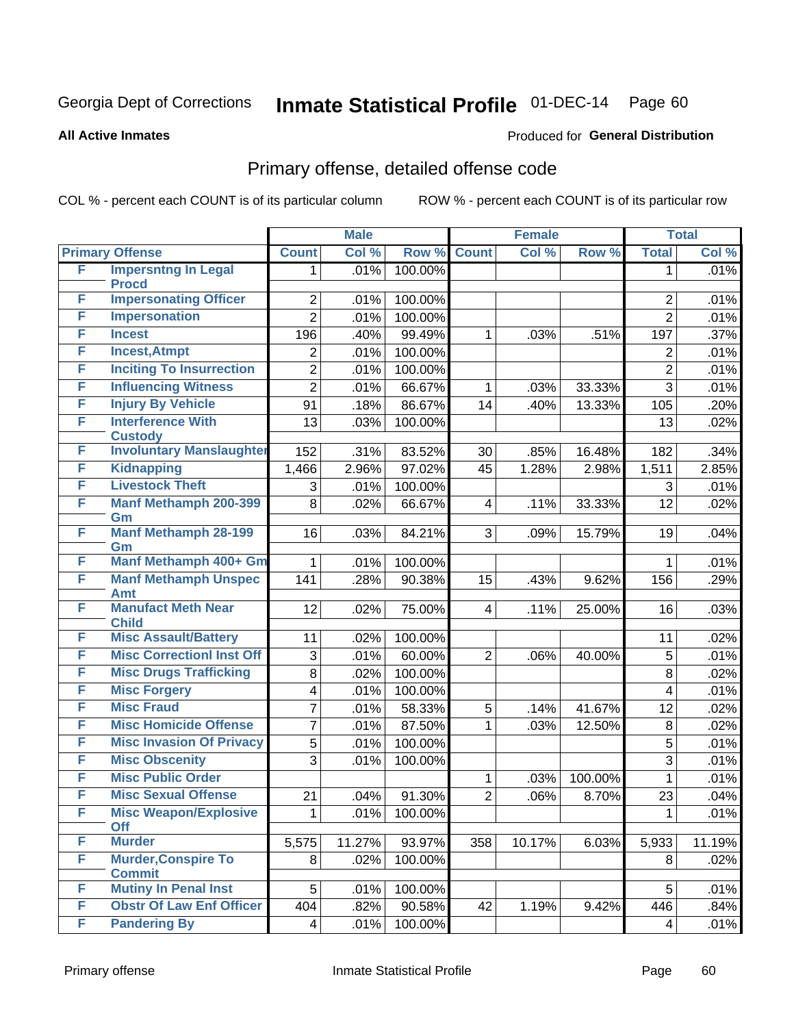Georgia Dept of Corrections **Inmate Statistical Profile** 01-DEC-14 Page 60

**All Active Inmates**

Produced for **General Distribution**

## Primary offense, detailed offense code

COL % - percent each COUNT is of its particular column

ROW % - percent each COUNT is of its particular row

| Primary Offense | | Male | | | Female | | | Total | |
|---|---|---|---|---|---|---|---|---|---|
| | | Count | Col % | Row % | Count | Col % | Row % | Total | Col % |
| F | Impersntng In Legal Procd | 1 | .01% | 100.00% | | | | 1 | .01% |
| F | Impersonating Officer | 2 | .01% | 100.00% | | | | 2 | .01% |
| F | Impersonation | 2 | .01% | 100.00% | | | | 2 | .01% |
| F | Incest | 196 | .40% | 99.49% | 1 | .03% | .51% | 197 | .37% |
| F | Incest,Atmpt | 2 | .01% | 100.00% | | | | 2 | .01% |
| F | Inciting To Insurrection | 2 | .01% | 100.00% | | | | 2 | .01% |
| F | Influencing Witness | 2 | .01% | 66.67% | 1 | .03% | 33.33% | 3 | .01% |
| F | Injury By Vehicle | 91 | .18% | 86.67% | 14 | .40% | 13.33% | 105 | .20% |
| F | Interference With Custody | 13 | .03% | 100.00% | | | | 13 | .02% |
| F | Involuntary Manslaughter | 152 | .31% | 83.52% | 30 | .85% | 16.48% | 182 | .34% |
| F | Kidnapping | 1,466 | 2.96% | 97.02% | 45 | 1.28% | 2.98% | 1,511 | 2.85% |
| F | Livestock Theft | 3 | .01% | 100.00% | | | | 3 | .01% |
| F | Manf Methamph 200-399 Gm | 8 | .02% | 66.67% | 4 | .11% | 33.33% | 12 | .02% |
| F | Manf Methamph 28-199 Gm | 16 | .03% | 84.21% | 3 | .09% | 15.79% | 19 | .04% |
| F | Manf Methamph 400+ Gm | 1 | .01% | 100.00% | | | | 1 | .01% |
| F | Manf Methamph Unspec Amt | 141 | .28% | 90.38% | 15 | .43% | 9.62% | 156 | .29% |
| F | Manufact Meth Near Child | 12 | .02% | 75.00% | 4 | .11% | 25.00% | 16 | .03% |
| F | Misc Assault/Battery | 11 | .02% | 100.00% | | | | 11 | .02% |
| F | Misc Correctionl Inst Off | 3 | .01% | 60.00% | 2 | .06% | 40.00% | 5 | .01% |
| F | Misc Drugs Trafficking | 8 | .02% | 100.00% | | | | 8 | .02% |
| F | Misc Forgery | 4 | .01% | 100.00% | | | | 4 | .01% |
| F | Misc Fraud | 7 | .01% | 58.33% | 5 | .14% | 41.67% | 12 | .02% |
| F | Misc Homicide Offense | 7 | .01% | 87.50% | 1 | .03% | 12.50% | 8 | .02% |
| F | Misc Invasion Of Privacy | 5 | .01% | 100.00% | | | | 5 | .01% |
| F | Misc Obscenity | 3 | .01% | 100.00% | | | | 3 | .01% |
| F | Misc Public Order | | | | 1 | .03% | 100.00% | 1 | .01% |
| F | Misc Sexual Offense | 21 | .04% | 91.30% | 2 | .06% | 8.70% | 23 | .04% |
| F | Misc Weapon/Explosive Off | 1 | .01% | 100.00% | | | | 1 | .01% |
| F | Murder | 5,575 | 11.27% | 93.97% | 358 | 10.17% | 6.03% | 5,933 | 11.19% |
| F | Murder,Conspire To Commit | 8 | .02% | 100.00% | | | | 8 | .02% |
| F | Mutiny In Penal Inst | 5 | .01% | 100.00% | | | | 5 | .01% |
| F | Obstr Of Law Enf Officer | 404 | .82% | 90.58% | 42 | 1.19% | 9.42% | 446 | .84% |
| F | Pandering By | 4 | .01% | 100.00% | | | | 4 | .01% |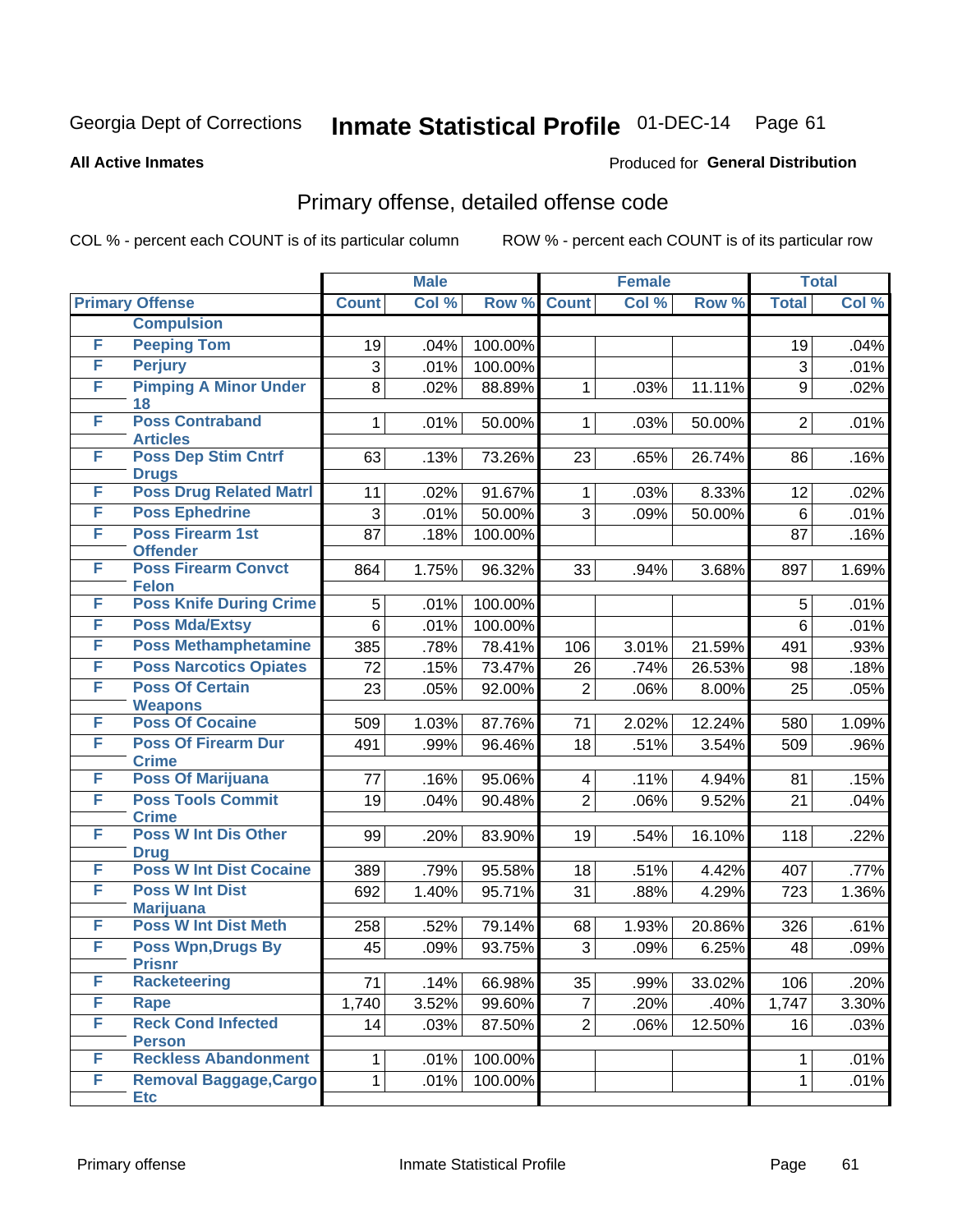Georgia Dept of Corrections **Inmate Statistical Profile** 01-DEC-14

**All Active Inmates**

Produced for **General Distribution**

## Primary offense, detailed offense code

COL % - percent each COUNT is of its particular column

ROW % - percent each COUNT is of its particular row

| Primary Offense | | Male | | | Female | | | Total | |
|---|---|---|---|---|---|---|---|---|---|
| | | Count | Col % | Row % | Count | Col % | Row % | Total | Col % |
| | Compulsion | | | | | | | | |
| F | Peeping Tom | 19 | .04% | 100.00% | | | | 19 | .04% |
| F | Perjury | 3 | .01% | 100.00% | | | | 3 | .01% |
| F | Pimping A Minor Under 18 | 8 | .02% | 88.89% | 1 | .03% | 11.11% | 9 | .02% |
| F | Poss Contraband Articles | 1 | .01% | 50.00% | 1 | .03% | 50.00% | 2 | .01% |
| F | Poss Dep Stim Cntrf Drugs | 63 | .13% | 73.26% | 23 | .65% | 26.74% | 86 | .16% |
| F | Poss Drug Related Matrl | 11 | .02% | 91.67% | 1 | .03% | 8.33% | 12 | .02% |
| F | Poss Ephedrine | 3 | .01% | 50.00% | 3 | .09% | 50.00% | 6 | .01% |
| F | Poss Firearm 1st Offender | 87 | .18% | 100.00% | | | | 87 | .16% |
| F | Poss Firearm Convct Felon | 864 | 1.75% | 96.32% | 33 | .94% | 3.68% | 897 | 1.69% |
| F | Poss Knife During Crime | 5 | .01% | 100.00% | | | | 5 | .01% |
| F | Poss Mda/Extsy | 6 | .01% | 100.00% | | | | 6 | .01% |
| F | Poss Methamphetamine | 385 | .78% | 78.41% | 106 | 3.01% | 21.59% | 491 | .93% |
| F | Poss Narcotics Opiates | 72 | .15% | 73.47% | 26 | .74% | 26.53% | 98 | .18% |
| F | Poss Of Certain Weapons | 23 | .05% | 92.00% | 2 | .06% | 8.00% | 25 | .05% |
| F | Poss Of Cocaine | 509 | 1.03% | 87.76% | 71 | 2.02% | 12.24% | 580 | 1.09% |
| F | Poss Of Firearm Dur Crime | 491 | .99% | 96.46% | 18 | .51% | 3.54% | 509 | .96% |
| F | Poss Of Marijuana | 77 | .16% | 95.06% | 4 | .11% | 4.94% | 81 | .15% |
| F | Poss Tools Commit Crime | 19 | .04% | 90.48% | 2 | .06% | 9.52% | 21 | .04% |
| F | Poss W Int Dis Other Drug | 99 | .20% | 83.90% | 19 | .54% | 16.10% | 118 | .22% |
| F | Poss W Int Dist Cocaine | 389 | .79% | 95.58% | 18 | .51% | 4.42% | 407 | .77% |
| F | Poss W Int Dist Marijuana | 692 | 1.40% | 95.71% | 31 | .88% | 4.29% | 723 | 1.36% |
| F | Poss W Int Dist Meth | 258 | .52% | 79.14% | 68 | 1.93% | 20.86% | 326 | .61% |
| F | Poss Wpn,Drugs By Prisnr | 45 | .09% | 93.75% | 3 | .09% | 6.25% | 48 | .09% |
| F | Racketeering | 71 | .14% | 66.98% | 35 | .99% | 33.02% | 106 | .20% |
| F | Rape | 1,740 | 3.52% | 99.60% | 7 | .20% | .40% | 1,747 | 3.30% |
| F | Reck Cond Infected Person | 14 | .03% | 87.50% | 2 | .06% | 12.50% | 16 | .03% |
| F | Reckless Abandonment | 1 | .01% | 100.00% | | | | 1 | .01% |
| F | Removal Baggage,Cargo Etc | 1 | .01% | 100.00% | | | | 1 | .01% |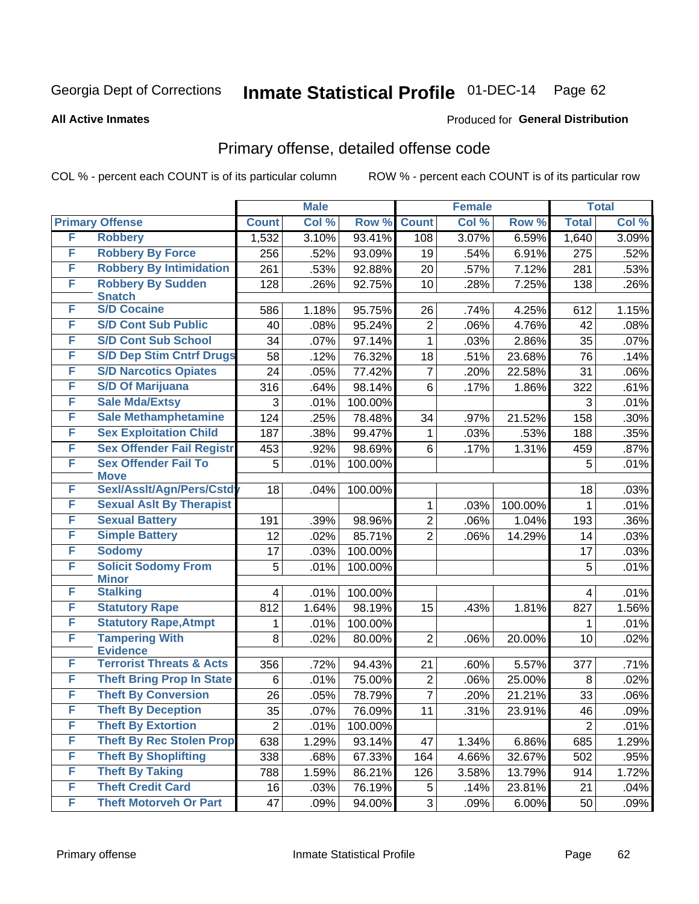Georgia Dept of Corrections **Inmate Statistical Profile** 01-DEC-14

**All Active Inmates** Produced for **General Distribution**

## Primary offense, detailed offense code

COL % - percent each COUNT is of its particular column ROW % - percent each COUNT is of its particular row

| Primary Offense | | Male | | | Female | | | Total | |
|---|---|---|---|---|---|---|---|---|---|
| | | Count | Col % | Row % | Count | Col % | Row % | Total | Col % |
| F | Robbery | 1,532 | 3.10% | 93.41% | 108 | 3.07% | 6.59% | 1,640 | 3.09% |
| F | Robbery By Force | 256 | .52% | 93.09% | 19 | .54% | 6.91% | 275 | .52% |
| F | Robbery By Intimidation | 261 | .53% | 92.88% | 20 | .57% | 7.12% | 281 | .53% |
| F | Robbery By Sudden Snatch | 128 | .26% | 92.75% | 10 | .28% | 7.25% | 138 | .26% |
| F | S/D Cocaine | 586 | 1.18% | 95.75% | 26 | .74% | 4.25% | 612 | 1.15% |
| F | S/D Cont Sub Public | 40 | .08% | 95.24% | 2 | .06% | 4.76% | 42 | .08% |
| F | S/D Cont Sub School | 34 | .07% | 97.14% | 1 | .03% | 2.86% | 35 | .07% |
| F | S/D Dep Stim Cntrf Drugs | 58 | .12% | 76.32% | 18 | .51% | 23.68% | 76 | .14% |
| F | S/D Narcotics Opiates | 24 | .05% | 77.42% | 7 | .20% | 22.58% | 31 | .06% |
| F | S/D Of Marijuana | 316 | .64% | 98.14% | 6 | .17% | 1.86% | 322 | .61% |
| F | Sale Mda/Extsy | 3 | .01% | 100.00% | | | | 3 | .01% |
| F | Sale Methamphetamine | 124 | .25% | 78.48% | 34 | .97% | 21.52% | 158 | .30% |
| F | Sex Exploitation Child | 187 | .38% | 99.47% | 1 | .03% | .53% | 188 | .35% |
| F | Sex Offender Fail Registr | 453 | .92% | 98.69% | 6 | .17% | 1.31% | 459 | .87% |
| F | Sex Offender Fail To Move | 5 | .01% | 100.00% | | | | 5 | .01% |
| F | Sexl/Asslt/Agn/Pers/Cstdy | 18 | .04% | 100.00% | | | | 18 | .03% |
| F | Sexual Aslt By Therapist | | | | 1 | .03% | 100.00% | 1 | .01% |
| F | Sexual Battery | 191 | .39% | 98.96% | 2 | .06% | 1.04% | 193 | .36% |
| F | Simple Battery | 12 | .02% | 85.71% | 2 | .06% | 14.29% | 14 | .03% |
| F | Sodomy | 17 | .03% | 100.00% | | | | 17 | .03% |
| F | Solicit Sodomy From Minor | 5 | .01% | 100.00% | | | | 5 | .01% |
| F | Stalking | 4 | .01% | 100.00% | | | | 4 | .01% |
| F | Statutory Rape | 812 | 1.64% | 98.19% | 15 | .43% | 1.81% | 827 | 1.56% |
| F | Statutory Rape,Atmpt | 1 | .01% | 100.00% | | | | 1 | .01% |
| F | Tampering With Evidence | 8 | .02% | 80.00% | 2 | .06% | 20.00% | 10 | .02% |
| F | Terrorist Threats & Acts | 356 | .72% | 94.43% | 21 | .60% | 5.57% | 377 | .71% |
| F | Theft Bring Prop In State | 6 | .01% | 75.00% | 2 | .06% | 25.00% | 8 | .02% |
| F | Theft By Conversion | 26 | .05% | 78.79% | 7 | .20% | 21.21% | 33 | .06% |
| F | Theft By Deception | 35 | .07% | 76.09% | 11 | .31% | 23.91% | 46 | .09% |
| F | Theft By Extortion | 2 | .01% | 100.00% | | | | 2 | .01% |
| F | Theft By Rec Stolen Prop | 638 | 1.29% | 93.14% | 47 | 1.34% | 6.86% | 685 | 1.29% |
| F | Theft By Shoplifting | 338 | .68% | 67.33% | 164 | 4.66% | 32.67% | 502 | .95% |
| F | Theft By Taking | 788 | 1.59% | 86.21% | 126 | 3.58% | 13.79% | 914 | 1.72% |
| F | Theft Credit Card | 16 | .03% | 76.19% | 5 | .14% | 23.81% | 21 | .04% |
| F | Theft Motorveh Or Part | 47 | .09% | 94.00% | 3 | .09% | 6.00% | 50 | .09% |

Primary offense Inmate Statistical Profile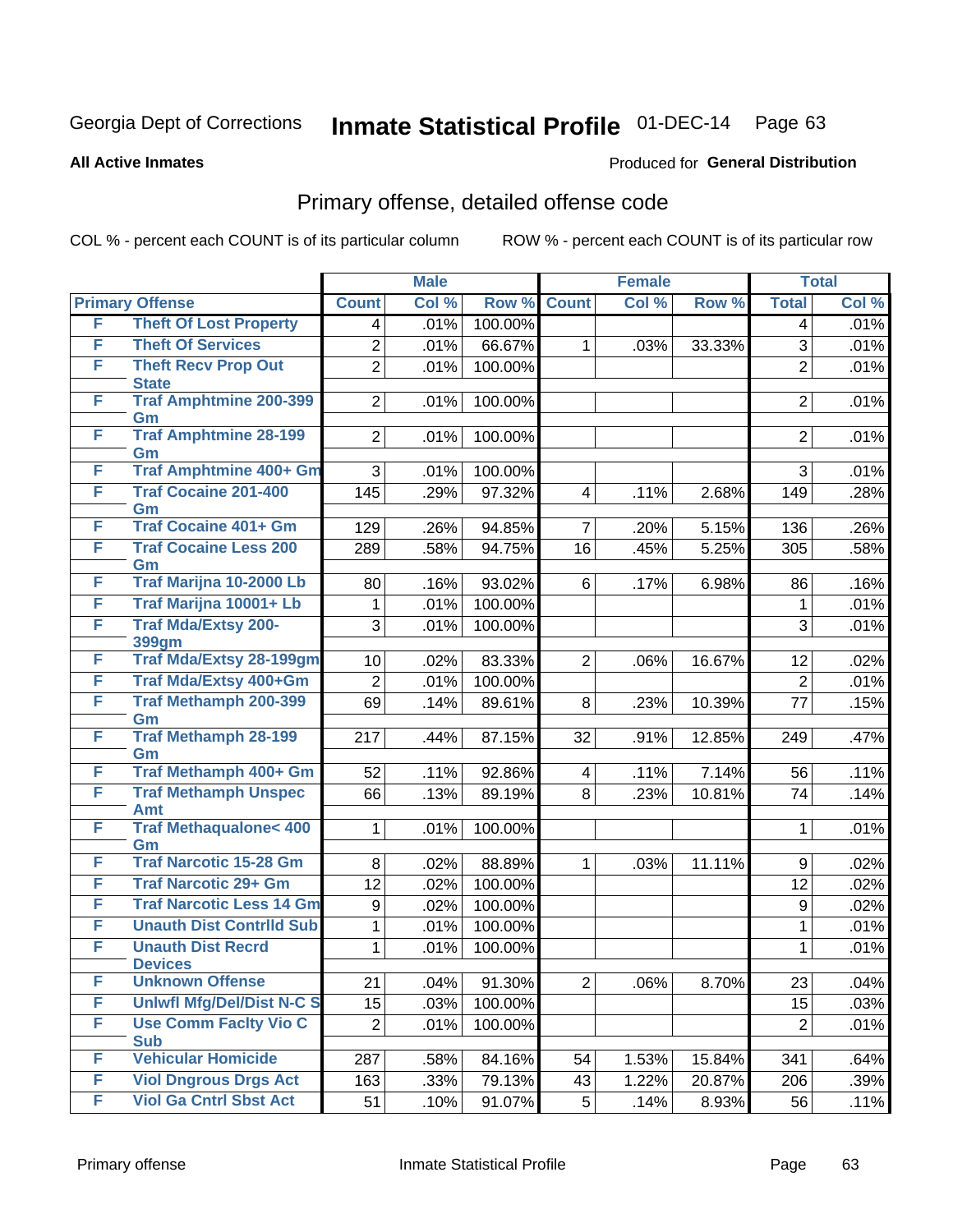Georgia Dept of Corrections **Inmate Statistical Profile** 01-DEC-14

**All Active Inmates**

Produced for **General Distribution**

## Primary offense, detailed offense code

COL % - percent each COUNT is of its particular column ROW % - percent each COUNT is of its particular row

| Primary Offense | | Male | | | Female | | | Total | |
|---|---|---|---|---|---|---|---|---|---|
| | | Count | Col % | Row % | Count | Col % | Row % | Total | Col % |
| F | Theft Of Lost Property | 4 | .01% | 100.00% | | | | 4 | .01% |
| F | Theft Of Services | 2 | .01% | 66.67% | 1 | .03% | 33.33% | 3 | .01% |
| F | Theft Recv Prop Out State | 2 | .01% | 100.00% | | | | 2 | .01% |
| F | Traf Amphtmine 200-399 Gm | 2 | .01% | 100.00% | | | | 2 | .01% |
| F | Traf Amphtmine 28-199 Gm | 2 | .01% | 100.00% | | | | 2 | .01% |
| F | Traf Amphtmine 400+ Gm | 3 | .01% | 100.00% | | | | 3 | .01% |
| F | Traf Cocaine 201-400 Gm | 145 | .29% | 97.32% | 4 | .11% | 2.68% | 149 | .28% |
| F | Traf Cocaine 401+ Gm | 129 | .26% | 94.85% | 7 | .20% | 5.15% | 136 | .26% |
| F | Traf Cocaine Less 200 Gm | 289 | .58% | 94.75% | 16 | .45% | 5.25% | 305 | .58% |
| F | Traf Marijna 10-2000 Lb | 80 | .16% | 93.02% | 6 | .17% | 6.98% | 86 | .16% |
| F | Traf Marijna 10001+ Lb | 1 | .01% | 100.00% | | | | 1 | .01% |
| F | Traf Mda/Extsy 200-399gm | 3 | .01% | 100.00% | | | | 3 | .01% |
| F | Traf Mda/Extsy 28-199gm | 10 | .02% | 83.33% | 2 | .06% | 16.67% | 12 | .02% |
| F | Traf Mda/Extsy 400+Gm | 2 | .01% | 100.00% | | | | 2 | .01% |
| F | Traf Methamph 200-399 Gm | 69 | .14% | 89.61% | 8 | .23% | 10.39% | 77 | .15% |
| F | Traf Methamph 28-199 Gm | 217 | .44% | 87.15% | 32 | .91% | 12.85% | 249 | .47% |
| F | Traf Methamph 400+ Gm | 52 | .11% | 92.86% | 4 | .11% | 7.14% | 56 | .11% |
| F | Traf Methamph Unspec Amt | 66 | .13% | 89.19% | 8 | .23% | 10.81% | 74 | .14% |
| F | Traf Methaqualone< 400 Gm | 1 | .01% | 100.00% | | | | 1 | .01% |
| F | Traf Narcotic 15-28 Gm | 8 | .02% | 88.89% | 1 | .03% | 11.11% | 9 | .02% |
| F | Traf Narcotic 29+ Gm | 12 | .02% | 100.00% | | | | 12 | .02% |
| F | Traf Narcotic Less 14 Gm | 9 | .02% | 100.00% | | | | 9 | .02% |
| F | Unauth Dist Contrlld Sub | 1 | .01% | 100.00% | | | | 1 | .01% |
| F | Unauth Dist Recrd Devices | 1 | .01% | 100.00% | | | | 1 | .01% |
| F | Unknown Offense | 21 | .04% | 91.30% | 2 | .06% | 8.70% | 23 | .04% |
| F | Unlwfl Mfg/Del/Dist N-C S | 15 | .03% | 100.00% | | | | 15 | .03% |
| F | Use Comm Faclty Vio C Sub | 2 | .01% | 100.00% | | | | 2 | .01% |
| F | Vehicular Homicide | 287 | .58% | 84.16% | 54 | 1.53% | 15.84% | 341 | .64% |
| F | Viol Dngrous Drgs Act | 163 | .33% | 79.13% | 43 | 1.22% | 20.87% | 206 | .39% |
| F | Viol Ga Cntrl Sbst Act | 51 | .10% | 91.07% | 5 | .14% | 8.93% | 56 | .11% |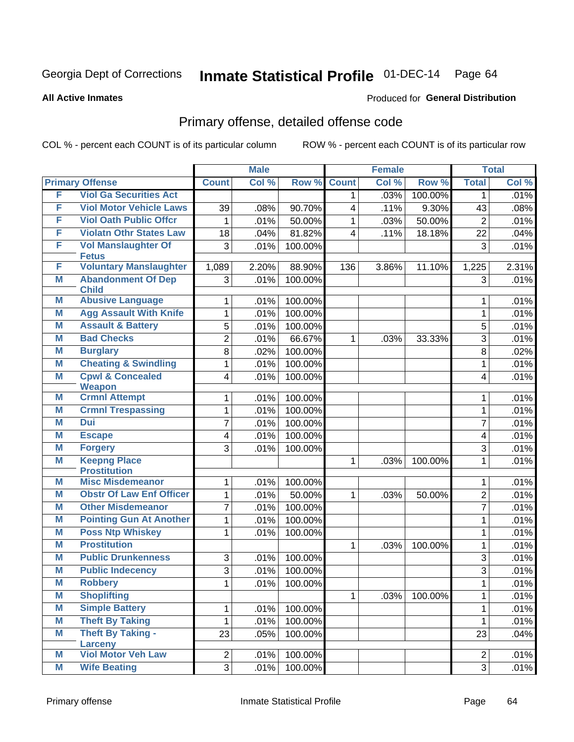Georgia Dept of Corrections **Inmate Statistical Profile** 01-DEC-14 Page 64

**All Active Inmates**

Produced for **General Distribution**

## Primary offense, detailed offense code

COL % - percent each COUNT is of its particular column ROW % - percent each COUNT is of its particular row

| Primary Offense | | Male | | | Female | | | Total | |
|---|---|---|---|---|---|---|---|---|---|
| | | Count | Col % | Row % | Count | Col % | Row % | Total | Col % |
| F | Viol Ga Securities Act | | | | 1 | .03% | 100.00% | 1 | .01% |
| F | Viol Motor Vehicle Laws | 39 | .08% | 90.70% | 4 | .11% | 9.30% | 43 | .08% |
| F | Viol Oath Public Offcr | 1 | .01% | 50.00% | 1 | .03% | 50.00% | 2 | .01% |
| F | Violatn Othr States Law | 18 | .04% | 81.82% | 4 | .11% | 18.18% | 22 | .04% |
| F | Vol Manslaughter Of Fetus | 3 | .01% | 100.00% | | | | 3 | .01% |
| F | Voluntary Manslaughter | 1,089 | 2.20% | 88.90% | 136 | 3.86% | 11.10% | 1,225 | 2.31% |
| M | Abandonment Of Dep Child | 3 | .01% | 100.00% | | | | 3 | .01% |
| M | Abusive Language | 1 | .01% | 100.00% | | | | 1 | .01% |
| M | Agg Assault With Knife | 1 | .01% | 100.00% | | | | 1 | .01% |
| M | Assault & Battery | 5 | .01% | 100.00% | | | | 5 | .01% |
| M | Bad Checks | 2 | .01% | 66.67% | 1 | .03% | 33.33% | 3 | .01% |
| M | Burglary | 8 | .02% | 100.00% | | | | 8 | .02% |
| M | Cheating & Swindling | 1 | .01% | 100.00% | | | | 1 | .01% |
| M | Cpwl & Concealed Weapon | 4 | .01% | 100.00% | | | | 4 | .01% |
| M | Crmnl Attempt | 1 | .01% | 100.00% | | | | 1 | .01% |
| M | Crmnl Trespassing | 1 | .01% | 100.00% | | | | 1 | .01% |
| M | Dui | 7 | .01% | 100.00% | | | | 7 | .01% |
| M | Escape | 4 | .01% | 100.00% | | | | 4 | .01% |
| M | Forgery | 3 | .01% | 100.00% | | | | 3 | .01% |
| M | Keepng Place Prostitution | | | | 1 | .03% | 100.00% | 1 | .01% |
| M | Misc Misdemeanor | 1 | .01% | 100.00% | | | | 1 | .01% |
| M | Obstr Of Law Enf Officer | 1 | .01% | 50.00% | 1 | .03% | 50.00% | 2 | .01% |
| M | Other Misdemeanor | 7 | .01% | 100.00% | | | | 7 | .01% |
| M | Pointing Gun At Another | 1 | .01% | 100.00% | | | | 1 | .01% |
| M | Poss Ntp Whiskey | 1 | .01% | 100.00% | | | | 1 | .01% |
| M | Prostitution | | | | 1 | .03% | 100.00% | 1 | .01% |
| M | Public Drunkenness | 3 | .01% | 100.00% | | | | 3 | .01% |
| M | Public Indecency | 3 | .01% | 100.00% | | | | 3 | .01% |
| M | Robbery | 1 | .01% | 100.00% | | | | 1 | .01% |
| M | Shoplifting | | | | 1 | .03% | 100.00% | 1 | .01% |
| M | Simple Battery | 1 | .01% | 100.00% | | | | 1 | .01% |
| M | Theft By Taking | 1 | .01% | 100.00% | | | | 1 | .01% |
| M | Theft By Taking - Larceny | 23 | .05% | 100.00% | | | | 23 | .04% |
| M | Viol Motor Veh Law | 2 | .01% | 100.00% | | | | 2 | .01% |
| M | Wife Beating | 3 | .01% | 100.00% | | | | 3 | .01% |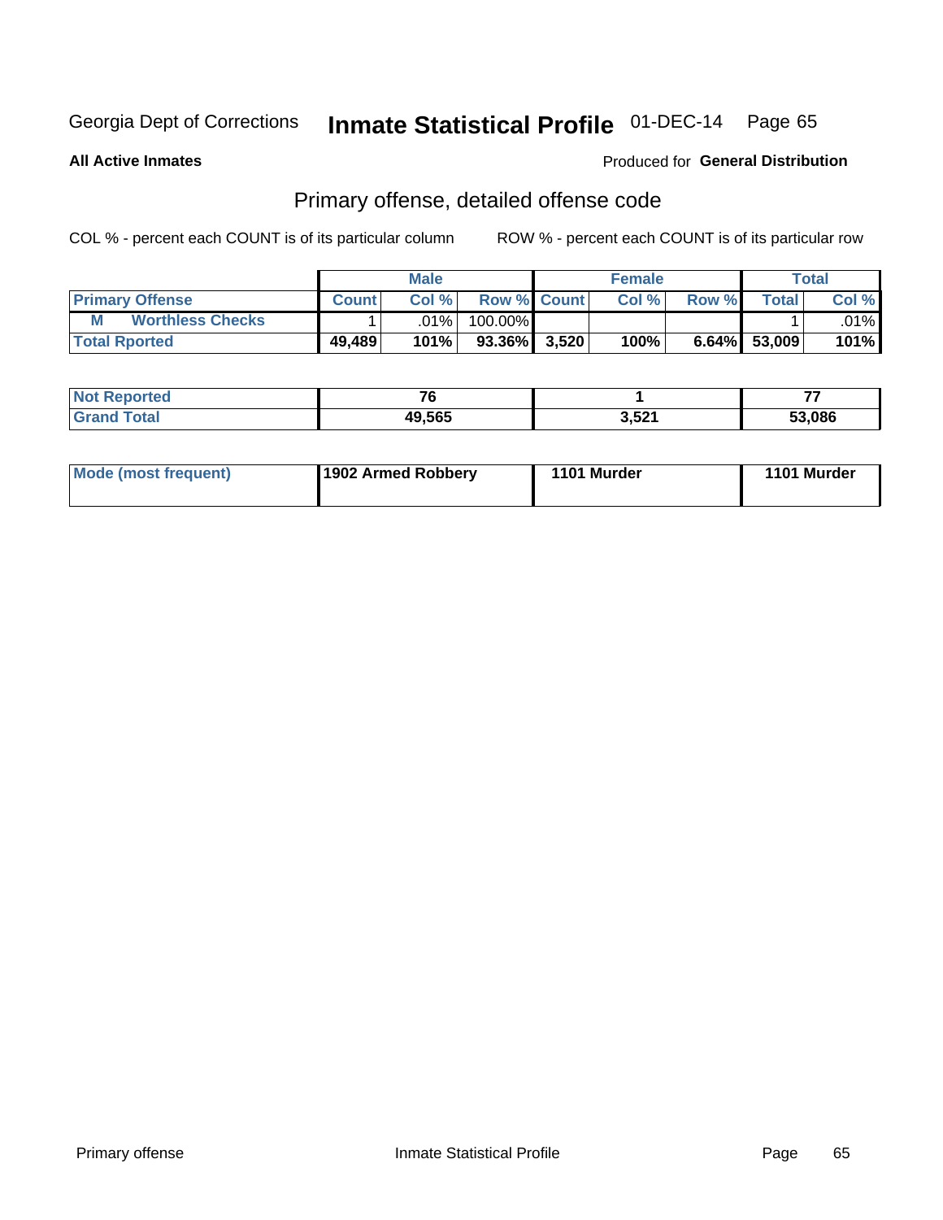Georgia Dept of Corrections **Inmate Statistical Profile** 01-DEC-14

**All Active Inmates**

Produced for **General Distribution**

## Primary offense, detailed offense code

COL % - percent each COUNT is of its particular column

ROW % - percent each COUNT is of its particular row

| | Male | | | Female | | | Total | |
|---|---|---|---|---|---|---|---|---|
| **Primary Offense** | **Count** | **Col %** | **Row %** | **Count** | **Col %** | **Row %** | **Total** | **Col %** |
| **M Worthless Checks** | 1 | .01% | 100.00% | | | | 1 | .01% |
| **Total Rported** | **49,489** | **101%** | **93.36%** | **3,520** | **100%** | **6.64%** | **53,009** | **101%** |

| | Male | Female | Total |
|---|---|---|---|
| **Not Reported** | **76** | **1** | **77** |
| **Grand Total** | **49,565** | **3,521** | **53,086** |

| | Male | Female | Total |
|---|---|---|---|
| **Mode (most frequent)** | **1902 Armed Robbery** | **1101 Murder** | **1101 Murder** |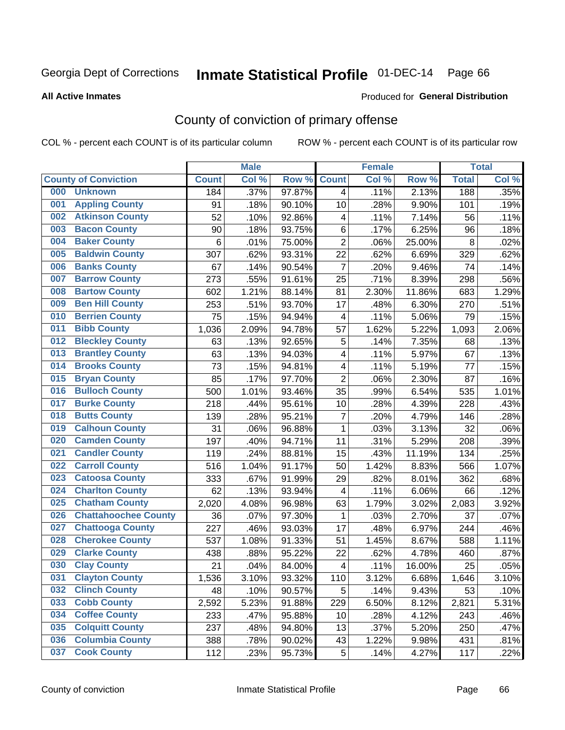Georgia Dept of Corrections **Inmate Statistical Profile** 01-DEC-14

**All Active Inmates** Produced for **General Distribution**

## County of conviction of primary offense

COL % - percent each COUNT is of its particular column ROW % - percent each COUNT is of its particular row

| County of Conviction | Male | | | Female | | | Total | |
|---|---|---|---|---|---|---|---|---|
| | Count | Col % | Row % | Count | Col % | Row % | Total | Col % |
| 000 Unknown | 184 | .37% | 97.87% | 4 | .11% | 2.13% | 188 | .35% |
| 001 Appling County | 91 | .18% | 90.10% | 10 | .28% | 9.90% | 101 | .19% |
| 002 Atkinson County | 52 | .10% | 92.86% | 4 | .11% | 7.14% | 56 | .11% |
| 003 Bacon County | 90 | .18% | 93.75% | 6 | .17% | 6.25% | 96 | .18% |
| 004 Baker County | 6 | .01% | 75.00% | 2 | .06% | 25.00% | 8 | .02% |
| 005 Baldwin County | 307 | .62% | 93.31% | 22 | .62% | 6.69% | 329 | .62% |
| 006 Banks County | 67 | .14% | 90.54% | 7 | .20% | 9.46% | 74 | .14% |
| 007 Barrow County | 273 | .55% | 91.61% | 25 | .71% | 8.39% | 298 | .56% |
| 008 Bartow County | 602 | 1.21% | 88.14% | 81 | 2.30% | 11.86% | 683 | 1.29% |
| 009 Ben Hill County | 253 | .51% | 93.70% | 17 | .48% | 6.30% | 270 | .51% |
| 010 Berrien County | 75 | .15% | 94.94% | 4 | .11% | 5.06% | 79 | .15% |
| 011 Bibb County | 1,036 | 2.09% | 94.78% | 57 | 1.62% | 5.22% | 1,093 | 2.06% |
| 012 Bleckley County | 63 | .13% | 92.65% | 5 | .14% | 7.35% | 68 | .13% |
| 013 Brantley County | 63 | .13% | 94.03% | 4 | .11% | 5.97% | 67 | .13% |
| 014 Brooks County | 73 | .15% | 94.81% | 4 | .11% | 5.19% | 77 | .15% |
| 015 Bryan County | 85 | .17% | 97.70% | 2 | .06% | 2.30% | 87 | .16% |
| 016 Bulloch County | 500 | 1.01% | 93.46% | 35 | .99% | 6.54% | 535 | 1.01% |
| 017 Burke County | 218 | .44% | 95.61% | 10 | .28% | 4.39% | 228 | .43% |
| 018 Butts County | 139 | .28% | 95.21% | 7 | .20% | 4.79% | 146 | .28% |
| 019 Calhoun County | 31 | .06% | 96.88% | 1 | .03% | 3.13% | 32 | .06% |
| 020 Camden County | 197 | .40% | 94.71% | 11 | .31% | 5.29% | 208 | .39% |
| 021 Candler County | 119 | .24% | 88.81% | 15 | .43% | 11.19% | 134 | .25% |
| 022 Carroll County | 516 | 1.04% | 91.17% | 50 | 1.42% | 8.83% | 566 | 1.07% |
| 023 Catoosa County | 333 | .67% | 91.99% | 29 | .82% | 8.01% | 362 | .68% |
| 024 Charlton County | 62 | .13% | 93.94% | 4 | .11% | 6.06% | 66 | .12% |
| 025 Chatham County | 2,020 | 4.08% | 96.98% | 63 | 1.79% | 3.02% | 2,083 | 3.92% |
| 026 Chattahoochee County | 36 | .07% | 97.30% | 1 | .03% | 2.70% | 37 | .07% |
| 027 Chattooga County | 227 | .46% | 93.03% | 17 | .48% | 6.97% | 244 | .46% |
| 028 Cherokee County | 537 | 1.08% | 91.33% | 51 | 1.45% | 8.67% | 588 | 1.11% |
| 029 Clarke County | 438 | .88% | 95.22% | 22 | .62% | 4.78% | 460 | .87% |
| 030 Clay County | 21 | .04% | 84.00% | 4 | .11% | 16.00% | 25 | .05% |
| 031 Clayton County | 1,536 | 3.10% | 93.32% | 110 | 3.12% | 6.68% | 1,646 | 3.10% |
| 032 Clinch County | 48 | .10% | 90.57% | 5 | .14% | 9.43% | 53 | .10% |
| 033 Cobb County | 2,592 | 5.23% | 91.88% | 229 | 6.50% | 8.12% | 2,821 | 5.31% |
| 034 Coffee County | 233 | .47% | 95.88% | 10 | .28% | 4.12% | 243 | .46% |
| 035 Colquitt County | 237 | .48% | 94.80% | 13 | .37% | 5.20% | 250 | .47% |
| 036 Columbia County | 388 | .78% | 90.02% | 43 | 1.22% | 9.98% | 431 | .81% |
| 037 Cook County | 112 | .23% | 95.73% | 5 | .14% | 4.27% | 117 | .22% |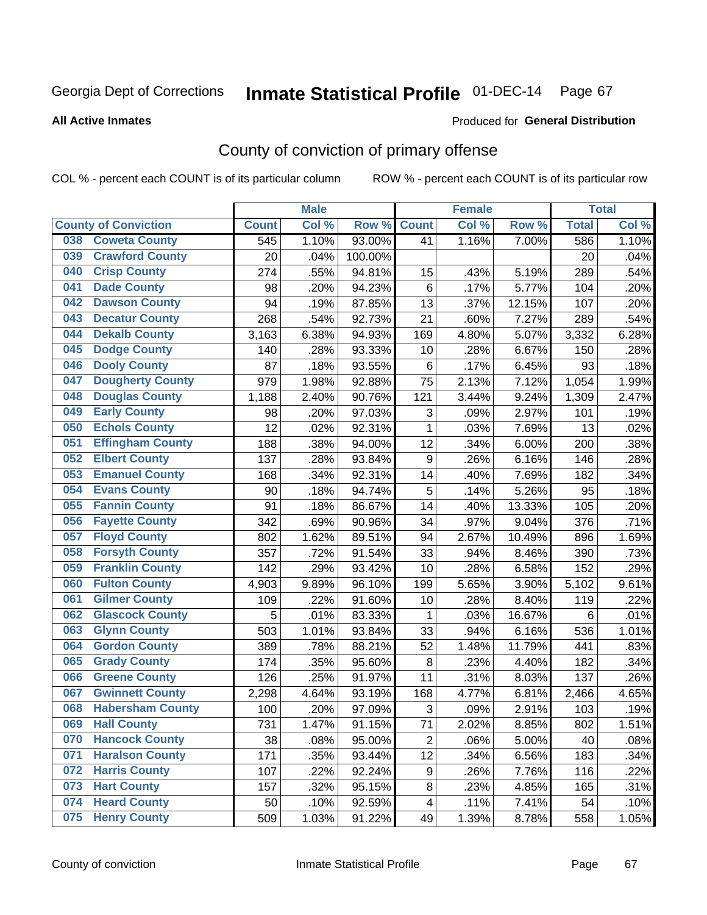Georgia Dept of Corrections **Inmate Statistical Profile** 01-DEC-14

**All Active Inmates** Produced for **General Distribution**

## County of conviction of primary offense

COL % - percent each COUNT is of its particular column ROW % - percent each COUNT is of its particular row

| County of Conviction | Male | | | Female | | | Total | |
|---|---|---|---|---|---|---|---|---|
| | Count | Col % | Row % | Count | Col % | Row % | Total | Col % |
| 038 Coweta County | 545 | 1.10% | 93.00% | 41 | 1.16% | 7.00% | 586 | 1.10% |
| 039 Crawford County | 20 | .04% | 100.00% | | | | 20 | .04% |
| 040 Crisp County | 274 | .55% | 94.81% | 15 | .43% | 5.19% | 289 | .54% |
| 041 Dade County | 98 | .20% | 94.23% | 6 | .17% | 5.77% | 104 | .20% |
| 042 Dawson County | 94 | .19% | 87.85% | 13 | .37% | 12.15% | 107 | .20% |
| 043 Decatur County | 268 | .54% | 92.73% | 21 | .60% | 7.27% | 289 | .54% |
| 044 Dekalb County | 3,163 | 6.38% | 94.93% | 169 | 4.80% | 5.07% | 3,332 | 6.28% |
| 045 Dodge County | 140 | .28% | 93.33% | 10 | .28% | 6.67% | 150 | .28% |
| 046 Dooly County | 87 | .18% | 93.55% | 6 | .17% | 6.45% | 93 | .18% |
| 047 Dougherty County | 979 | 1.98% | 92.88% | 75 | 2.13% | 7.12% | 1,054 | 1.99% |
| 048 Douglas County | 1,188 | 2.40% | 90.76% | 121 | 3.44% | 9.24% | 1,309 | 2.47% |
| 049 Early County | 98 | .20% | 97.03% | 3 | .09% | 2.97% | 101 | .19% |
| 050 Echols County | 12 | .02% | 92.31% | 1 | .03% | 7.69% | 13 | .02% |
| 051 Effingham County | 188 | .38% | 94.00% | 12 | .34% | 6.00% | 200 | .38% |
| 052 Elbert County | 137 | .28% | 93.84% | 9 | .26% | 6.16% | 146 | .28% |
| 053 Emanuel County | 168 | .34% | 92.31% | 14 | .40% | 7.69% | 182 | .34% |
| 054 Evans County | 90 | .18% | 94.74% | 5 | .14% | 5.26% | 95 | .18% |
| 055 Fannin County | 91 | .18% | 86.67% | 14 | .40% | 13.33% | 105 | .20% |
| 056 Fayette County | 342 | .69% | 90.96% | 34 | .97% | 9.04% | 376 | .71% |
| 057 Floyd County | 802 | 1.62% | 89.51% | 94 | 2.67% | 10.49% | 896 | 1.69% |
| 058 Forsyth County | 357 | .72% | 91.54% | 33 | .94% | 8.46% | 390 | .73% |
| 059 Franklin County | 142 | .29% | 93.42% | 10 | .28% | 6.58% | 152 | .29% |
| 060 Fulton County | 4,903 | 9.89% | 96.10% | 199 | 5.65% | 3.90% | 5,102 | 9.61% |
| 061 Gilmer County | 109 | .22% | 91.60% | 10 | .28% | 8.40% | 119 | .22% |
| 062 Glascock County | 5 | .01% | 83.33% | 1 | .03% | 16.67% | 6 | .01% |
| 063 Glynn County | 503 | 1.01% | 93.84% | 33 | .94% | 6.16% | 536 | 1.01% |
| 064 Gordon County | 389 | .78% | 88.21% | 52 | 1.48% | 11.79% | 441 | .83% |
| 065 Grady County | 174 | .35% | 95.60% | 8 | .23% | 4.40% | 182 | .34% |
| 066 Greene County | 126 | .25% | 91.97% | 11 | .31% | 8.03% | 137 | .26% |
| 067 Gwinnett County | 2,298 | 4.64% | 93.19% | 168 | 4.77% | 6.81% | 2,466 | 4.65% |
| 068 Habersham County | 100 | .20% | 97.09% | 3 | .09% | 2.91% | 103 | .19% |
| 069 Hall County | 731 | 1.47% | 91.15% | 71 | 2.02% | 8.85% | 802 | 1.51% |
| 070 Hancock County | 38 | .08% | 95.00% | 2 | .06% | 5.00% | 40 | .08% |
| 071 Haralson County | 171 | .35% | 93.44% | 12 | .34% | 6.56% | 183 | .34% |
| 072 Harris County | 107 | .22% | 92.24% | 9 | .26% | 7.76% | 116 | .22% |
| 073 Hart County | 157 | .32% | 95.15% | 8 | .23% | 4.85% | 165 | .31% |
| 074 Heard County | 50 | .10% | 92.59% | 4 | .11% | 7.41% | 54 | .10% |
| 075 Henry County | 509 | 1.03% | 91.22% | 49 | 1.39% | 8.78% | 558 | 1.05% |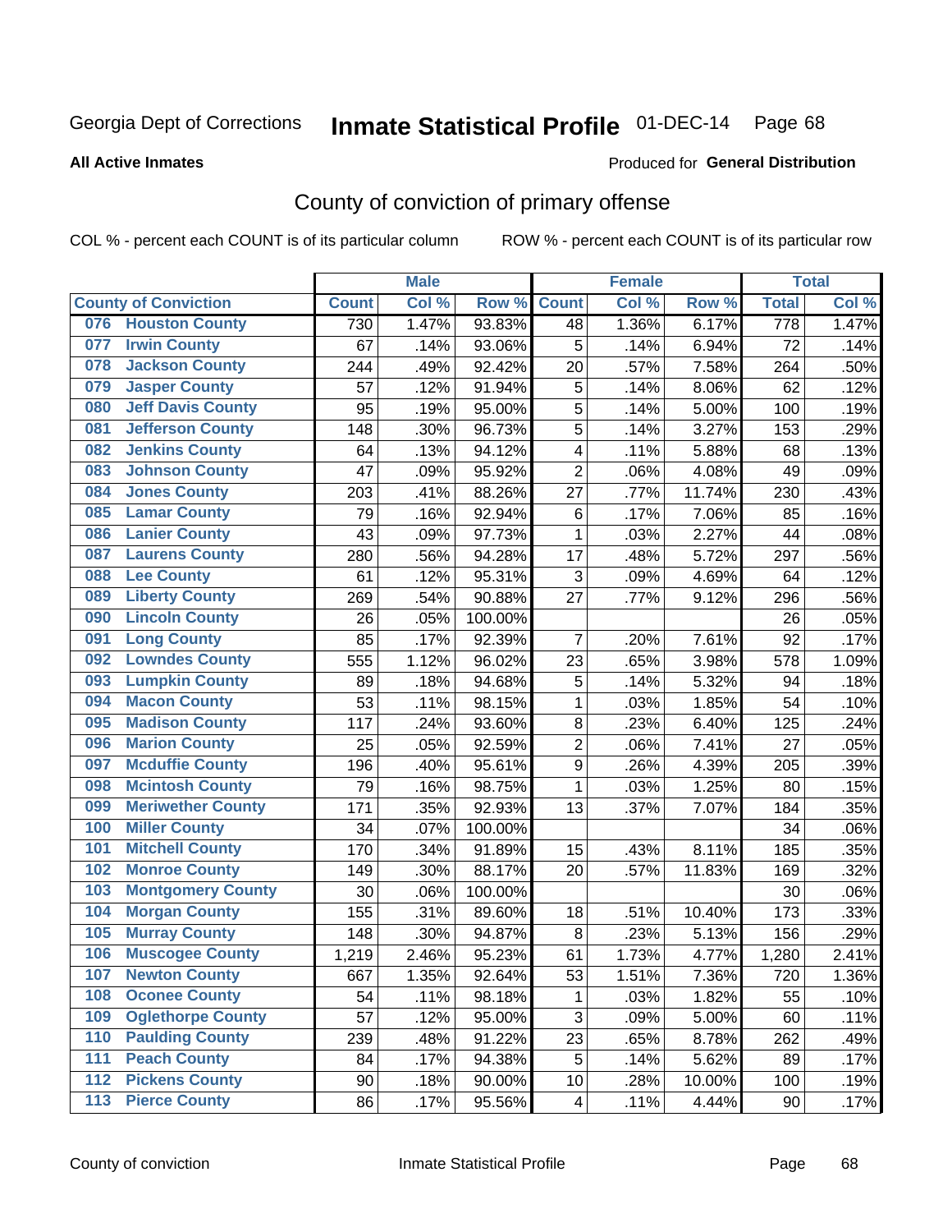Georgia Dept of Corrections **Inmate Statistical Profile** 01-DEC-14 Page 68

**All Active Inmates**

Produced for **General Distribution**

## County of conviction of primary offense

COL % - percent each COUNT is of its particular column ROW % - percent each COUNT is of its particular row

| | | Male | | | Female | | | Total | |
|---|---|---|---|---|---|---|---|---|---|
| **County of Conviction** | | **Count** | **Col %** | **Row %** | **Count** | **Col %** | **Row %** | **Total** | **Col %** |
| 076 | Houston County | 730 | 1.47% | 93.83% | 48 | 1.36% | 6.17% | 778 | 1.47% |
| 077 | Irwin County | 67 | .14% | 93.06% | 5 | .14% | 6.94% | 72 | .14% |
| 078 | Jackson County | 244 | .49% | 92.42% | 20 | .57% | 7.58% | 264 | .50% |
| 079 | Jasper County | 57 | .12% | 91.94% | 5 | .14% | 8.06% | 62 | .12% |
| 080 | Jeff Davis County | 95 | .19% | 95.00% | 5 | .14% | 5.00% | 100 | .19% |
| 081 | Jefferson County | 148 | .30% | 96.73% | 5 | .14% | 3.27% | 153 | .29% |
| 082 | Jenkins County | 64 | .13% | 94.12% | 4 | .11% | 5.88% | 68 | .13% |
| 083 | Johnson County | 47 | .09% | 95.92% | 2 | .06% | 4.08% | 49 | .09% |
| 084 | Jones County | 203 | .41% | 88.26% | 27 | .77% | 11.74% | 230 | .43% |
| 085 | Lamar County | 79 | .16% | 92.94% | 6 | .17% | 7.06% | 85 | .16% |
| 086 | Lanier County | 43 | .09% | 97.73% | 1 | .03% | 2.27% | 44 | .08% |
| 087 | Laurens County | 280 | .56% | 94.28% | 17 | .48% | 5.72% | 297 | .56% |
| 088 | Lee County | 61 | .12% | 95.31% | 3 | .09% | 4.69% | 64 | .12% |
| 089 | Liberty County | 269 | .54% | 90.88% | 27 | .77% | 9.12% | 296 | .56% |
| 090 | Lincoln County | 26 | .05% | 100.00% | | | | 26 | .05% |
| 091 | Long County | 85 | .17% | 92.39% | 7 | .20% | 7.61% | 92 | .17% |
| 092 | Lowndes County | 555 | 1.12% | 96.02% | 23 | .65% | 3.98% | 578 | 1.09% |
| 093 | Lumpkin County | 89 | .18% | 94.68% | 5 | .14% | 5.32% | 94 | .18% |
| 094 | Macon County | 53 | .11% | 98.15% | 1 | .03% | 1.85% | 54 | .10% |
| 095 | Madison County | 117 | .24% | 93.60% | 8 | .23% | 6.40% | 125 | .24% |
| 096 | Marion County | 25 | .05% | 92.59% | 2 | .06% | 7.41% | 27 | .05% |
| 097 | Mcduffie County | 196 | .40% | 95.61% | 9 | .26% | 4.39% | 205 | .39% |
| 098 | Mcintosh County | 79 | .16% | 98.75% | 1 | .03% | 1.25% | 80 | .15% |
| 099 | Meriwether County | 171 | .35% | 92.93% | 13 | .37% | 7.07% | 184 | .35% |
| 100 | Miller County | 34 | .07% | 100.00% | | | | 34 | .06% |
| 101 | Mitchell County | 170 | .34% | 91.89% | 15 | .43% | 8.11% | 185 | .35% |
| 102 | Monroe County | 149 | .30% | 88.17% | 20 | .57% | 11.83% | 169 | .32% |
| 103 | Montgomery County | 30 | .06% | 100.00% | | | | 30 | .06% |
| 104 | Morgan County | 155 | .31% | 89.60% | 18 | .51% | 10.40% | 173 | .33% |
| 105 | Murray County | 148 | .30% | 94.87% | 8 | .23% | 5.13% | 156 | .29% |
| 106 | Muscogee County | 1,219 | 2.46% | 95.23% | 61 | 1.73% | 4.77% | 1,280 | 2.41% |
| 107 | Newton County | 667 | 1.35% | 92.64% | 53 | 1.51% | 7.36% | 720 | 1.36% |
| 108 | Oconee County | 54 | .11% | 98.18% | 1 | .03% | 1.82% | 55 | .10% |
| 109 | Oglethorpe County | 57 | .12% | 95.00% | 3 | .09% | 5.00% | 60 | .11% |
| 110 | Paulding County | 239 | .48% | 91.22% | 23 | .65% | 8.78% | 262 | .49% |
| 111 | Peach County | 84 | .17% | 94.38% | 5 | .14% | 5.62% | 89 | .17% |
| 112 | Pickens County | 90 | .18% | 90.00% | 10 | .28% | 10.00% | 100 | .19% |
| 113 | Pierce County | 86 | .17% | 95.56% | 4 | .11% | 4.44% | 90 | .17% |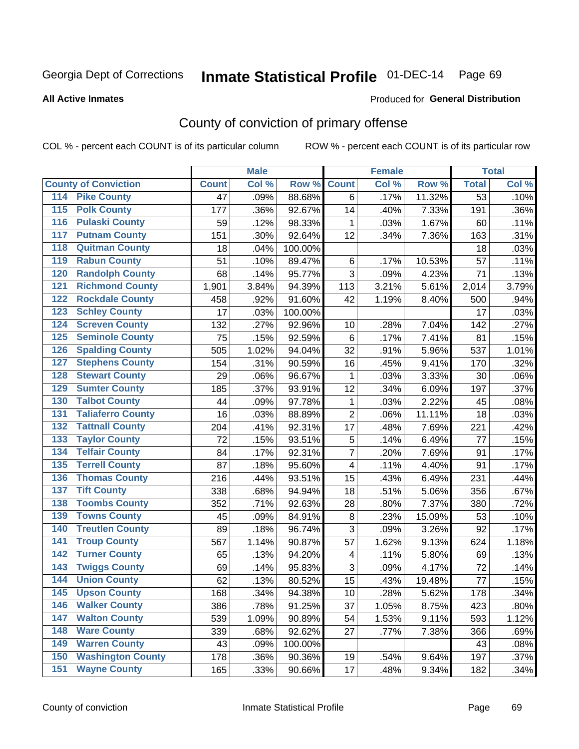Georgia Dept of Corrections **Inmate Statistical Profile** 01-DEC-14

**All Active Inmates**

Produced for **General Distribution**

## County of conviction of primary offense

COL % - percent each COUNT is of its particular column ROW % - percent each COUNT is of its particular row

| County of Conviction | Male | | | Female | | | Total | |
|---|---|---|---|---|---|---|---|---|
| | Count | Col % | Row % | Count | Col % | Row % | Total | Col % |
| 114 Pike County | 47 | .09% | 88.68% | 6 | .17% | 11.32% | 53 | .10% |
| 115 Polk County | 177 | .36% | 92.67% | 14 | .40% | 7.33% | 191 | .36% |
| 116 Pulaski County | 59 | .12% | 98.33% | 1 | .03% | 1.67% | 60 | .11% |
| 117 Putnam County | 151 | .30% | 92.64% | 12 | .34% | 7.36% | 163 | .31% |
| 118 Quitman County | 18 | .04% | 100.00% | | | | 18 | .03% |
| 119 Rabun County | 51 | .10% | 89.47% | 6 | .17% | 10.53% | 57 | .11% |
| 120 Randolph County | 68 | .14% | 95.77% | 3 | .09% | 4.23% | 71 | .13% |
| 121 Richmond County | 1,901 | 3.84% | 94.39% | 113 | 3.21% | 5.61% | 2,014 | 3.79% |
| 122 Rockdale County | 458 | .92% | 91.60% | 42 | 1.19% | 8.40% | 500 | .94% |
| 123 Schley County | 17 | .03% | 100.00% | | | | 17 | .03% |
| 124 Screven County | 132 | .27% | 92.96% | 10 | .28% | 7.04% | 142 | .27% |
| 125 Seminole County | 75 | .15% | 92.59% | 6 | .17% | 7.41% | 81 | .15% |
| 126 Spalding County | 505 | 1.02% | 94.04% | 32 | .91% | 5.96% | 537 | 1.01% |
| 127 Stephens County | 154 | .31% | 90.59% | 16 | .45% | 9.41% | 170 | .32% |
| 128 Stewart County | 29 | .06% | 96.67% | 1 | .03% | 3.33% | 30 | .06% |
| 129 Sumter County | 185 | .37% | 93.91% | 12 | .34% | 6.09% | 197 | .37% |
| 130 Talbot County | 44 | .09% | 97.78% | 1 | .03% | 2.22% | 45 | .08% |
| 131 Taliaferro County | 16 | .03% | 88.89% | 2 | .06% | 11.11% | 18 | .03% |
| 132 Tattnall County | 204 | .41% | 92.31% | 17 | .48% | 7.69% | 221 | .42% |
| 133 Taylor County | 72 | .15% | 93.51% | 5 | .14% | 6.49% | 77 | .15% |
| 134 Telfair County | 84 | .17% | 92.31% | 7 | .20% | 7.69% | 91 | .17% |
| 135 Terrell County | 87 | .18% | 95.60% | 4 | .11% | 4.40% | 91 | .17% |
| 136 Thomas County | 216 | .44% | 93.51% | 15 | .43% | 6.49% | 231 | .44% |
| 137 Tift County | 338 | .68% | 94.94% | 18 | .51% | 5.06% | 356 | .67% |
| 138 Toombs County | 352 | .71% | 92.63% | 28 | .80% | 7.37% | 380 | .72% |
| 139 Towns County | 45 | .09% | 84.91% | 8 | .23% | 15.09% | 53 | .10% |
| 140 Treutlen County | 89 | .18% | 96.74% | 3 | .09% | 3.26% | 92 | .17% |
| 141 Troup County | 567 | 1.14% | 90.87% | 57 | 1.62% | 9.13% | 624 | 1.18% |
| 142 Turner County | 65 | .13% | 94.20% | 4 | .11% | 5.80% | 69 | .13% |
| 143 Twiggs County | 69 | .14% | 95.83% | 3 | .09% | 4.17% | 72 | .14% |
| 144 Union County | 62 | .13% | 80.52% | 15 | .43% | 19.48% | 77 | .15% |
| 145 Upson County | 168 | .34% | 94.38% | 10 | .28% | 5.62% | 178 | .34% |
| 146 Walker County | 386 | .78% | 91.25% | 37 | 1.05% | 8.75% | 423 | .80% |
| 147 Walton County | 539 | 1.09% | 90.89% | 54 | 1.53% | 9.11% | 593 | 1.12% |
| 148 Ware County | 339 | .68% | 92.62% | 27 | .77% | 7.38% | 366 | .69% |
| 149 Warren County | 43 | .09% | 100.00% | | | | 43 | .08% |
| 150 Washington County | 178 | .36% | 90.36% | 19 | .54% | 9.64% | 197 | .37% |
| 151 Wayne County | 165 | .33% | 90.66% | 17 | .48% | 9.34% | 182 | .34% |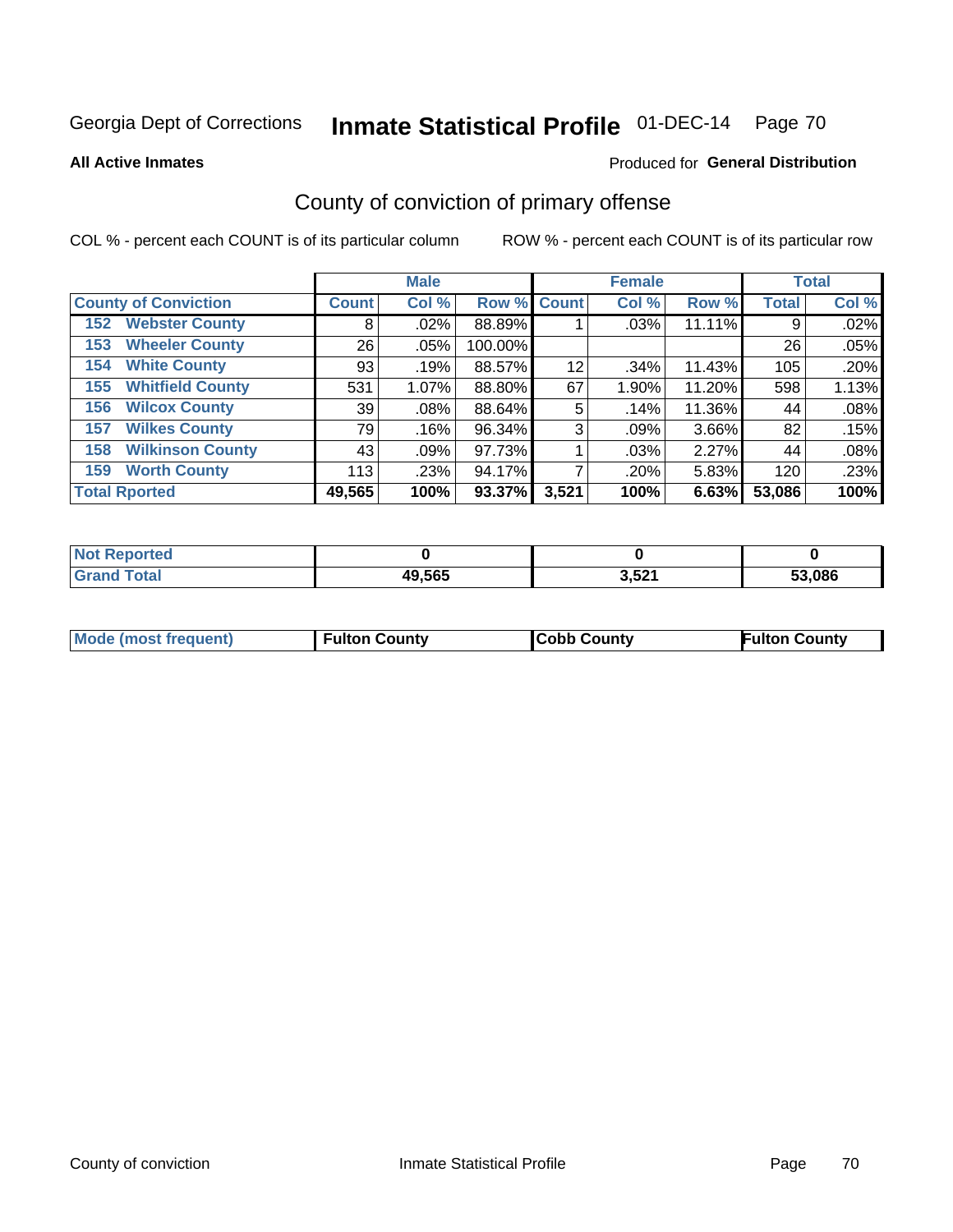Georgia Dept of Corrections **Inmate Statistical Profile** 01-DEC-14

**All Active Inmates**

Produced for **General Distribution**

## County of conviction of primary offense

COL % - percent each COUNT is of its particular column

ROW % - percent each COUNT is of its particular row

| County of Conviction | Male | | | Female | | | Total | |
|---|---|---|---|---|---|---|---|---|
| | Count | Col % | Row % | Count | Col % | Row % | Total | Col % |
| 152 Webster County | 8 | .02% | 88.89% | 1 | .03% | 11.11% | 9 | .02% |
| 153 Wheeler County | 26 | .05% | 100.00% | | | | 26 | .05% |
| 154 White County | 93 | .19% | 88.57% | 12 | .34% | 11.43% | 105 | .20% |
| 155 Whitfield County | 531 | 1.07% | 88.80% | 67 | 1.90% | 11.20% | 598 | 1.13% |
| 156 Wilcox County | 39 | .08% | 88.64% | 5 | .14% | 11.36% | 44 | .08% |
| 157 Wilkes County | 79 | .16% | 96.34% | 3 | .09% | 3.66% | 82 | .15% |
| 158 Wilkinson County | 43 | .09% | 97.73% | 1 | .03% | 2.27% | 44 | .08% |
| 159 Worth County | 113 | .23% | 94.17% | 7 | .20% | 5.83% | 120 | .23% |
| **Total Rported** | **49,565** | **100%** | **93.37%** | **3,521** | **100%** | **6.63%** | **53,086** | **100%** |

| | Male | Female | Total |
|---|---|---|---|
| Not Reported | 0 | 0 | 0 |
| Grand Total | 49,565 | 3,521 | 53,086 |

| | Male | Female | Total |
|---|---|---|---|
| Mode (most frequent) | Fulton County | Cobb County | Fulton County |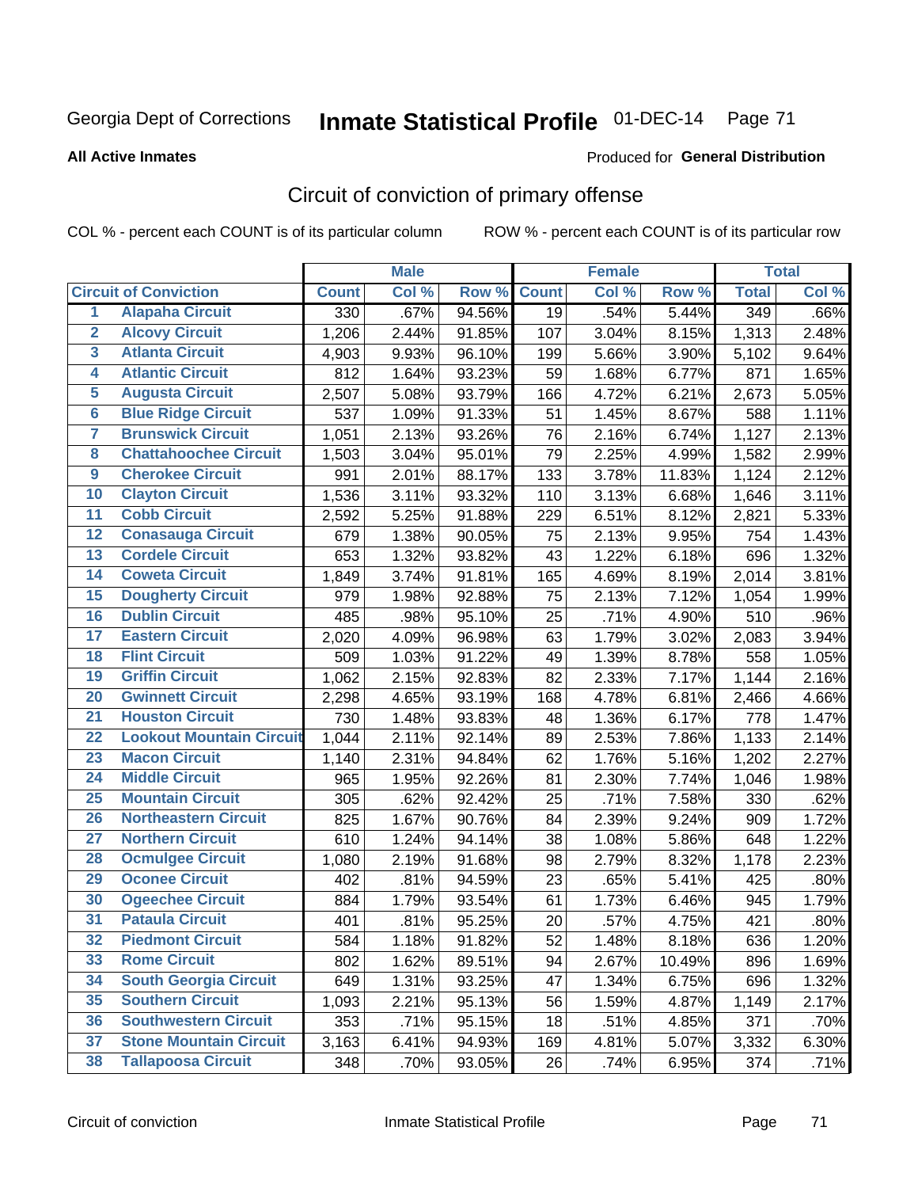Georgia Dept of Corrections **Inmate Statistical Profile** 01-DEC-14

**All Active Inmates**

Produced for **General Distribution**

## Circuit of conviction of primary offense

COL % - percent each COUNT is of its particular column

ROW % - percent each COUNT is of its particular row

| | | Male | | | Female | | | Total | |
|---|---|---|---|---|---|---|---|---|---|
| **Circuit of Conviction** | | **Count** | **Col %** | **Row %** | **Count** | **Col %** | **Row %** | **Total** | **Col %** |
| 1 | Alapaha Circuit | 330 | .67% | 94.56% | 19 | .54% | 5.44% | 349 | .66% |
| 2 | Alcovy Circuit | 1,206 | 2.44% | 91.85% | 107 | 3.04% | 8.15% | 1,313 | 2.48% |
| 3 | Atlanta Circuit | 4,903 | 9.93% | 96.10% | 199 | 5.66% | 3.90% | 5,102 | 9.64% |
| 4 | Atlantic Circuit | 812 | 1.64% | 93.23% | 59 | 1.68% | 6.77% | 871 | 1.65% |
| 5 | Augusta Circuit | 2,507 | 5.08% | 93.79% | 166 | 4.72% | 6.21% | 2,673 | 5.05% |
| 6 | Blue Ridge Circuit | 537 | 1.09% | 91.33% | 51 | 1.45% | 8.67% | 588 | 1.11% |
| 7 | Brunswick Circuit | 1,051 | 2.13% | 93.26% | 76 | 2.16% | 6.74% | 1,127 | 2.13% |
| 8 | Chattahoochee Circuit | 1,503 | 3.04% | 95.01% | 79 | 2.25% | 4.99% | 1,582 | 2.99% |
| 9 | Cherokee Circuit | 991 | 2.01% | 88.17% | 133 | 3.78% | 11.83% | 1,124 | 2.12% |
| 10 | Clayton Circuit | 1,536 | 3.11% | 93.32% | 110 | 3.13% | 6.68% | 1,646 | 3.11% |
| 11 | Cobb Circuit | 2,592 | 5.25% | 91.88% | 229 | 6.51% | 8.12% | 2,821 | 5.33% |
| 12 | Conasauga Circuit | 679 | 1.38% | 90.05% | 75 | 2.13% | 9.95% | 754 | 1.43% |
| 13 | Cordele Circuit | 653 | 1.32% | 93.82% | 43 | 1.22% | 6.18% | 696 | 1.32% |
| 14 | Coweta Circuit | 1,849 | 3.74% | 91.81% | 165 | 4.69% | 8.19% | 2,014 | 3.81% |
| 15 | Dougherty Circuit | 979 | 1.98% | 92.88% | 75 | 2.13% | 7.12% | 1,054 | 1.99% |
| 16 | Dublin Circuit | 485 | .98% | 95.10% | 25 | .71% | 4.90% | 510 | .96% |
| 17 | Eastern Circuit | 2,020 | 4.09% | 96.98% | 63 | 1.79% | 3.02% | 2,083 | 3.94% |
| 18 | Flint Circuit | 509 | 1.03% | 91.22% | 49 | 1.39% | 8.78% | 558 | 1.05% |
| 19 | Griffin Circuit | 1,062 | 2.15% | 92.83% | 82 | 2.33% | 7.17% | 1,144 | 2.16% |
| 20 | Gwinnett Circuit | 2,298 | 4.65% | 93.19% | 168 | 4.78% | 6.81% | 2,466 | 4.66% |
| 21 | Houston Circuit | 730 | 1.48% | 93.83% | 48 | 1.36% | 6.17% | 778 | 1.47% |
| 22 | Lookout Mountain Circuit | 1,044 | 2.11% | 92.14% | 89 | 2.53% | 7.86% | 1,133 | 2.14% |
| 23 | Macon Circuit | 1,140 | 2.31% | 94.84% | 62 | 1.76% | 5.16% | 1,202 | 2.27% |
| 24 | Middle Circuit | 965 | 1.95% | 92.26% | 81 | 2.30% | 7.74% | 1,046 | 1.98% |
| 25 | Mountain Circuit | 305 | .62% | 92.42% | 25 | .71% | 7.58% | 330 | .62% |
| 26 | Northeastern Circuit | 825 | 1.67% | 90.76% | 84 | 2.39% | 9.24% | 909 | 1.72% |
| 27 | Northern Circuit | 610 | 1.24% | 94.14% | 38 | 1.08% | 5.86% | 648 | 1.22% |
| 28 | Ocmulgee Circuit | 1,080 | 2.19% | 91.68% | 98 | 2.79% | 8.32% | 1,178 | 2.23% |
| 29 | Oconee Circuit | 402 | .81% | 94.59% | 23 | .65% | 5.41% | 425 | .80% |
| 30 | Ogeechee Circuit | 884 | 1.79% | 93.54% | 61 | 1.73% | 6.46% | 945 | 1.79% |
| 31 | Pataula Circuit | 401 | .81% | 95.25% | 20 | .57% | 4.75% | 421 | .80% |
| 32 | Piedmont Circuit | 584 | 1.18% | 91.82% | 52 | 1.48% | 8.18% | 636 | 1.20% |
| 33 | Rome Circuit | 802 | 1.62% | 89.51% | 94 | 2.67% | 10.49% | 896 | 1.69% |
| 34 | South Georgia Circuit | 649 | 1.31% | 93.25% | 47 | 1.34% | 6.75% | 696 | 1.32% |
| 35 | Southern Circuit | 1,093 | 2.21% | 95.13% | 56 | 1.59% | 4.87% | 1,149 | 2.17% |
| 36 | Southwestern Circuit | 353 | .71% | 95.15% | 18 | .51% | 4.85% | 371 | .70% |
| 37 | Stone Mountain Circuit | 3,163 | 6.41% | 94.93% | 169 | 4.81% | 5.07% | 3,332 | 6.30% |
| 38 | Tallapoosa Circuit | 348 | .70% | 93.05% | 26 | .74% | 6.95% | 374 | .71% |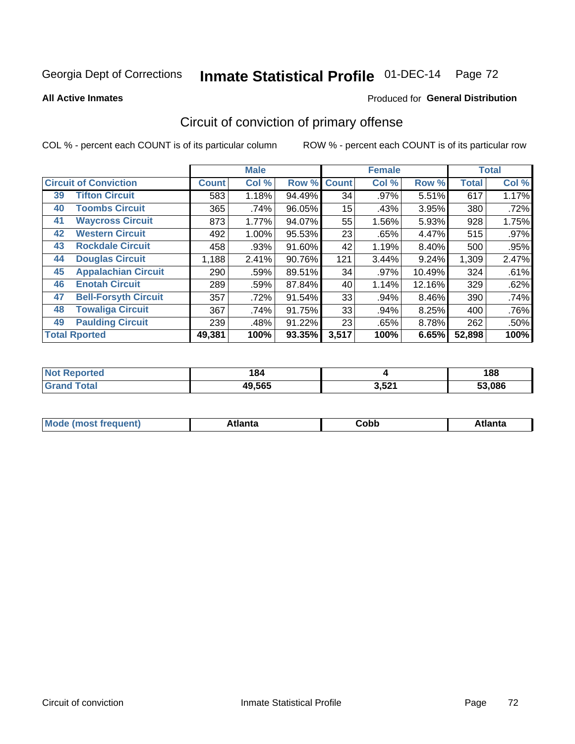Georgia Dept of Corrections **Inmate Statistical Profile** 01-DEC-14

**All Active Inmates**

Produced for **General Distribution**

## Circuit of conviction of primary offense

COL % - percent each COUNT is of its particular column

ROW % - percent each COUNT is of its particular row

| Circuit of Conviction | | Male | | | Female | | | Total | |
|---|---|---|---|---|---|---|---|---|---|
| | | Count | Col % | Row % | Count | Col % | Row % | Total | Col % |
| 39 | Tifton Circuit | 583 | 1.18% | 94.49% | 34 | .97% | 5.51% | 617 | 1.17% |
| 40 | Toombs Circuit | 365 | .74% | 96.05% | 15 | .43% | 3.95% | 380 | .72% |
| 41 | Waycross Circuit | 873 | 1.77% | 94.07% | 55 | 1.56% | 5.93% | 928 | 1.75% |
| 42 | Western Circuit | 492 | 1.00% | 95.53% | 23 | .65% | 4.47% | 515 | .97% |
| 43 | Rockdale Circuit | 458 | .93% | 91.60% | 42 | 1.19% | 8.40% | 500 | .95% |
| 44 | Douglas Circuit | 1,188 | 2.41% | 90.76% | 121 | 3.44% | 9.24% | 1,309 | 2.47% |
| 45 | Appalachian Circuit | 290 | .59% | 89.51% | 34 | .97% | 10.49% | 324 | .61% |
| 46 | Enotah Circuit | 289 | .59% | 87.84% | 40 | 1.14% | 12.16% | 329 | .62% |
| 47 | Bell-Forsyth Circuit | 357 | .72% | 91.54% | 33 | .94% | 8.46% | 390 | .74% |
| 48 | Towaliga Circuit | 367 | .74% | 91.75% | 33 | .94% | 8.25% | 400 | .76% |
| 49 | Paulding Circuit | 239 | .48% | 91.22% | 23 | .65% | 8.78% | 262 | .50% |
| **Total Rported** | | **49,381** | **100%** | **93.35%** | **3,517** | **100%** | **6.65%** | **52,898** | **100%** |

| | Male | Female | Total |
|---|---|---|---|
| Not Reported | 184 | 4 | 188 |
| Grand Total | 49,565 | 3,521 | 53,086 |

| | Male | Female | Total |
|---|---|---|---|
| Mode (most frequent) | Atlanta | Cobb | Atlanta |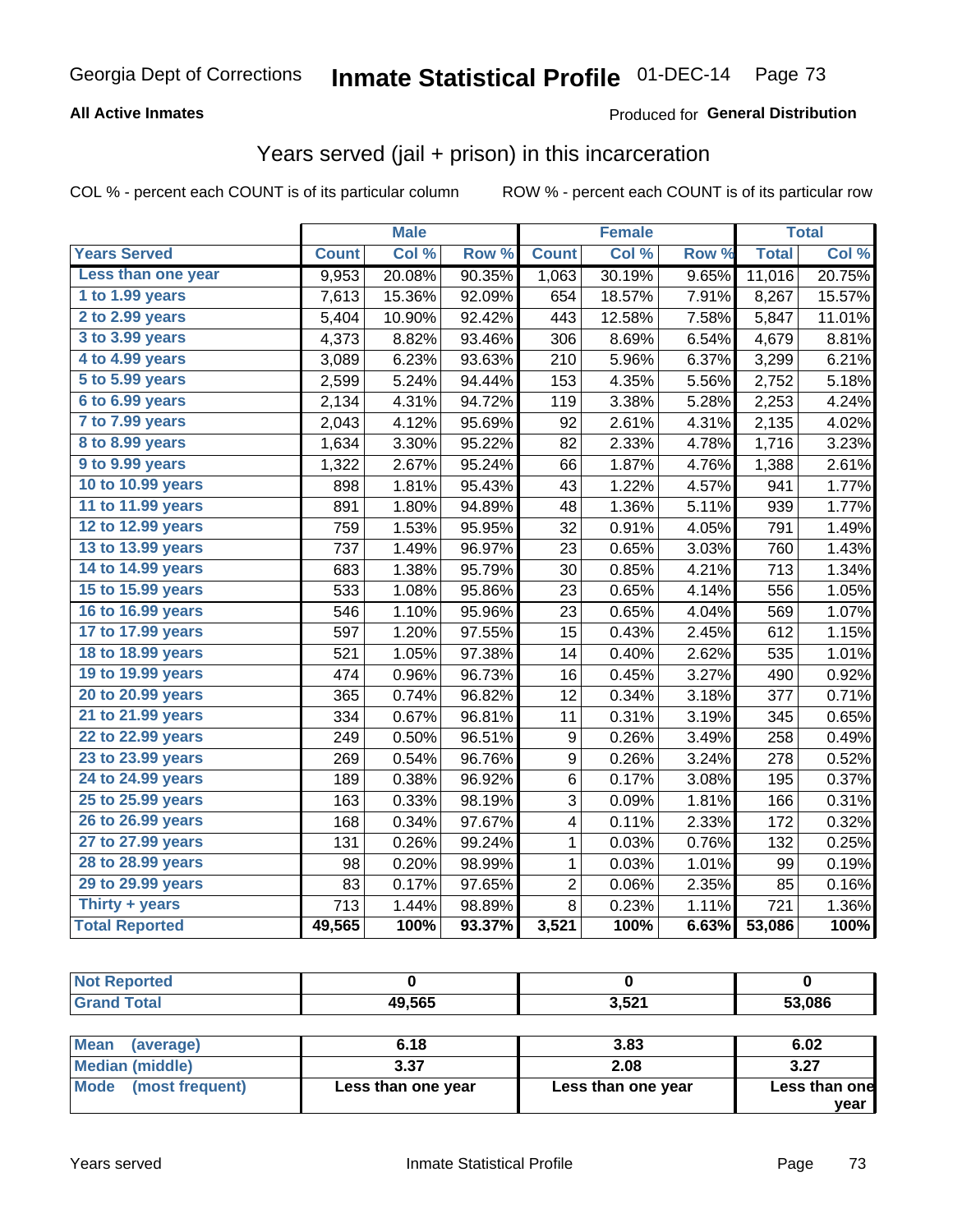# Georgia Dept of Corrections — Inmate Statistical Profile 01-DEC-14

**All Active Inmates**

Produced for **General Distribution**

## Years served (jail + prison) in this incarceration

COL % - percent each COUNT is of its particular column

ROW % - percent each COUNT is of its particular row

| Years Served | Male | | | Female | | | Total | |
|---|---|---|---|---|---|---|---|---|
| | Count | Col % | Row % | Count | Col % | Row % | Total | Col % |
| Less than one year | 9,953 | 20.08% | 90.35% | 1,063 | 30.19% | 9.65% | 11,016 | 20.75% |
| 1 to 1.99 years | 7,613 | 15.36% | 92.09% | 654 | 18.57% | 7.91% | 8,267 | 15.57% |
| 2 to 2.99 years | 5,404 | 10.90% | 92.42% | 443 | 12.58% | 7.58% | 5,847 | 11.01% |
| 3 to 3.99 years | 4,373 | 8.82% | 93.46% | 306 | 8.69% | 6.54% | 4,679 | 8.81% |
| 4 to 4.99 years | 3,089 | 6.23% | 93.63% | 210 | 5.96% | 6.37% | 3,299 | 6.21% |
| 5 to 5.99 years | 2,599 | 5.24% | 94.44% | 153 | 4.35% | 5.56% | 2,752 | 5.18% |
| 6 to 6.99 years | 2,134 | 4.31% | 94.72% | 119 | 3.38% | 5.28% | 2,253 | 4.24% |
| 7 to 7.99 years | 2,043 | 4.12% | 95.69% | 92 | 2.61% | 4.31% | 2,135 | 4.02% |
| 8 to 8.99 years | 1,634 | 3.30% | 95.22% | 82 | 2.33% | 4.78% | 1,716 | 3.23% |
| 9 to 9.99 years | 1,322 | 2.67% | 95.24% | 66 | 1.87% | 4.76% | 1,388 | 2.61% |
| 10 to 10.99 years | 898 | 1.81% | 95.43% | 43 | 1.22% | 4.57% | 941 | 1.77% |
| 11 to 11.99 years | 891 | 1.80% | 94.89% | 48 | 1.36% | 5.11% | 939 | 1.77% |
| 12 to 12.99 years | 759 | 1.53% | 95.95% | 32 | 0.91% | 4.05% | 791 | 1.49% |
| 13 to 13.99 years | 737 | 1.49% | 96.97% | 23 | 0.65% | 3.03% | 760 | 1.43% |
| 14 to 14.99 years | 683 | 1.38% | 95.79% | 30 | 0.85% | 4.21% | 713 | 1.34% |
| 15 to 15.99 years | 533 | 1.08% | 95.86% | 23 | 0.65% | 4.14% | 556 | 1.05% |
| 16 to 16.99 years | 546 | 1.10% | 95.96% | 23 | 0.65% | 4.04% | 569 | 1.07% |
| 17 to 17.99 years | 597 | 1.20% | 97.55% | 15 | 0.43% | 2.45% | 612 | 1.15% |
| 18 to 18.99 years | 521 | 1.05% | 97.38% | 14 | 0.40% | 2.62% | 535 | 1.01% |
| 19 to 19.99 years | 474 | 0.96% | 96.73% | 16 | 0.45% | 3.27% | 490 | 0.92% |
| 20 to 20.99 years | 365 | 0.74% | 96.82% | 12 | 0.34% | 3.18% | 377 | 0.71% |
| 21 to 21.99 years | 334 | 0.67% | 96.81% | 11 | 0.31% | 3.19% | 345 | 0.65% |
| 22 to 22.99 years | 249 | 0.50% | 96.51% | 9 | 0.26% | 3.49% | 258 | 0.49% |
| 23 to 23.99 years | 269 | 0.54% | 96.76% | 9 | 0.26% | 3.24% | 278 | 0.52% |
| 24 to 24.99 years | 189 | 0.38% | 96.92% | 6 | 0.17% | 3.08% | 195 | 0.37% |
| 25 to 25.99 years | 163 | 0.33% | 98.19% | 3 | 0.09% | 1.81% | 166 | 0.31% |
| 26 to 26.99 years | 168 | 0.34% | 97.67% | 4 | 0.11% | 2.33% | 172 | 0.32% |
| 27 to 27.99 years | 131 | 0.26% | 99.24% | 1 | 0.03% | 0.76% | 132 | 0.25% |
| 28 to 28.99 years | 98 | 0.20% | 98.99% | 1 | 0.03% | 1.01% | 99 | 0.19% |
| 29 to 29.99 years | 83 | 0.17% | 97.65% | 2 | 0.06% | 2.35% | 85 | 0.16% |
| Thirty + years | 713 | 1.44% | 98.89% | 8 | 0.23% | 1.11% | 721 | 1.36% |
| **Total Reported** | **49,565** | **100%** | **93.37%** | **3,521** | **100%** | **6.63%** | **53,086** | **100%** |

| | Male | Female | Total |
|---|---|---|---|
| Not Reported | 0 | 0 | 0 |
| Grand Total | 49,565 | 3,521 | 53,086 |

| | Male | Female | Total |
|---|---|---|---|
| Mean (average) | 6.18 | 3.83 | 6.02 |
| Median (middle) | 3.37 | 2.08 | 3.27 |
| Mode (most frequent) | Less than one year | Less than one year | Less than one year |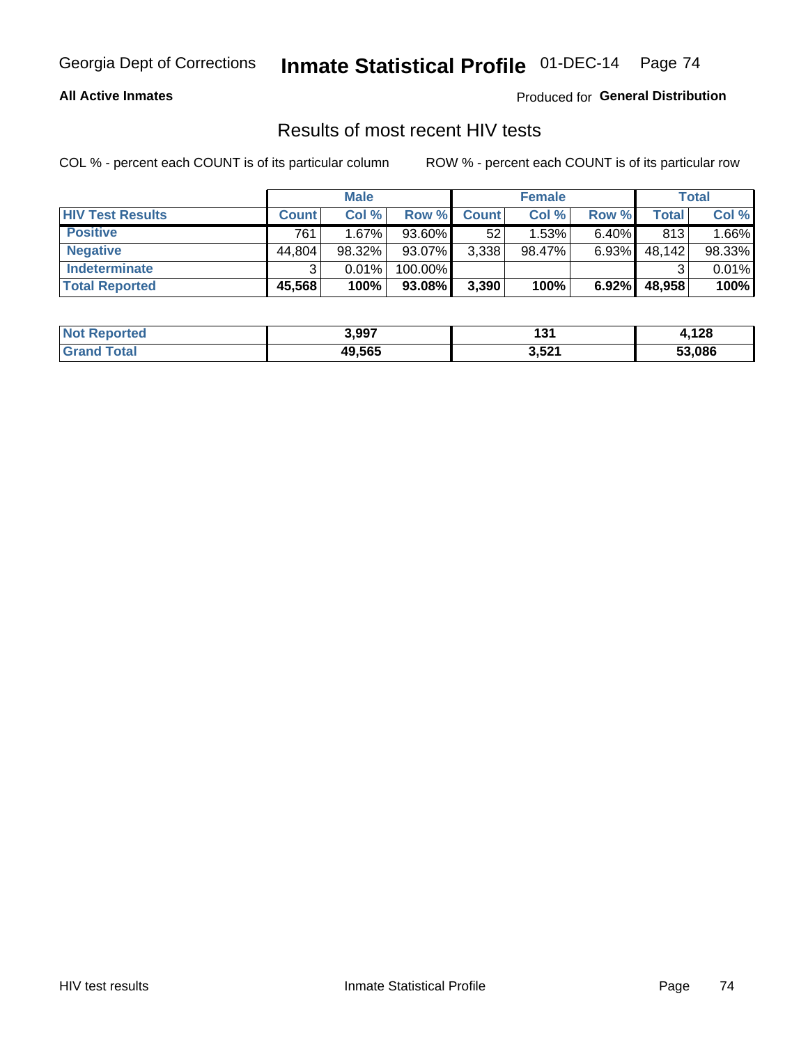## Results of most recent HIV tests

COL % - percent each COUNT is of its particular column        ROW % - percent each COUNT is of its particular row

| | Male | | | Female | | | Total | |
|---|---|---|---|---|---|---|---|---|
| **HIV Test Results** | **Count** | **Col %** | **Row %** | **Count** | **Col %** | **Row %** | **Total** | **Col %** |
| **Positive** | 761 | 1.67% | 93.60% | 52 | 1.53% | 6.40% | 813 | 1.66% |
| **Negative** | 44,804 | 98.32% | 93.07% | 3,338 | 98.47% | 6.93% | 48,142 | 98.33% |
| **Indeterminate** | 3 | 0.01% | 100.00% | | | | 3 | 0.01% |
| **Total Reported** | **45,568** | **100%** | **93.08%** | **3,390** | **100%** | **6.92%** | **48,958** | **100%** |

| | Male | Female | Total |
|---|---|---|---|
| **Not Reported** | **3,997** | **131** | **4,128** |
| **Grand Total** | **49,565** | **3,521** | **53,086** |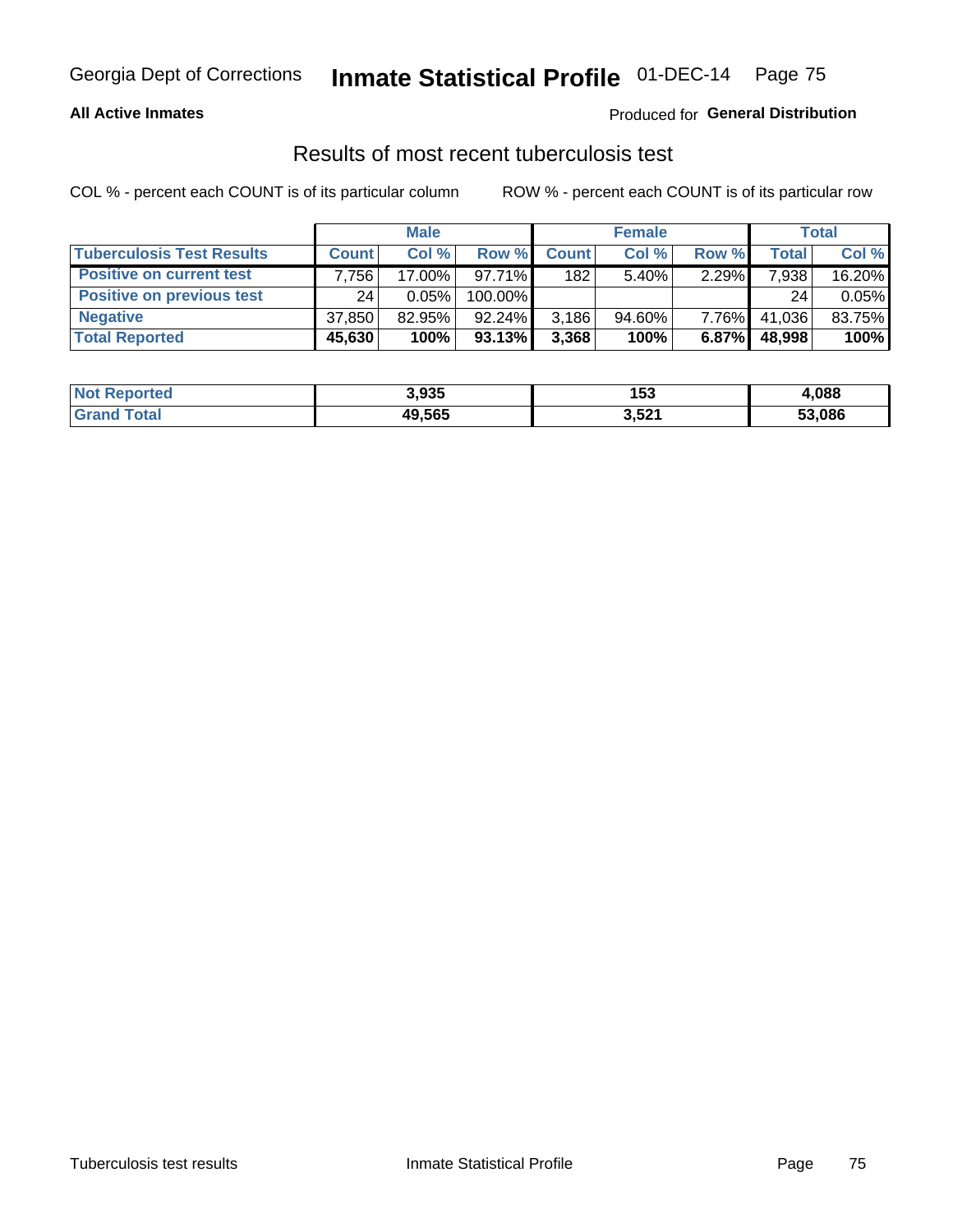Georgia Dept of Corrections **Inmate Statistical Profile** 01-DEC-14

**All Active Inmates** Produced for **General Distribution**

## Results of most recent tuberculosis test

COL % - percent each COUNT is of its particular column ROW % - percent each COUNT is of its particular row

| | Male | | | Female | | | Total | |
|---|---|---|---|---|---|---|---|---|
| **Tuberculosis Test Results** | **Count** | **Col %** | **Row %** | **Count** | **Col %** | **Row %** | **Total** | **Col %** |
| **Positive on current test** | 7,756 | 17.00% | 97.71% | 182 | 5.40% | 2.29% | 7,938 | 16.20% |
| **Positive on previous test** | 24 | 0.05% | 100.00% | | | | 24 | 0.05% |
| **Negative** | 37,850 | 82.95% | 92.24% | 3,186 | 94.60% | 7.76% | 41,036 | 83.75% |
| **Total Reported** | **45,630** | **100%** | **93.13%** | **3,368** | **100%** | **6.87%** | **48,998** | **100%** |

| | Male | Female | Total |
|---|---|---|---|
| **Not Reported** | **3,935** | **153** | **4,088** |
| **Grand Total** | **49,565** | **3,521** | **53,086** |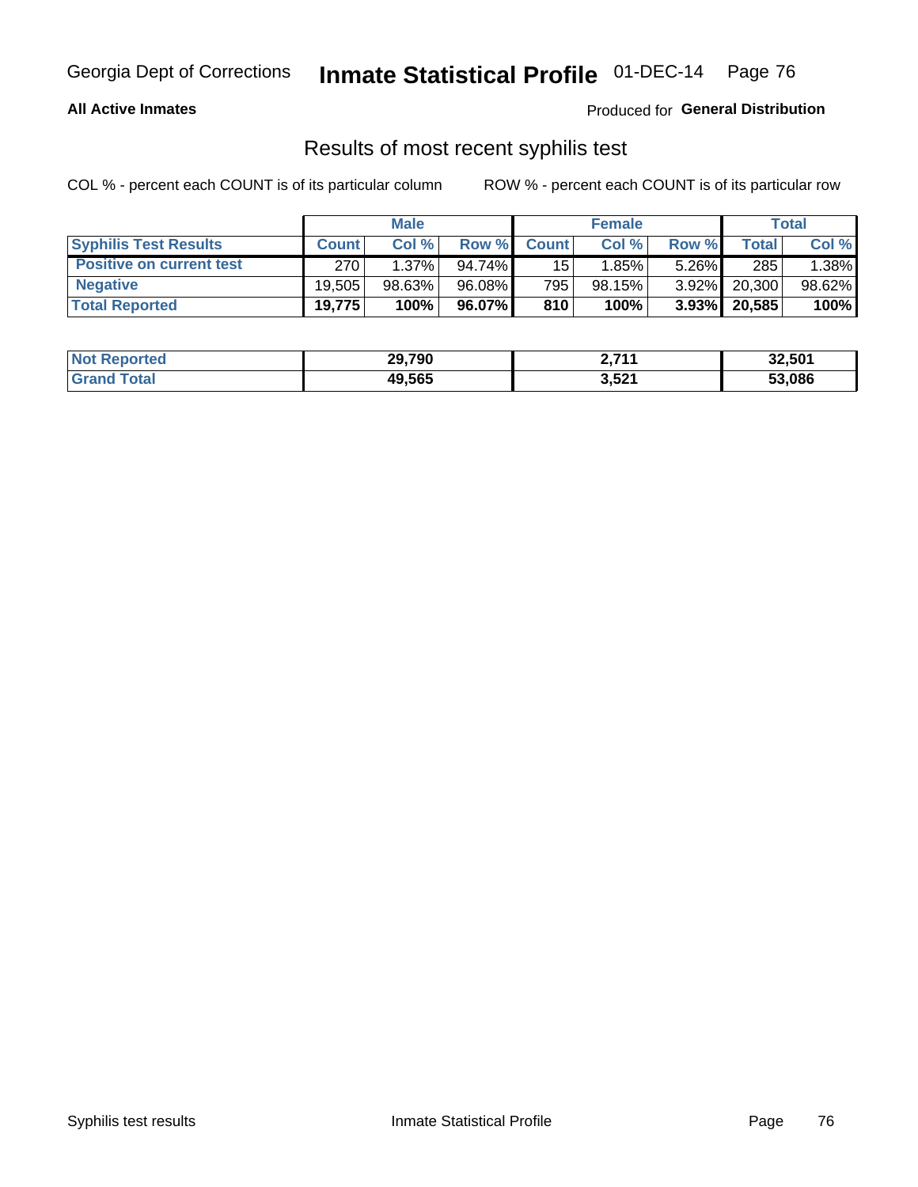# Results of most recent syphilis test

**All Active Inmates** Produced for **General Distribution**

COL % - percent each COUNT is of its particular column ROW % - percent each COUNT is of its particular row

| | Male | | | Female | | | Total | |
|---|---|---|---|---|---|---|---|---|
| **Syphilis Test Results** | **Count** | **Col %** | **Row %** | **Count** | **Col %** | **Row %** | **Total** | **Col %** |
| **Positive on current test** | 270 | 1.37% | 94.74% | 15 | 1.85% | 5.26% | 285 | 1.38% |
| **Negative** | 19,505 | 98.63% | 96.08% | 795 | 98.15% | 3.92% | 20,300 | 98.62% |
| **Total Reported** | **19,775** | **100%** | **96.07%** | **810** | **100%** | **3.93%** | **20,585** | **100%** |

| | Male | Female | Total |
|---|---|---|---|
| **Not Reported** | **29,790** | **2,711** | **32,501** |
| **Grand Total** | **49,565** | **3,521** | **53,086** |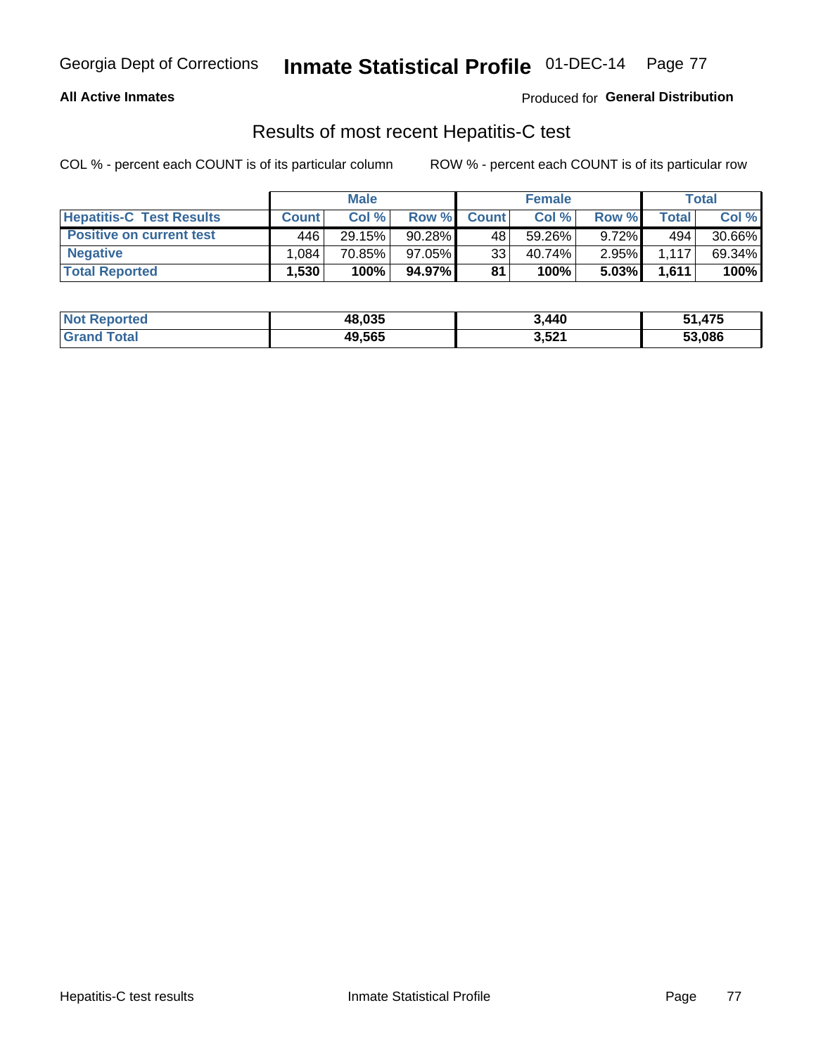Georgia Dept of Corrections **Inmate Statistical Profile** 01-DEC-14

**All Active Inmates**

Produced for **General Distribution**

## Results of most recent Hepatitis-C test

COL % - percent each COUNT is of its particular column

ROW % - percent each COUNT is of its particular row

| | Male | | | Female | | | Total | |
|---|---|---|---|---|---|---|---|---|
| **Hepatitis-C Test Results** | **Count** | **Col %** | **Row %** | **Count** | **Col %** | **Row %** | **Total** | **Col %** |
| **Positive on current test** | 446 | 29.15% | 90.28% | 48 | 59.26% | 9.72% | 494 | 30.66% |
| **Negative** | 1,084 | 70.85% | 97.05% | 33 | 40.74% | 2.95% | 1,117 | 69.34% |
| **Total Reported** | **1,530** | **100%** | **94.97%** | **81** | **100%** | **5.03%** | **1,611** | **100%** |

| | Male | Female | Total |
|---|---|---|---|
| **Not Reported** | **48,035** | **3,440** | **51,475** |
| **Grand Total** | **49,565** | **3,521** | **53,086** |